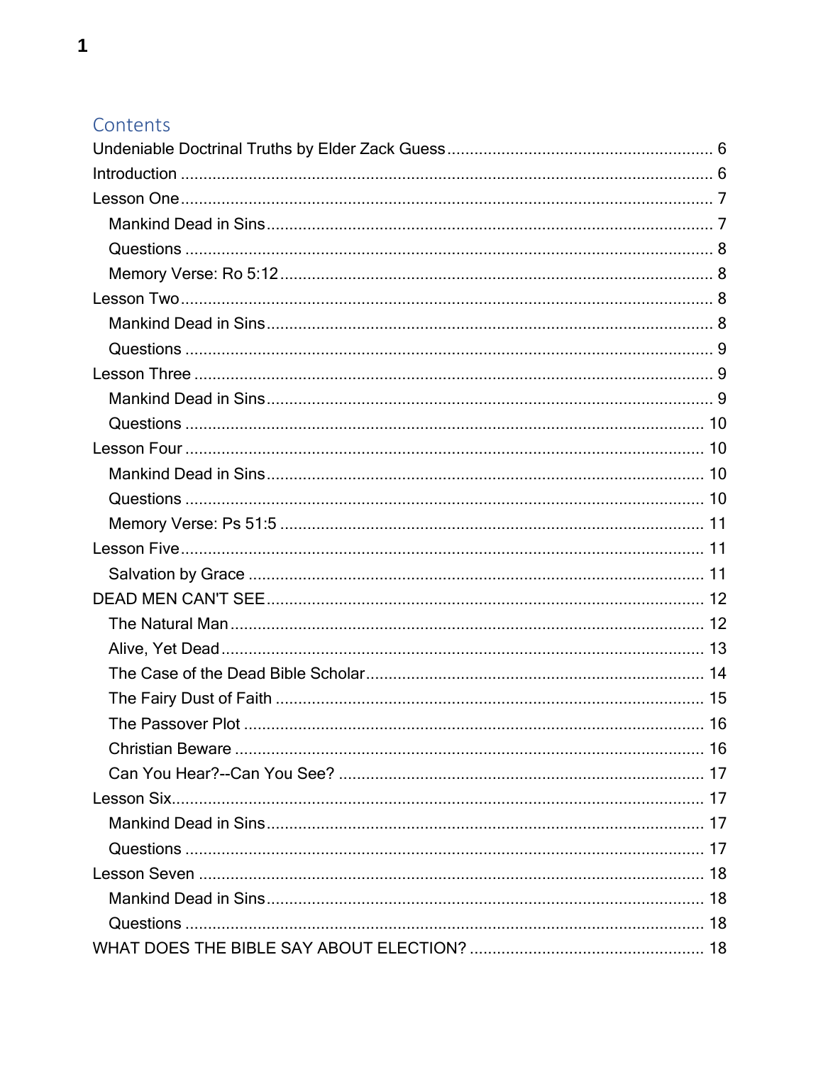# Contents

Undeniable Doctrinal Truths by Elder Zack Guess ........................................................ 6

Introduction ........................................................................................................ 6

Lesson One .......................................................................................................... 7

- Mankind Dead in Sins ........................................................................................ 7
- Questions .......................................................................................................... 8
- Memory Verse: Ro 5:12 ..................................................................................... 8

Lesson Two .......................................................................................................... 8

- Mankind Dead in Sins ........................................................................................ 8
- Questions .......................................................................................................... 9

Lesson Three ........................................................................................................ 9

- Mankind Dead in Sins ........................................................................................ 9
- Questions .......................................................................................................... 10

Lesson Four .......................................................................................................... 10

- Mankind Dead in Sins ........................................................................................ 10
- Questions .......................................................................................................... 10
- Memory Verse: Ps 51:5 ...................................................................................... 11

Lesson Five ........................................................................................................... 11

- Salvation by Grace ............................................................................................. 11

DEAD MEN CAN'T SEE ......................................................................................... 12

- The Natural Man ................................................................................................ 12
- Alive, Yet Dead ................................................................................................... 13
- The Case of the Dead Bible Scholar .................................................................. 14
- The Fairy Dust of Faith ...................................................................................... 15
- The Passover Plot .............................................................................................. 16
- Christian Beware ................................................................................................ 16
- Can You Hear?--Can You See? .......................................................................... 17

Lesson Six ............................................................................................................. 17

- Mankind Dead in Sins ........................................................................................ 17
- Questions .......................................................................................................... 17

Lesson Seven ........................................................................................................ 18

- Mankind Dead in Sins ........................................................................................ 18
- Questions .......................................................................................................... 18

WHAT DOES THE BIBLE SAY ABOUT ELECTION? ................................................. 18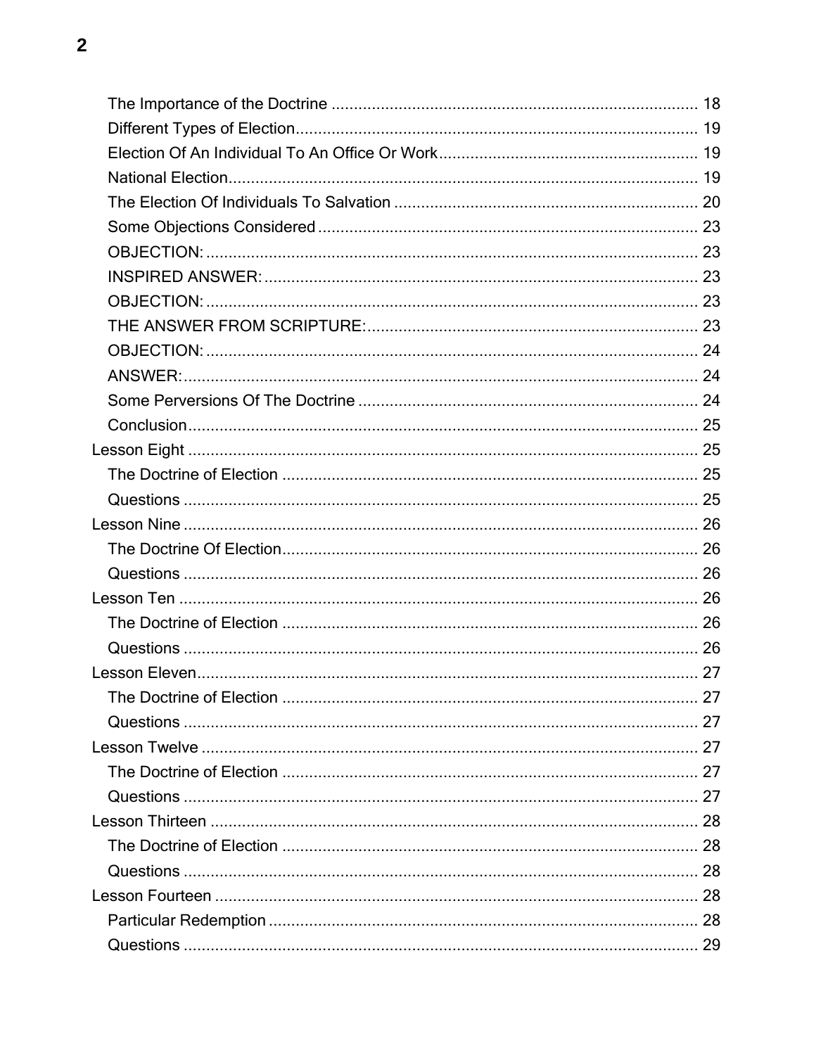The Importance of the Doctrine ........................................................................................ 18
Different Types of Election.................................................................................................. 19
Election Of An Individual To An Office Or Work.......................................................... 19
National Election.................................................................................................................. 19
The Election Of Individuals To Salvation ..................................................................... 20
Some Objections Considered ........................................................................................... 23
OBJECTION: ........................................................................................................................ 23
INSPIRED ANSWER: ......................................................................................................... 23
OBJECTION: ........................................................................................................................ 23
THE ANSWER FROM SCRIPTURE:................................................................................ 23
OBJECTION: ........................................................................................................................ 24
ANSWER: ............................................................................................................................. 24
Some Perversions Of The Doctrine ................................................................................ 24
Conclusion ............................................................................................................................ 25
Lesson Eight ............................................................................................................................. 25
The Doctrine of Election .................................................................................................... 25
Questions .............................................................................................................................. 25
Lesson Nine .............................................................................................................................. 26
The Doctrine Of Election.................................................................................................... 26
Questions .............................................................................................................................. 26
Lesson Ten ............................................................................................................................... 26
The Doctrine of Election .................................................................................................... 26
Questions .............................................................................................................................. 26
Lesson Eleven........................................................................................................................... 27
The Doctrine of Election .................................................................................................... 27
Questions .............................................................................................................................. 27
Lesson Twelve .......................................................................................................................... 27
The Doctrine of Election .................................................................................................... 27
Questions .............................................................................................................................. 27
Lesson Thirteen ........................................................................................................................ 28
The Doctrine of Election .................................................................................................... 28
Questions .............................................................................................................................. 28
Lesson Fourteen ....................................................................................................................... 28
Particular Redemption ........................................................................................................ 28
Questions .............................................................................................................................. 29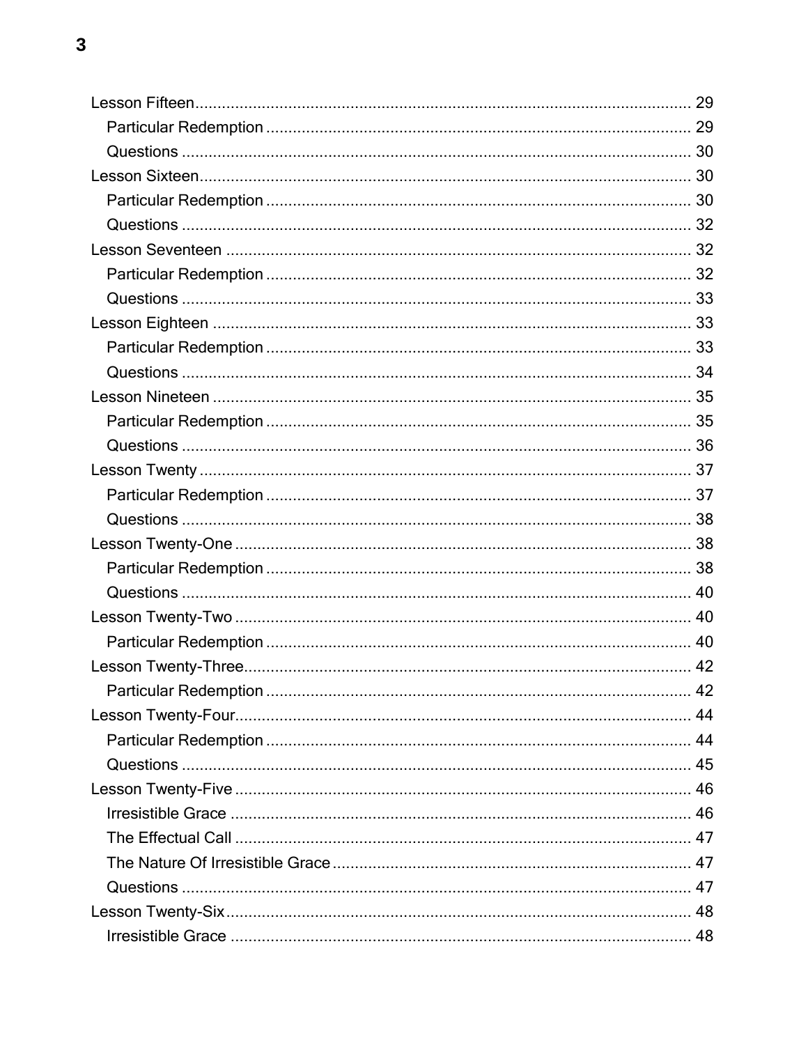- Lesson Fifteen ........ 29
  - Particular Redemption ........ 29
  - Questions ........ 30
- Lesson Sixteen ........ 30
  - Particular Redemption ........ 30
  - Questions ........ 32
- Lesson Seventeen ........ 32
  - Particular Redemption ........ 32
  - Questions ........ 33
- Lesson Eighteen ........ 33
  - Particular Redemption ........ 33
  - Questions ........ 34
- Lesson Nineteen ........ 35
  - Particular Redemption ........ 35
  - Questions ........ 36
- Lesson Twenty ........ 37
  - Particular Redemption ........ 37
  - Questions ........ 38
- Lesson Twenty-One ........ 38
  - Particular Redemption ........ 38
  - Questions ........ 40
- Lesson Twenty-Two ........ 40
  - Particular Redemption ........ 40
- Lesson Twenty-Three ........ 42
  - Particular Redemption ........ 42
- Lesson Twenty-Four ........ 44
  - Particular Redemption ........ 44
  - Questions ........ 45
- Lesson Twenty-Five ........ 46
  - Irresistible Grace ........ 46
  - The Effectual Call ........ 47
  - The Nature Of Irresistible Grace ........ 47
  - Questions ........ 47
- Lesson Twenty-Six ........ 48
  - Irresistible Grace ........ 48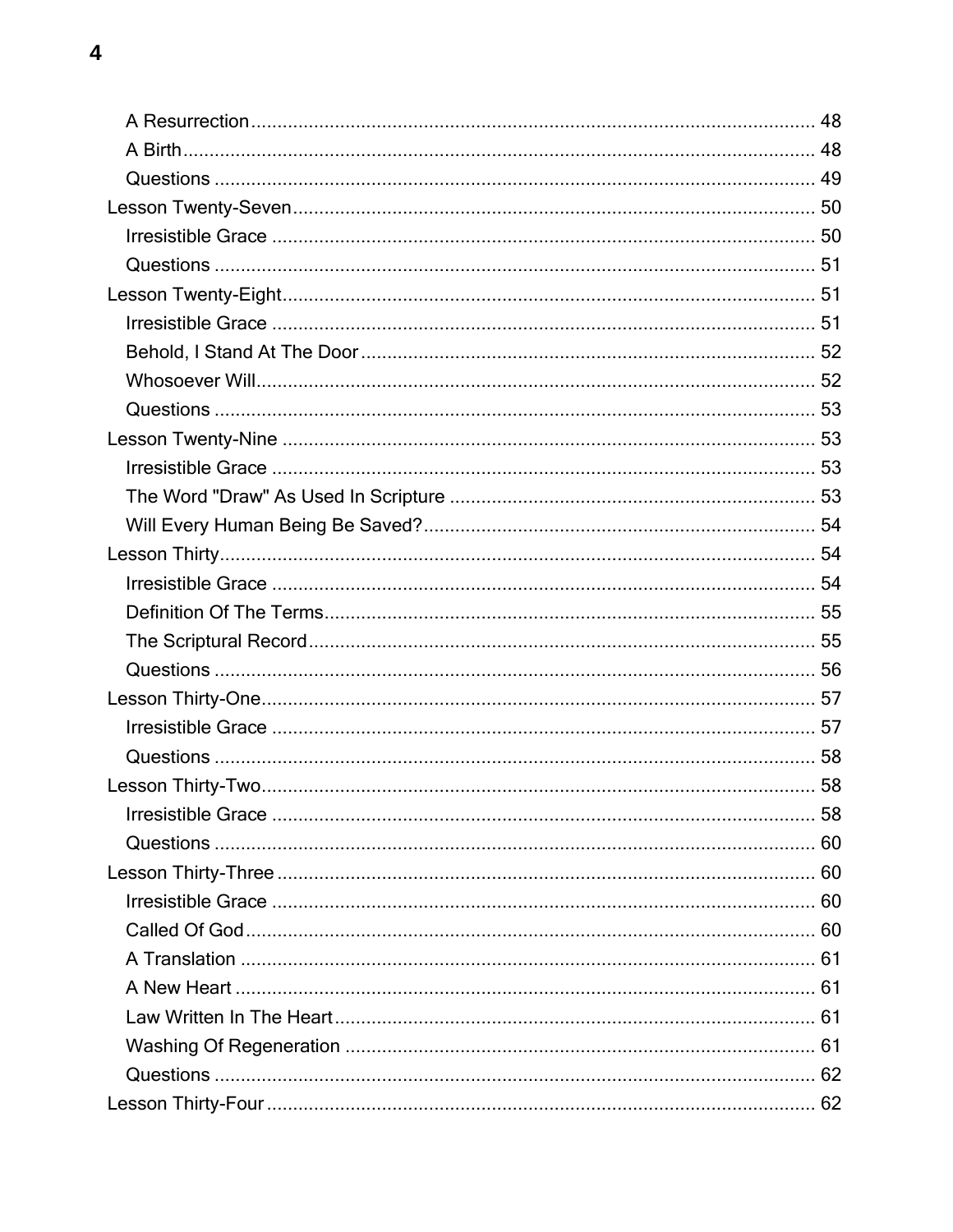A Resurrection ........................................................................................................ 48
A Birth ................................................................................................................... 48
Questions .............................................................................................................. 49

Lesson Twenty-Seven ................................................................................................ 50
Irresistible Grace ...................................................................................................... 50
Questions .............................................................................................................. 51

Lesson Twenty-Eight .................................................................................................. 51
Irresistible Grace ...................................................................................................... 51
Behold, I Stand At The Door ....................................................................................... 52
Whosoever Will ......................................................................................................... 52
Questions .............................................................................................................. 53

Lesson Twenty-Nine ................................................................................................... 53
Irresistible Grace ...................................................................................................... 53
The Word "Draw" As Used In Scripture ....................................................................... 53
Will Every Human Being Be Saved? ............................................................................ 54

Lesson Thirty ............................................................................................................ 54
Irresistible Grace ...................................................................................................... 54
Definition Of The Terms ............................................................................................. 55
The Scriptural Record ................................................................................................ 55
Questions .............................................................................................................. 56

Lesson Thirty-One ..................................................................................................... 57
Irresistible Grace ...................................................................................................... 57
Questions .............................................................................................................. 58

Lesson Thirty-Two ..................................................................................................... 58
Irresistible Grace ...................................................................................................... 58
Questions .............................................................................................................. 60

Lesson Thirty-Three ................................................................................................... 60
Irresistible Grace ...................................................................................................... 60
Called Of God ........................................................................................................... 60
A Translation ............................................................................................................ 61
A New Heart ............................................................................................................. 61
Law Written In The Heart ........................................................................................... 61
Washing Of Regeneration .......................................................................................... 61
Questions .............................................................................................................. 62

Lesson Thirty-Four ..................................................................................................... 62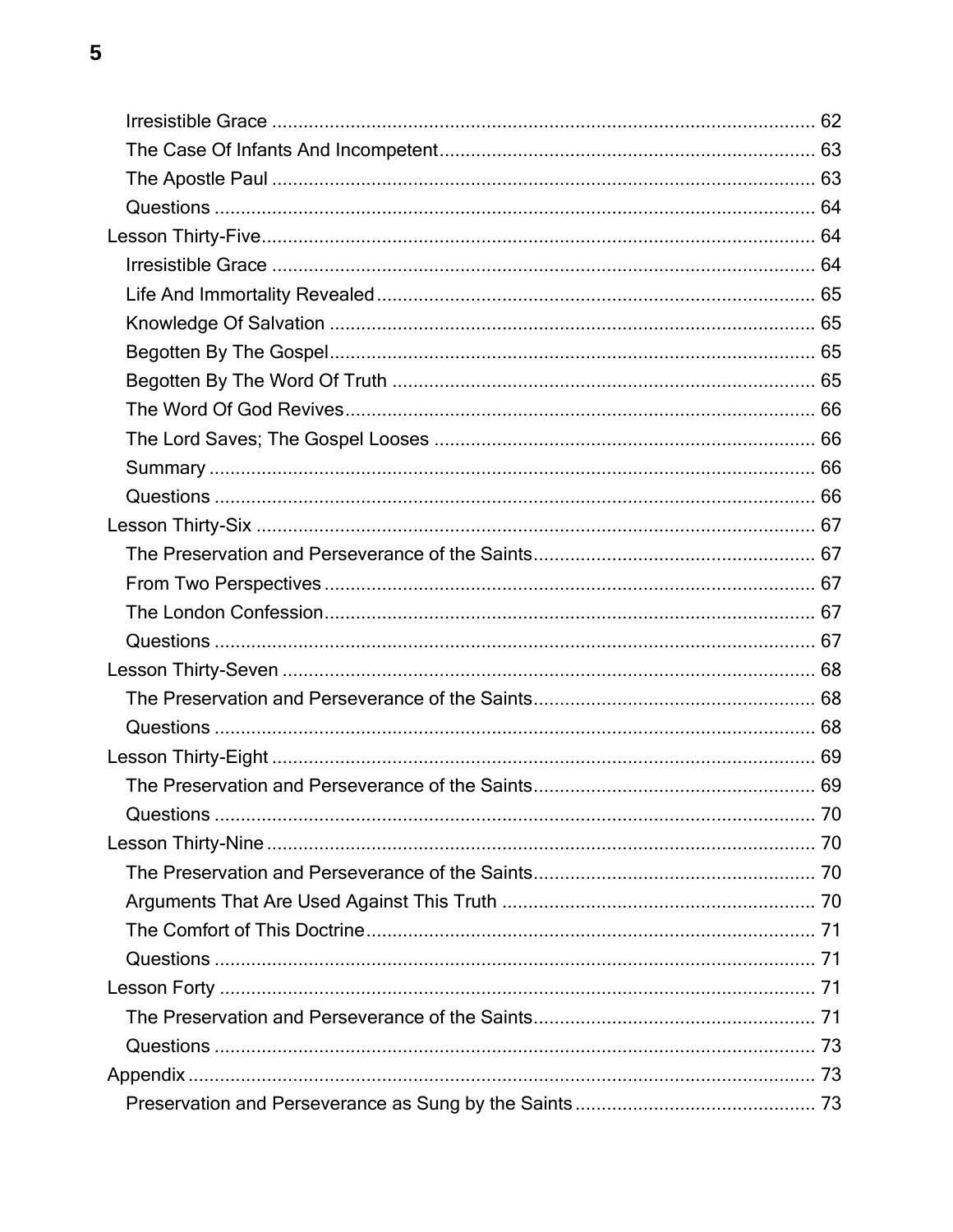- Irresistible Grace ........................................................................................................ 62
- The Case Of Infants And Incompetent........................................................................ 63
- The Apostle Paul ........................................................................................................ 63
- Questions ................................................................................................................... 64

Lesson Thirty-Five........................................................................................................... 64

- Irresistible Grace ........................................................................................................ 64
- Life And Immortality Revealed.................................................................................... 65
- Knowledge Of Salvation ............................................................................................. 65
- Begotten By The Gospel............................................................................................. 65
- Begotten By The Word Of Truth ................................................................................. 65
- The Word Of God Revives.......................................................................................... 66
- The Lord Saves; The Gospel Looses ......................................................................... 66
- Summary .................................................................................................................... 66
- Questions ................................................................................................................... 66

Lesson Thirty-Six ............................................................................................................ 67

- The Preservation and Perseverance of the Saints...................................................... 67
- From Two Perspectives .............................................................................................. 67
- The London Confession.............................................................................................. 67
- Questions ................................................................................................................... 67

Lesson Thirty-Seven ....................................................................................................... 68

- The Preservation and Perseverance of the Saints...................................................... 68
- Questions ................................................................................................................... 68

Lesson Thirty-Eight ......................................................................................................... 69

- The Preservation and Perseverance of the Saints...................................................... 69
- Questions ................................................................................................................... 70

Lesson Thirty-Nine .......................................................................................................... 70

- The Preservation and Perseverance of the Saints...................................................... 70
- Arguments That Are Used Against This Truth ............................................................ 70
- The Comfort of This Doctrine...................................................................................... 71
- Questions ................................................................................................................... 71

Lesson Forty ................................................................................................................... 71

- The Preservation and Perseverance of the Saints...................................................... 71
- Questions ................................................................................................................... 73

Appendix ......................................................................................................................... 73

- Preservation and Perseverance as Sung by the Saints .............................................. 73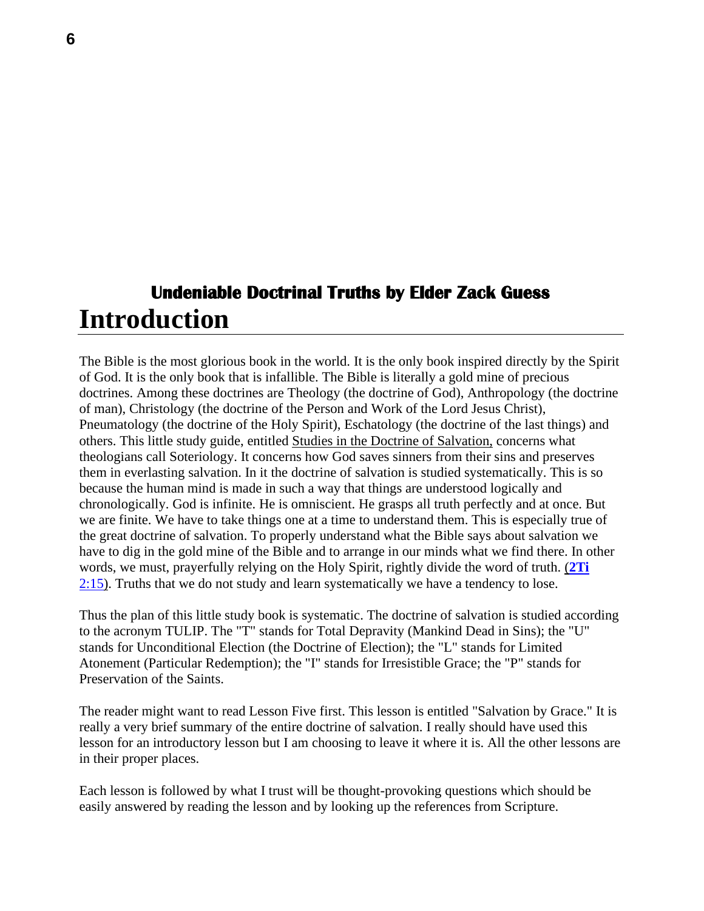### Undeniable Doctrinal Truths by Elder Zack Guess

# Introduction

The Bible is the most glorious book in the world. It is the only book inspired directly by the Spirit of God. It is the only book that is infallible. The Bible is literally a gold mine of precious doctrines. Among these doctrines are Theology (the doctrine of God), Anthropology (the doctrine of man), Christology (the doctrine of the Person and Work of the Lord Jesus Christ), Pneumatology (the doctrine of the Holy Spirit), Eschatology (the doctrine of the last things) and others. This little study guide, entitled Studies in the Doctrine of Salvation, concerns what theologians call Soteriology. It concerns how God saves sinners from their sins and preserves them in everlasting salvation. In it the doctrine of salvation is studied systematically. This is so because the human mind is made in such a way that things are understood logically and chronologically. God is infinite. He is omniscient. He grasps all truth perfectly and at once. But we are finite. We have to take things one at a time to understand them. This is especially true of the great doctrine of salvation. To properly understand what the Bible says about salvation we have to dig in the gold mine of the Bible and to arrange in our minds what we find there. In other words, we must, prayerfully relying on the Holy Spirit, rightly divide the word of truth. (**2Ti** 2:15). Truths that we do not study and learn systematically we have a tendency to lose.

Thus the plan of this little study book is systematic. The doctrine of salvation is studied according to the acronym TULIP. The "T" stands for Total Depravity (Mankind Dead in Sins); the "U" stands for Unconditional Election (the Doctrine of Election); the "L" stands for Limited Atonement (Particular Redemption); the "I" stands for Irresistible Grace; the "P" stands for Preservation of the Saints.

The reader might want to read Lesson Five first. This lesson is entitled "Salvation by Grace." It is really a very brief summary of the entire doctrine of salvation. I really should have used this lesson for an introductory lesson but I am choosing to leave it where it is. All the other lessons are in their proper places.

Each lesson is followed by what I trust will be thought-provoking questions which should be easily answered by reading the lesson and by looking up the references from Scripture.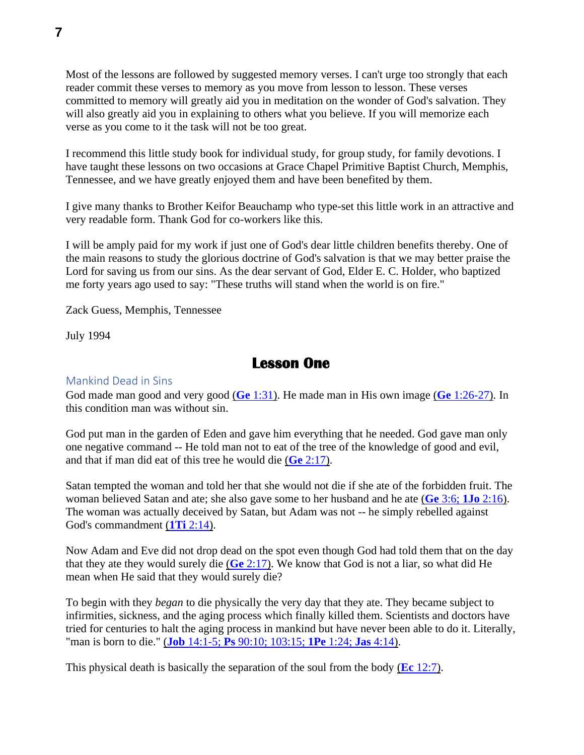Most of the lessons are followed by suggested memory verses. I can't urge too strongly that each reader commit these verses to memory as you move from lesson to lesson. These verses committed to memory will greatly aid you in meditation on the wonder of God's salvation. They will also greatly aid you in explaining to others what you believe. If you will memorize each verse as you come to it the task will not be too great.

I recommend this little study book for individual study, for group study, for family devotions. I have taught these lessons on two occasions at Grace Chapel Primitive Baptist Church, Memphis, Tennessee, and we have greatly enjoyed them and have been benefited by them.

I give many thanks to Brother Keifor Beauchamp who type-set this little work in an attractive and very readable form. Thank God for co-workers like this.

I will be amply paid for my work if just one of God's dear little children benefits thereby. One of the main reasons to study the glorious doctrine of God's salvation is that we may better praise the Lord for saving us from our sins. As the dear servant of God, Elder E. C. Holder, who baptized me forty years ago used to say: "These truths will stand when the world is on fire."

Zack Guess, Memphis, Tennessee

July 1994

# Lesson One

## Mankind Dead in Sins

God made man good and very good (**Ge** 1:31). He made man in His own image (**Ge** 1:26-27). In this condition man was without sin.

God put man in the garden of Eden and gave him everything that he needed. God gave man only one negative command -- He told man not to eat of the tree of the knowledge of good and evil, and that if man did eat of this tree he would die (**Ge** 2:17).

Satan tempted the woman and told her that she would not die if she ate of the forbidden fruit. The woman believed Satan and ate; she also gave some to her husband and he ate (**Ge** 3:6; **1Jo** 2:16). The woman was actually deceived by Satan, but Adam was not -- he simply rebelled against God's commandment (**1Ti** 2:14).

Now Adam and Eve did not drop dead on the spot even though God had told them that on the day that they ate they would surely die (**Ge** 2:17). We know that God is not a liar, so what did He mean when He said that they would surely die?

To begin with they *began* to die physically the very day that they ate. They became subject to infirmities, sickness, and the aging process which finally killed them. Scientists and doctors have tried for centuries to halt the aging process in mankind but have never been able to do it. Literally, "man is born to die." (**Job** 14:1-5; **Ps** 90:10; 103:15; **1Pe** 1:24; **Jas** 4:14).

This physical death is basically the separation of the soul from the body (**Ec** 12:7).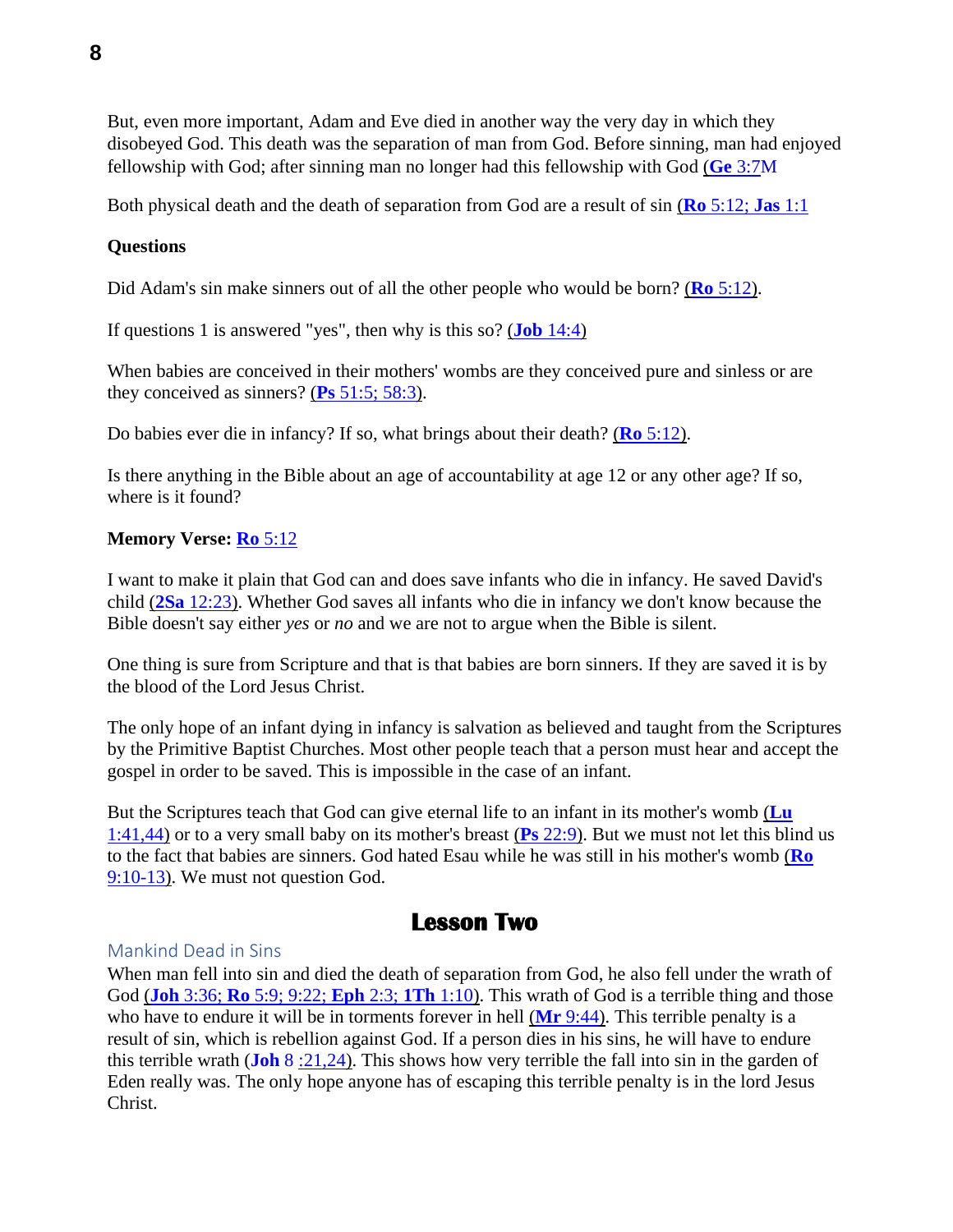But, even more important, Adam and Eve died in another way the very day in which they disobeyed God. This death was the separation of man from God. Before sinning, man had enjoyed fellowship with God; after sinning man no longer had this fellowship with God (**Ge** 3:7M

Both physical death and the death of separation from God are a result of sin (**Ro** 5:12; **Jas** 1:1

**Questions**

Did Adam's sin make sinners out of all the other people who would be born? (**Ro** 5:12).

If questions 1 is answered "yes", then why is this so? (**Job** 14:4)

When babies are conceived in their mothers' wombs are they conceived pure and sinless or are they conceived as sinners? (**Ps** 51:5; 58:3).

Do babies ever die in infancy? If so, what brings about their death? (**Ro** 5:12).

Is there anything in the Bible about an age of accountability at age 12 or any other age? If so, where is it found?

**Memory Verse:** **Ro** 5:12

I want to make it plain that God can and does save infants who die in infancy. He saved David's child (**2Sa** 12:23). Whether God saves all infants who die in infancy we don't know because the Bible doesn't say either *yes* or *no* and we are not to argue when the Bible is silent.

One thing is sure from Scripture and that is that babies are born sinners. If they are saved it is by the blood of the Lord Jesus Christ.

The only hope of an infant dying in infancy is salvation as believed and taught from the Scriptures by the Primitive Baptist Churches. Most other people teach that a person must hear and accept the gospel in order to be saved. This is impossible in the case of an infant.

But the Scriptures teach that God can give eternal life to an infant in its mother's womb (**Lu** 1:41,44) or to a very small baby on its mother's breast (**Ps** 22:9). But we must not let this blind us to the fact that babies are sinners. God hated Esau while he was still in his mother's womb (**Ro** 9:10-13). We must not question God.

# Lesson Two

## Mankind Dead in Sins

When man fell into sin and died the death of separation from God, he also fell under the wrath of God (**Joh** 3:36; **Ro** 5:9; 9:22; **Eph** 2:3; **1Th** 1:10). This wrath of God is a terrible thing and those who have to endure it will be in torments forever in hell (**Mr** 9:44). This terrible penalty is a result of sin, which is rebellion against God. If a person dies in his sins, he will have to endure this terrible wrath (**Joh** 8 :21,24). This shows how very terrible the fall into sin in the garden of Eden really was. The only hope anyone has of escaping this terrible penalty is in the lord Jesus Christ.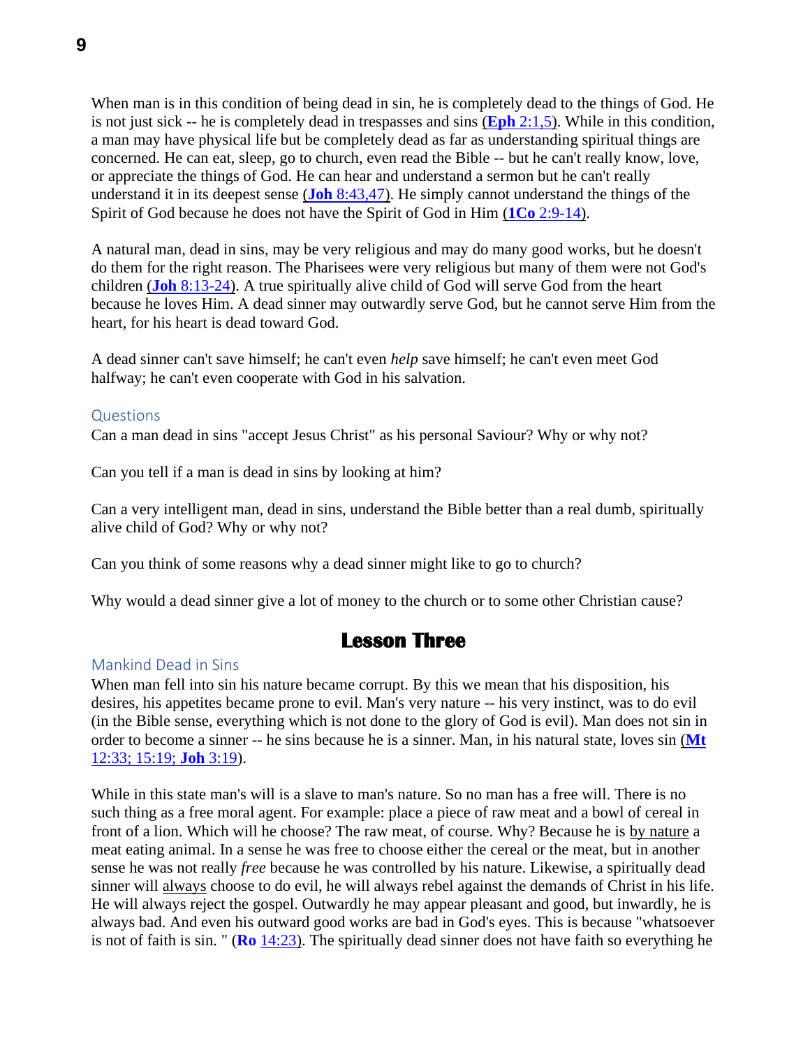When man is in this condition of being dead in sin, he is completely dead to the things of God. He is not just sick -- he is completely dead in trespasses and sins (**Eph** 2:1,5). While in this condition, a man may have physical life but be completely dead as far as understanding spiritual things are concerned. He can eat, sleep, go to church, even read the Bible -- but he can't really know, love, or appreciate the things of God. He can hear and understand a sermon but he can't really understand it in its deepest sense (**Joh** 8:43,47). He simply cannot understand the things of the Spirit of God because he does not have the Spirit of God in Him (**1Co** 2:9-14).

A natural man, dead in sins, may be very religious and may do many good works, but he doesn't do them for the right reason. The Pharisees were very religious but many of them were not God's children (**Joh** 8:13-24). A true spiritually alive child of God will serve God from the heart because he loves Him. A dead sinner may outwardly serve God, but he cannot serve Him from the heart, for his heart is dead toward God.

A dead sinner can't save himself; he can't even *help* save himself; he can't even meet God halfway; he can't even cooperate with God in his salvation.

### Questions

Can a man dead in sins "accept Jesus Christ" as his personal Saviour? Why or why not?

Can you tell if a man is dead in sins by looking at him?

Can a very intelligent man, dead in sins, understand the Bible better than a real dumb, spiritually alive child of God? Why or why not?

Can you think of some reasons why a dead sinner might like to go to church?

Why would a dead sinner give a lot of money to the church or to some other Christian cause?

## Lesson Three

### Mankind Dead in Sins

When man fell into sin his nature became corrupt. By this we mean that his disposition, his desires, his appetites became prone to evil. Man's very nature -- his very instinct, was to do evil (in the Bible sense, everything which is not done to the glory of God is evil). Man does not sin in order to become a sinner -- he sins because he is a sinner. Man, in his natural state, loves sin (**Mt** 12:33; 15:19; **Joh** 3:19).

While in this state man's will is a slave to man's nature. So no man has a free will. There is no such thing as a free moral agent. For example: place a piece of raw meat and a bowl of cereal in front of a lion. Which will he choose? The raw meat, of course. Why? Because he is by nature a meat eating animal. In a sense he was free to choose either the cereal or the meat, but in another sense he was not really *free* because he was controlled by his nature. Likewise, a spiritually dead sinner will always choose to do evil, he will always rebel against the demands of Christ in his life. He will always reject the gospel. Outwardly he may appear pleasant and good, but inwardly, he is always bad. And even his outward good works are bad in God's eyes. This is because "whatsoever is not of faith is sin. " (**Ro** 14:23). The spiritually dead sinner does not have faith so everything he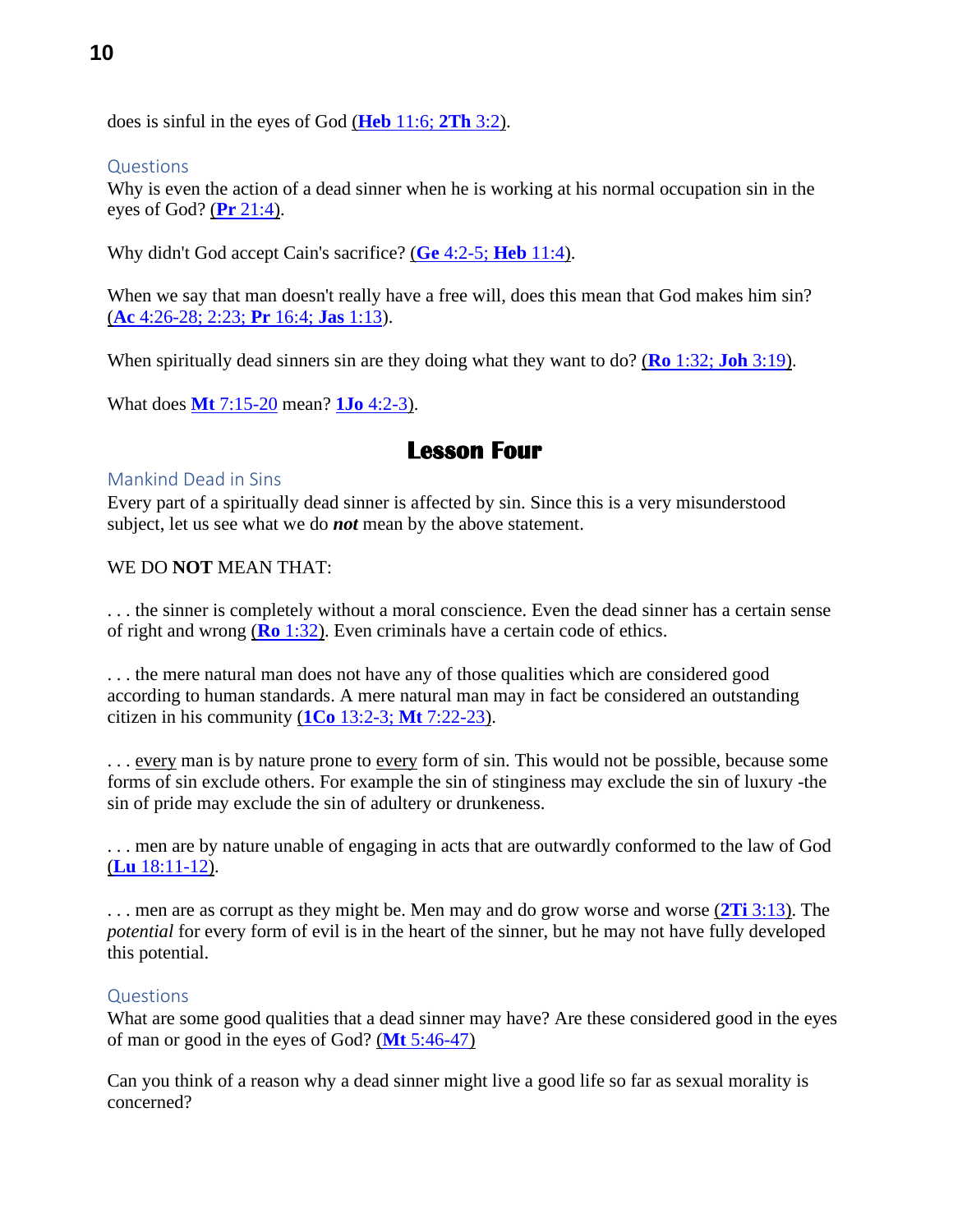does is sinful in the eyes of God (**Heb** 11:6; **2Th** 3:2).

### Questions

Why is even the action of a dead sinner when he is working at his normal occupation sin in the eyes of God? (**Pr** 21:4).

Why didn't God accept Cain's sacrifice? (**Ge** 4:2-5; **Heb** 11:4).

When we say that man doesn't really have a free will, does this mean that God makes him sin? (**Ac** 4:26-28; 2:23; **Pr** 16:4; **Jas** 1:13).

When spiritually dead sinners sin are they doing what they want to do? (**Ro** 1:32; **Joh** 3:19).

What does **Mt** 7:15-20 mean? **1Jo** 4:2-3).

# Lesson Four

### Mankind Dead in Sins

Every part of a spiritually dead sinner is affected by sin. Since this is a very misunderstood subject, let us see what we do ***not*** mean by the above statement.

WE DO **NOT** MEAN THAT:

. . . the sinner is completely without a moral conscience. Even the dead sinner has a certain sense of right and wrong (**Ro** 1:32). Even criminals have a certain code of ethics.

. . . the mere natural man does not have any of those qualities which are considered good according to human standards. A mere natural man may in fact be considered an outstanding citizen in his community (**1Co** 13:2-3; **Mt** 7:22-23).

. . . <u>every</u> man is by nature prone to <u>every</u> form of sin. This would not be possible, because some forms of sin exclude others. For example the sin of stinginess may exclude the sin of luxury -the sin of pride may exclude the sin of adultery or drunkeness.

. . . men are by nature unable of engaging in acts that are outwardly conformed to the law of God (**Lu** 18:11-12).

. . . men are as corrupt as they might be. Men may and do grow worse and worse (**2Ti** 3:13). The *potential* for every form of evil is in the heart of the sinner, but he may not have fully developed this potential.

### Questions

What are some good qualities that a dead sinner may have? Are these considered good in the eyes of man or good in the eyes of God? (**Mt** 5:46-47)

Can you think of a reason why a dead sinner might live a good life so far as sexual morality is concerned?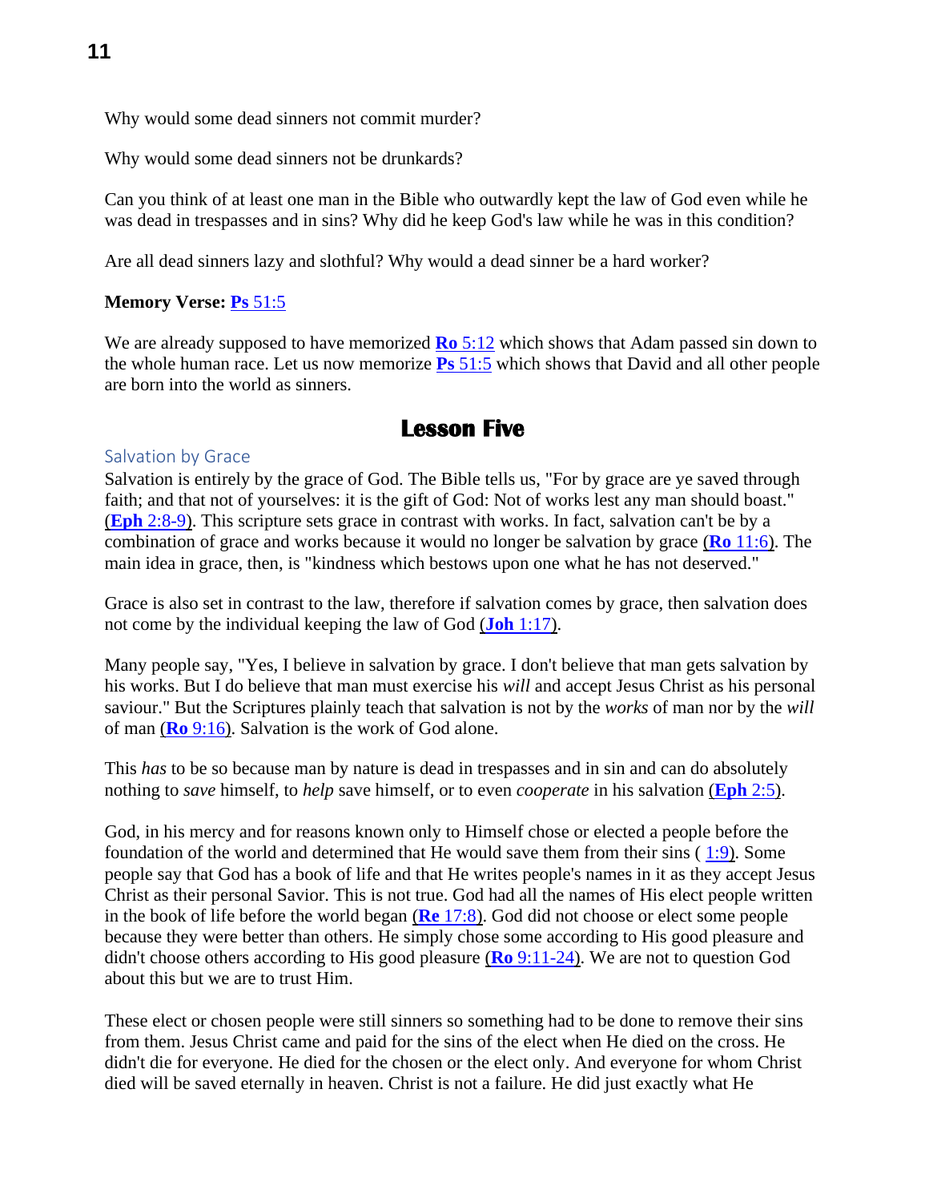Why would some dead sinners not commit murder?

Why would some dead sinners not be drunkards?

Can you think of at least one man in the Bible who outwardly kept the law of God even while he was dead in trespasses and in sins? Why did he keep God's law while he was in this condition?

Are all dead sinners lazy and slothful? Why would a dead sinner be a hard worker?

**Memory Verse: Ps 51:5**

We are already supposed to have memorized **Ro** 5:12 which shows that Adam passed sin down to the whole human race. Let us now memorize **Ps** 51:5 which shows that David and all other people are born into the world as sinners.

## Lesson Five

### Salvation by Grace

Salvation is entirely by the grace of God. The Bible tells us, "For by grace are ye saved through faith; and that not of yourselves: it is the gift of God: Not of works lest any man should boast." (**Eph** 2:8-9). This scripture sets grace in contrast with works. In fact, salvation can't be by a combination of grace and works because it would no longer be salvation by grace (**Ro** 11:6). The main idea in grace, then, is "kindness which bestows upon one what he has not deserved."

Grace is also set in contrast to the law, therefore if salvation comes by grace, then salvation does not come by the individual keeping the law of God (**Joh** 1:17).

Many people say, "Yes, I believe in salvation by grace. I don't believe that man gets salvation by his works. But I do believe that man must exercise his *will* and accept Jesus Christ as his personal saviour." But the Scriptures plainly teach that salvation is not by the *works* of man nor by the *will* of man (**Ro** 9:16). Salvation is the work of God alone.

This *has* to be so because man by nature is dead in trespasses and in sin and can do absolutely nothing to *save* himself, to *help* save himself, or to even *cooperate* in his salvation (**Eph** 2:5).

God, in his mercy and for reasons known only to Himself chose or elected a people before the foundation of the world and determined that He would save them from their sins ( 1:9). Some people say that God has a book of life and that He writes people's names in it as they accept Jesus Christ as their personal Savior. This is not true. God had all the names of His elect people written in the book of life before the world began (**Re** 17:8). God did not choose or elect some people because they were better than others. He simply chose some according to His good pleasure and didn't choose others according to His good pleasure (**Ro** 9:11-24). We are not to question God about this but we are to trust Him.

These elect or chosen people were still sinners so something had to be done to remove their sins from them. Jesus Christ came and paid for the sins of the elect when He died on the cross. He didn't die for everyone. He died for the chosen or the elect only. And everyone for whom Christ died will be saved eternally in heaven. Christ is not a failure. He did just exactly what He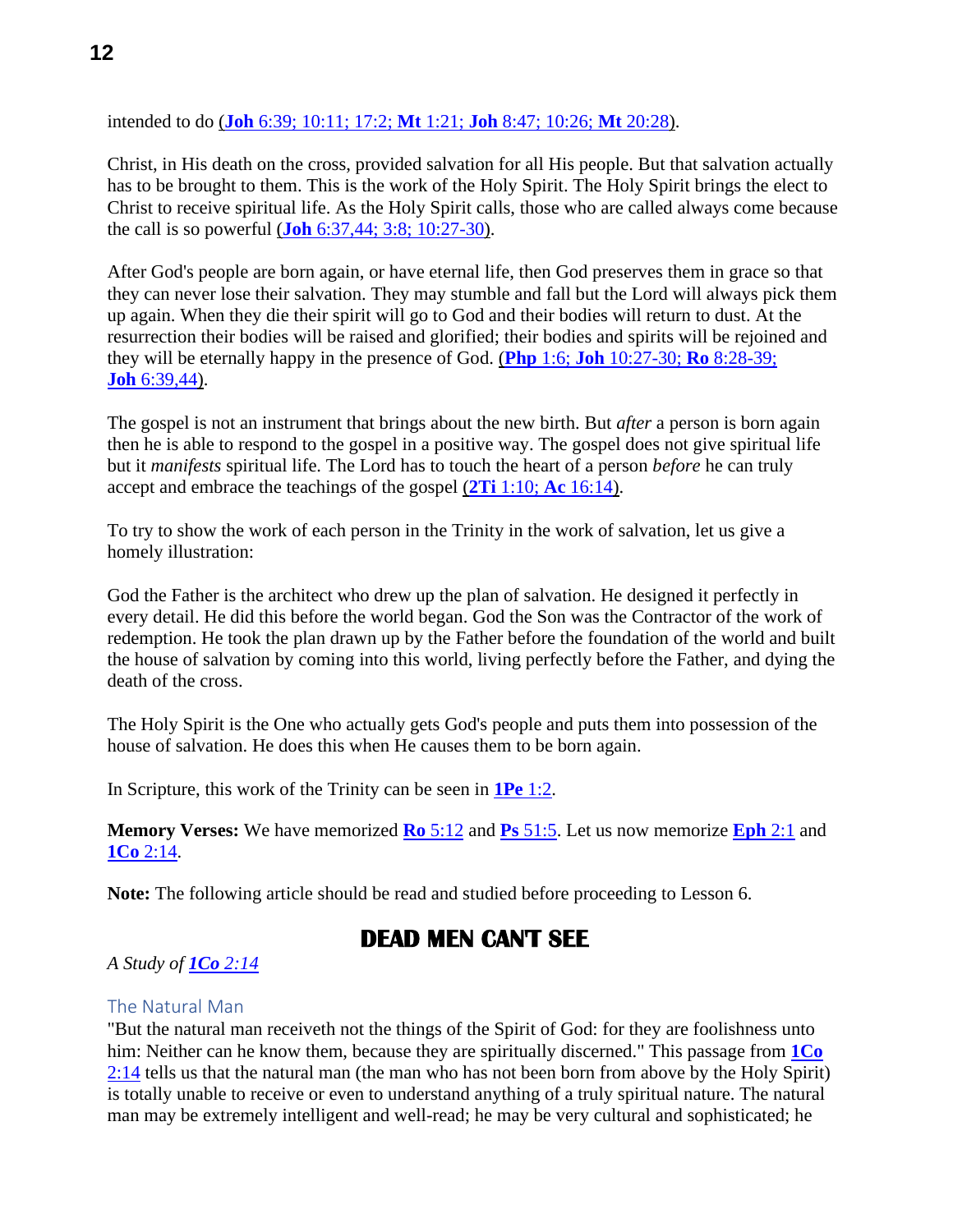intended to do (**Joh** 6:39; 10:11; 17:2; **Mt** 1:21; **Joh** 8:47; 10:26; **Mt** 20:28).

Christ, in His death on the cross, provided salvation for all His people. But that salvation actually has to be brought to them. This is the work of the Holy Spirit. The Holy Spirit brings the elect to Christ to receive spiritual life. As the Holy Spirit calls, those who are called always come because the call is so powerful (**Joh** 6:37,44; 3:8; 10:27-30).

After God's people are born again, or have eternal life, then God preserves them in grace so that they can never lose their salvation. They may stumble and fall but the Lord will always pick them up again. When they die their spirit will go to God and their bodies will return to dust. At the resurrection their bodies will be raised and glorified; their bodies and spirits will be rejoined and they will be eternally happy in the presence of God. (**Php** 1:6; **Joh** 10:27-30; **Ro** 8:28-39; **Joh** 6:39,44).

The gospel is not an instrument that brings about the new birth. But *after* a person is born again then he is able to respond to the gospel in a positive way. The gospel does not give spiritual life but it *manifests* spiritual life. The Lord has to touch the heart of a person *before* he can truly accept and embrace the teachings of the gospel (**2Ti** 1:10; **Ac** 16:14).

To try to show the work of each person in the Trinity in the work of salvation, let us give a homely illustration:

God the Father is the architect who drew up the plan of salvation. He designed it perfectly in every detail. He did this before the world began. God the Son was the Contractor of the work of redemption. He took the plan drawn up by the Father before the foundation of the world and built the house of salvation by coming into this world, living perfectly before the Father, and dying the death of the cross.

The Holy Spirit is the One who actually gets God's people and puts them into possession of the house of salvation. He does this when He causes them to be born again.

In Scripture, this work of the Trinity can be seen in **1Pe** 1:2.

**Memory Verses:** We have memorized **Ro** 5:12 and **Ps** 51:5. Let us now memorize **Eph** 2:1 and **1Co** 2:14.

**Note:** The following article should be read and studied before proceeding to Lesson 6.

# DEAD MEN CAN'T SEE

*A Study of **1Co** 2:14*

## The Natural Man

"But the natural man receiveth not the things of the Spirit of God: for they are foolishness unto him: Neither can he know them, because they are spiritually discerned." This passage from **1Co** 2:14 tells us that the natural man (the man who has not been born from above by the Holy Spirit) is totally unable to receive or even to understand anything of a truly spiritual nature. The natural man may be extremely intelligent and well-read; he may be very cultural and sophisticated; he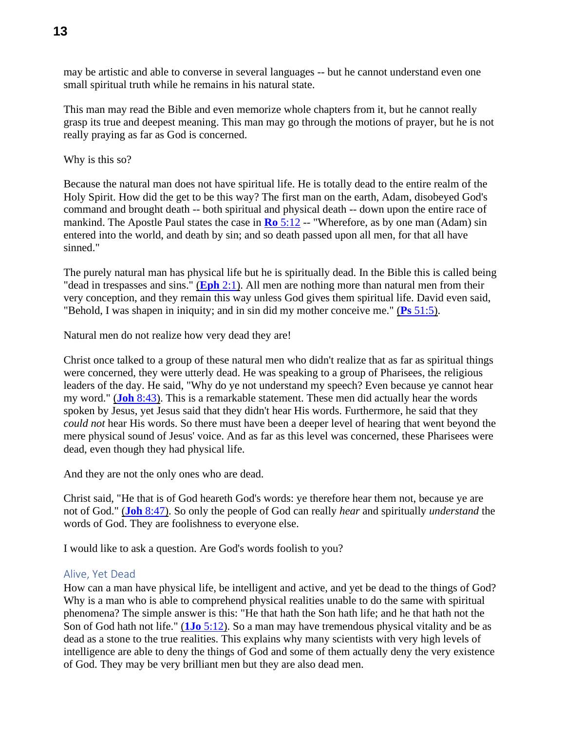may be artistic and able to converse in several languages -- but he cannot understand even one small spiritual truth while he remains in his natural state.

This man may read the Bible and even memorize whole chapters from it, but he cannot really grasp its true and deepest meaning. This man may go through the motions of prayer, but he is not really praying as far as God is concerned.

Why is this so?

Because the natural man does not have spiritual life. He is totally dead to the entire realm of the Holy Spirit. How did the get to be this way? The first man on the earth, Adam, disobeyed God's command and brought death -- both spiritual and physical death -- down upon the entire race of mankind. The Apostle Paul states the case in **Ro** 5:12 -- "Wherefore, as by one man (Adam) sin entered into the world, and death by sin; and so death passed upon all men, for that all have sinned."

The purely natural man has physical life but he is spiritually dead. In the Bible this is called being "dead in trespasses and sins." (**Eph** 2:1). All men are nothing more than natural men from their very conception, and they remain this way unless God gives them spiritual life. David even said, "Behold, I was shapen in iniquity; and in sin did my mother conceive me." (**Ps** 51:5).

Natural men do not realize how very dead they are!

Christ once talked to a group of these natural men who didn't realize that as far as spiritual things were concerned, they were utterly dead. He was speaking to a group of Pharisees, the religious leaders of the day. He said, "Why do ye not understand my speech? Even because ye cannot hear my word." (**Joh** 8:43). This is a remarkable statement. These men did actually hear the words spoken by Jesus, yet Jesus said that they didn't hear His words. Furthermore, he said that they *could not* hear His words. So there must have been a deeper level of hearing that went beyond the mere physical sound of Jesus' voice. And as far as this level was concerned, these Pharisees were dead, even though they had physical life.

And they are not the only ones who are dead.

Christ said, "He that is of God heareth God's words: ye therefore hear them not, because ye are not of God." (**Joh** 8:47). So only the people of God can really *hear* and spiritually *understand* the words of God. They are foolishness to everyone else.

I would like to ask a question. Are God's words foolish to you?

## Alive, Yet Dead

How can a man have physical life, be intelligent and active, and yet be dead to the things of God? Why is a man who is able to comprehend physical realities unable to do the same with spiritual phenomena? The simple answer is this: "He that hath the Son hath life; and he that hath not the Son of God hath not life." (**1Jo** 5:12). So a man may have tremendous physical vitality and be as dead as a stone to the true realities. This explains why many scientists with very high levels of intelligence are able to deny the things of God and some of them actually deny the very existence of God. They may be very brilliant men but they are also dead men.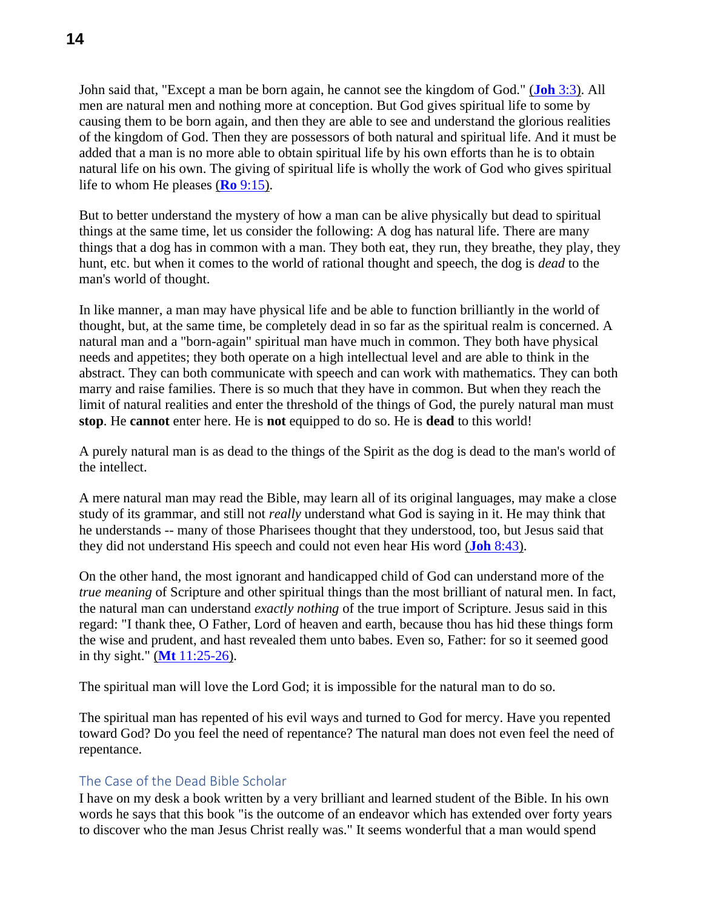John said that, "Except a man be born again, he cannot see the kingdom of God." (**Joh** 3:3). All men are natural men and nothing more at conception. But God gives spiritual life to some by causing them to be born again, and then they are able to see and understand the glorious realities of the kingdom of God. Then they are possessors of both natural and spiritual life. And it must be added that a man is no more able to obtain spiritual life by his own efforts than he is to obtain natural life on his own. The giving of spiritual life is wholly the work of God who gives spiritual life to whom He pleases (**Ro** 9:15).

But to better understand the mystery of how a man can be alive physically but dead to spiritual things at the same time, let us consider the following: A dog has natural life. There are many things that a dog has in common with a man. They both eat, they run, they breathe, they play, they hunt, etc. but when it comes to the world of rational thought and speech, the dog is *dead* to the man's world of thought.

In like manner, a man may have physical life and be able to function brilliantly in the world of thought, but, at the same time, be completely dead in so far as the spiritual realm is concerned. A natural man and a "born-again" spiritual man have much in common. They both have physical needs and appetites; they both operate on a high intellectual level and are able to think in the abstract. They can both communicate with speech and can work with mathematics. They can both marry and raise families. There is so much that they have in common. But when they reach the limit of natural realities and enter the threshold of the things of God, the purely natural man must **stop**. He **cannot** enter here. He is **not** equipped to do so. He is **dead** to this world!

A purely natural man is as dead to the things of the Spirit as the dog is dead to the man's world of the intellect.

A mere natural man may read the Bible, may learn all of its original languages, may make a close study of its grammar, and still not *really* understand what God is saying in it. He may think that he understands -- many of those Pharisees thought that they understood, too, but Jesus said that they did not understand His speech and could not even hear His word (**Joh** 8:43).

On the other hand, the most ignorant and handicapped child of God can understand more of the *true meaning* of Scripture and other spiritual things than the most brilliant of natural men. In fact, the natural man can understand *exactly nothing* of the true import of Scripture. Jesus said in this regard: "I thank thee, O Father, Lord of heaven and earth, because thou has hid these things form the wise and prudent, and hast revealed them unto babes. Even so, Father: for so it seemed good in thy sight." (**Mt** 11:25-26).

The spiritual man will love the Lord God; it is impossible for the natural man to do so.

The spiritual man has repented of his evil ways and turned to God for mercy. Have you repented toward God? Do you feel the need of repentance? The natural man does not even feel the need of repentance.

## The Case of the Dead Bible Scholar

I have on my desk a book written by a very brilliant and learned student of the Bible. In his own words he says that this book "is the outcome of an endeavor which has extended over forty years to discover who the man Jesus Christ really was." It seems wonderful that a man would spend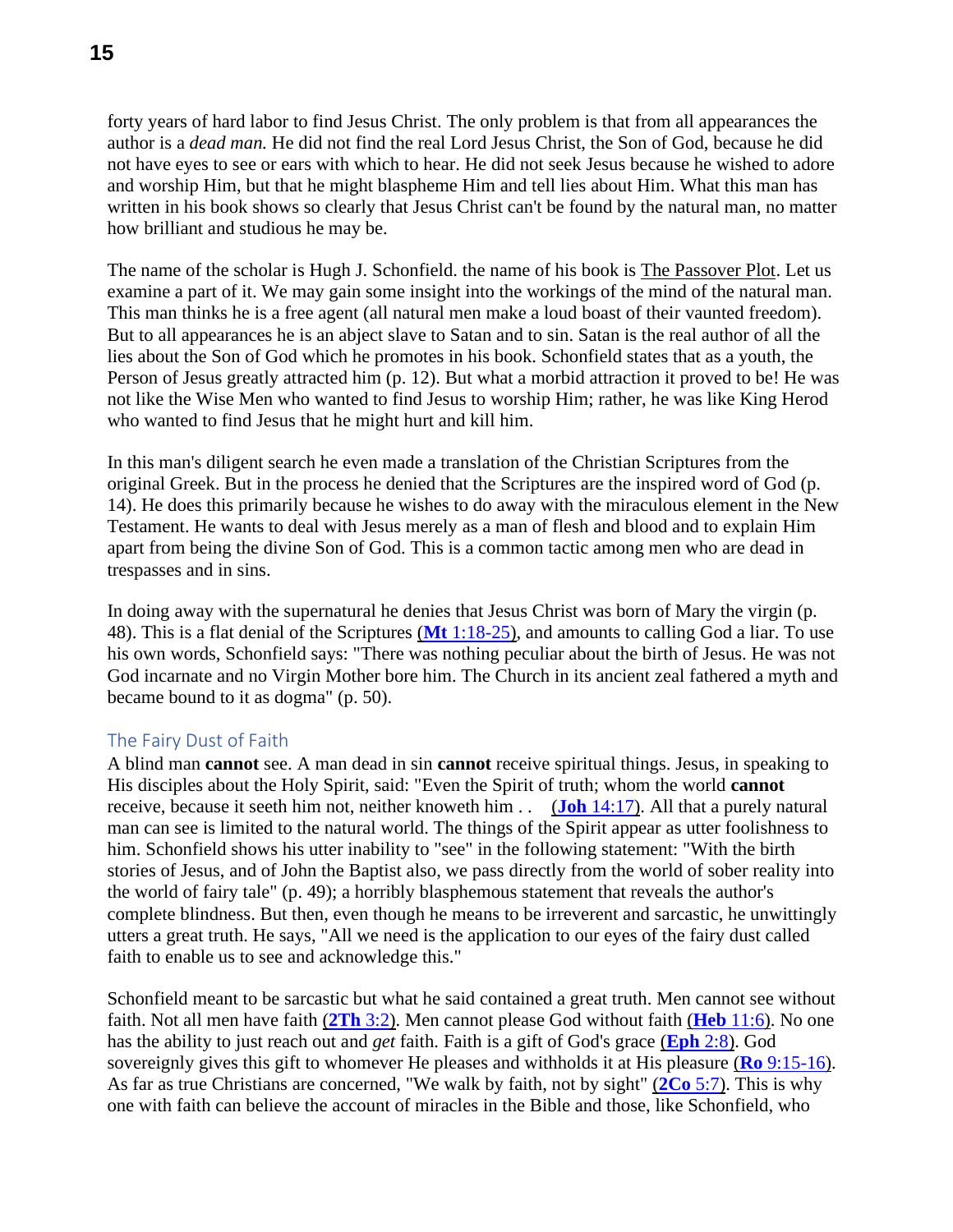forty years of hard labor to find Jesus Christ. The only problem is that from all appearances the author is a *dead man.* He did not find the real Lord Jesus Christ, the Son of God, because he did not have eyes to see or ears with which to hear. He did not seek Jesus because he wished to adore and worship Him, but that he might blaspheme Him and tell lies about Him. What this man has written in his book shows so clearly that Jesus Christ can't be found by the natural man, no matter how brilliant and studious he may be.

The name of the scholar is Hugh J. Schonfield. the name of his book is The Passover Plot. Let us examine a part of it. We may gain some insight into the workings of the mind of the natural man. This man thinks he is a free agent (all natural men make a loud boast of their vaunted freedom). But to all appearances he is an abject slave to Satan and to sin. Satan is the real author of all the lies about the Son of God which he promotes in his book. Schonfield states that as a youth, the Person of Jesus greatly attracted him (p. 12). But what a morbid attraction it proved to be! He was not like the Wise Men who wanted to find Jesus to worship Him; rather, he was like King Herod who wanted to find Jesus that he might hurt and kill him.

In this man's diligent search he even made a translation of the Christian Scriptures from the original Greek. But in the process he denied that the Scriptures are the inspired word of God (p. 14). He does this primarily because he wishes to do away with the miraculous element in the New Testament. He wants to deal with Jesus merely as a man of flesh and blood and to explain Him apart from being the divine Son of God. This is a common tactic among men who are dead in trespasses and in sins.

In doing away with the supernatural he denies that Jesus Christ was born of Mary the virgin (p. 48). This is a flat denial of the Scriptures (**Mt** 1:18-25), and amounts to calling God a liar. To use his own words, Schonfield says: "There was nothing peculiar about the birth of Jesus. He was not God incarnate and no Virgin Mother bore him. The Church in its ancient zeal fathered a myth and became bound to it as dogma" (p. 50).

## The Fairy Dust of Faith

A blind man **cannot** see. A man dead in sin **cannot** receive spiritual things. Jesus, in speaking to His disciples about the Holy Spirit, said: "Even the Spirit of truth; whom the world **cannot** receive, because it seeth him not, neither knoweth him . . (**Joh** 14:17). All that a purely natural man can see is limited to the natural world. The things of the Spirit appear as utter foolishness to him. Schonfield shows his utter inability to "see" in the following statement: "With the birth stories of Jesus, and of John the Baptist also, we pass directly from the world of sober reality into the world of fairy tale" (p. 49); a horribly blasphemous statement that reveals the author's complete blindness. But then, even though he means to be irreverent and sarcastic, he unwittingly utters a great truth. He says, "All we need is the application to our eyes of the fairy dust called faith to enable us to see and acknowledge this."

Schonfield meant to be sarcastic but what he said contained a great truth. Men cannot see without faith. Not all men have faith (**2Th** 3:2). Men cannot please God without faith (**Heb** 11:6). No one has the ability to just reach out and *get* faith. Faith is a gift of God's grace (**Eph** 2:8). God sovereignly gives this gift to whomever He pleases and withholds it at His pleasure (**Ro** 9:15-16). As far as true Christians are concerned, "We walk by faith, not by sight" (**2Co** 5:7). This is why one with faith can believe the account of miracles in the Bible and those, like Schonfield, who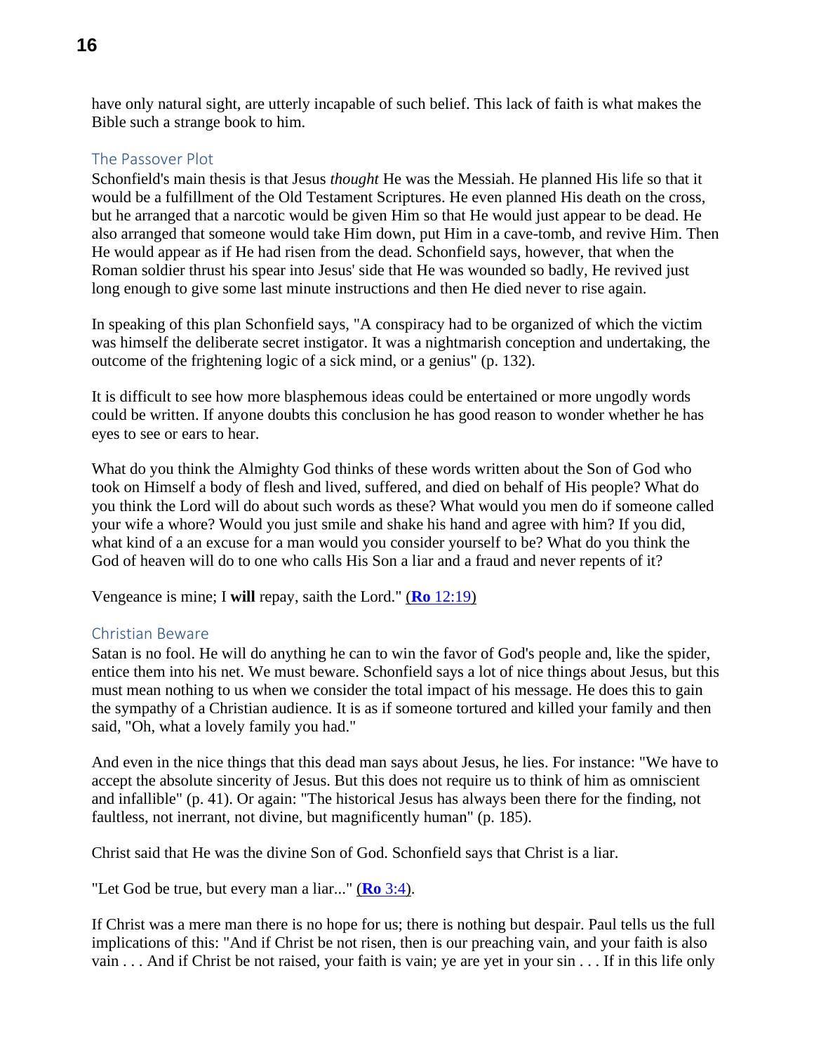have only natural sight, are utterly incapable of such belief. This lack of faith is what makes the Bible such a strange book to him.

## The Passover Plot

Schonfield's main thesis is that Jesus *thought* He was the Messiah. He planned His life so that it would be a fulfillment of the Old Testament Scriptures. He even planned His death on the cross, but he arranged that a narcotic would be given Him so that He would just appear to be dead. He also arranged that someone would take Him down, put Him in a cave-tomb, and revive Him. Then He would appear as if He had risen from the dead. Schonfield says, however, that when the Roman soldier thrust his spear into Jesus' side that He was wounded so badly, He revived just long enough to give some last minute instructions and then He died never to rise again.

In speaking of this plan Schonfield says, "A conspiracy had to be organized of which the victim was himself the deliberate secret instigator. It was a nightmarish conception and undertaking, the outcome of the frightening logic of a sick mind, or a genius" (p. 132).

It is difficult to see how more blasphemous ideas could be entertained or more ungodly words could be written. If anyone doubts this conclusion he has good reason to wonder whether he has eyes to see or ears to hear.

What do you think the Almighty God thinks of these words written about the Son of God who took on Himself a body of flesh and lived, suffered, and died on behalf of His people? What do you think the Lord will do about such words as these? What would you men do if someone called your wife a whore? Would you just smile and shake his hand and agree with him? If you did, what kind of a an excuse for a man would you consider yourself to be? What do you think the God of heaven will do to one who calls His Son a liar and a fraud and never repents of it?

Vengeance is mine; I **will** repay, saith the Lord." (**Ro** 12:19)

## Christian Beware

Satan is no fool. He will do anything he can to win the favor of God's people and, like the spider, entice them into his net. We must beware. Schonfield says a lot of nice things about Jesus, but this must mean nothing to us when we consider the total impact of his message. He does this to gain the sympathy of a Christian audience. It is as if someone tortured and killed your family and then said, "Oh, what a lovely family you had."

And even in the nice things that this dead man says about Jesus, he lies. For instance: "We have to accept the absolute sincerity of Jesus. But this does not require us to think of him as omniscient and infallible" (p. 41). Or again: "The historical Jesus has always been there for the finding, not faultless, not inerrant, not divine, but magnificently human" (p. 185).

Christ said that He was the divine Son of God. Schonfield says that Christ is a liar.

"Let God be true, but every man a liar..." (**Ro** 3:4).

If Christ was a mere man there is no hope for us; there is nothing but despair. Paul tells us the full implications of this: "And if Christ be not risen, then is our preaching vain, and your faith is also vain . . . And if Christ be not raised, your faith is vain; ye are yet in your sin . . . If in this life only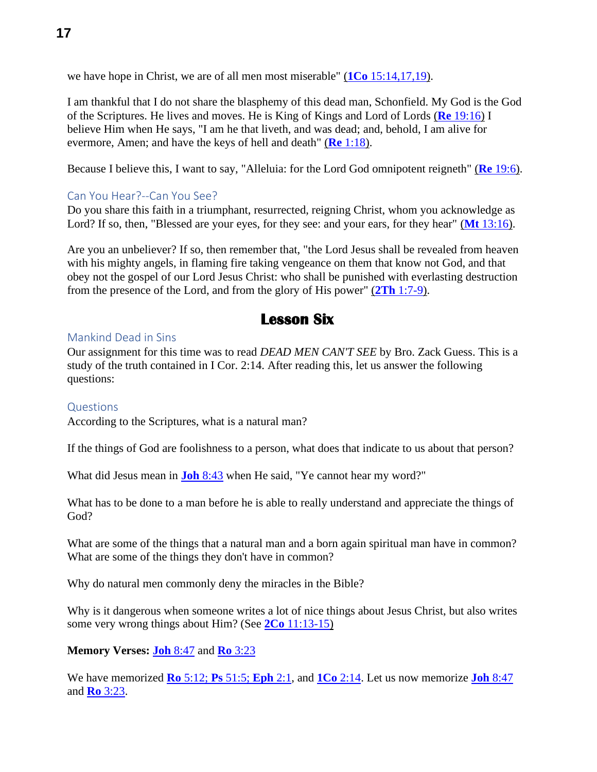we have hope in Christ, we are of all men most miserable" (**1Co** 15:14,17,19).

I am thankful that I do not share the blasphemy of this dead man, Schonfield. My God is the God of the Scriptures. He lives and moves. He is King of Kings and Lord of Lords (**Re** 19:16) I believe Him when He says, "I am he that liveth, and was dead; and, behold, I am alive for evermore, Amen; and have the keys of hell and death" (**Re** 1:18).

Because I believe this, I want to say, "Alleluia: for the Lord God omnipotent reigneth" (**Re** 19:6).

### Can You Hear?--Can You See?

Do you share this faith in a triumphant, resurrected, reigning Christ, whom you acknowledge as Lord? If so, then, "Blessed are your eyes, for they see: and your ears, for they hear" (**Mt** 13:16).

Are you an unbeliever? If so, then remember that, "the Lord Jesus shall be revealed from heaven with his mighty angels, in flaming fire taking vengeance on them that know not God, and that obey not the gospel of our Lord Jesus Christ: who shall be punished with everlasting destruction from the presence of the Lord, and from the glory of His power" (**2Th** 1:7-9).

## Lesson Six

### Mankind Dead in Sins

Our assignment for this time was to read *DEAD MEN CAN'T SEE* by Bro. Zack Guess. This is a study of the truth contained in I Cor. 2:14. After reading this, let us answer the following questions:

### Questions

According to the Scriptures, what is a natural man?

If the things of God are foolishness to a person, what does that indicate to us about that person?

What did Jesus mean in **Joh** 8:43 when He said, "Ye cannot hear my word?"

What has to be done to a man before he is able to really understand and appreciate the things of God?

What are some of the things that a natural man and a born again spiritual man have in common? What are some of the things they don't have in common?

Why do natural men commonly deny the miracles in the Bible?

Why is it dangerous when someone writes a lot of nice things about Jesus Christ, but also writes some very wrong things about Him? (See **2Co** 11:13-15)

**Memory Verses:** **Joh** 8:47 and **Ro** 3:23

We have memorized **Ro** 5:12; **Ps** 51:5; **Eph** 2:1, and **1Co** 2:14. Let us now memorize **Joh** 8:47 and **Ro** 3:23.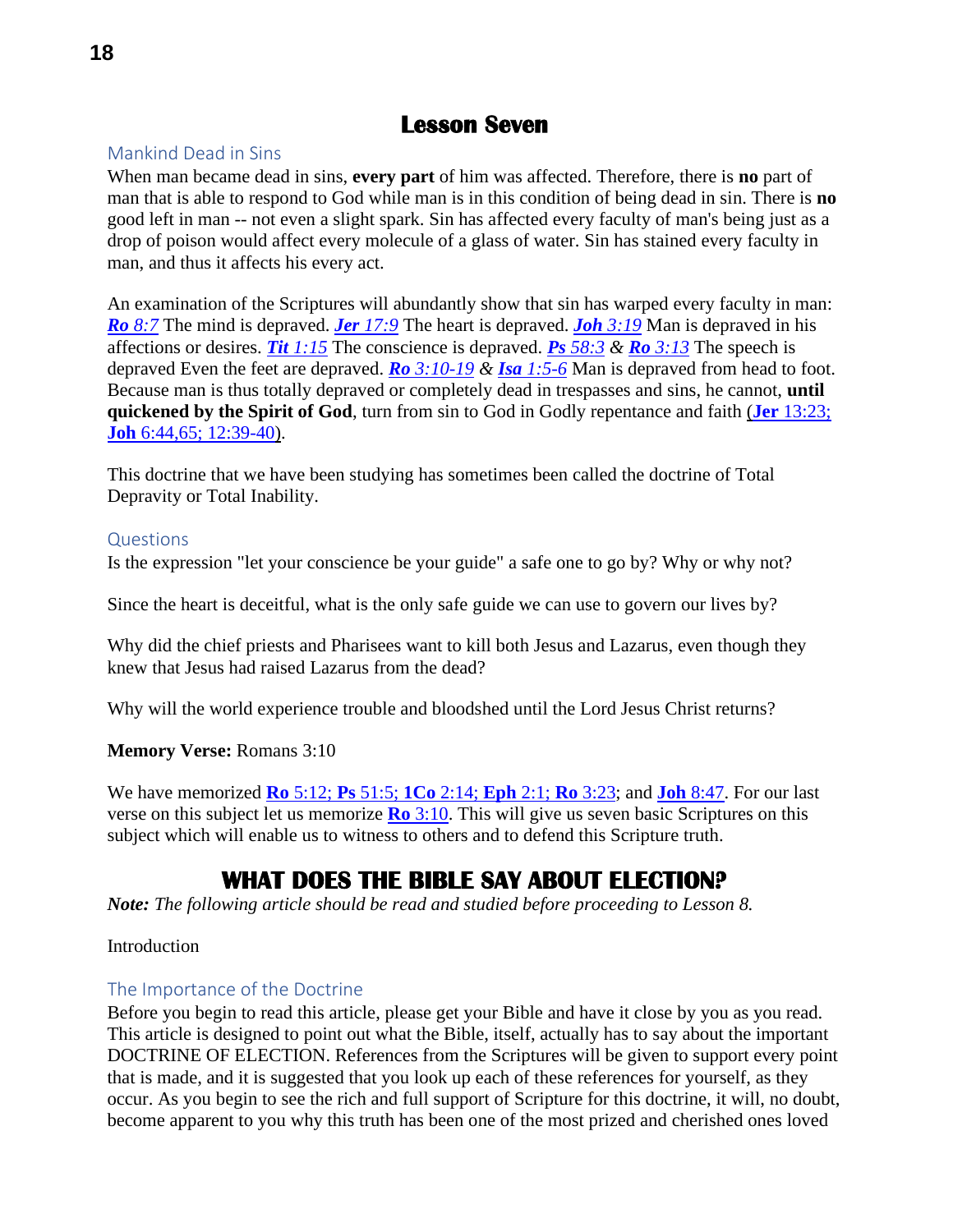# Lesson Seven

### Mankind Dead in Sins

When man became dead in sins, **every part** of him was affected. Therefore, there is **no** part of man that is able to respond to God while man is in this condition of being dead in sin. There is **no** good left in man -- not even a slight spark. Sin has affected every faculty of man's being just as a drop of poison would affect every molecule of a glass of water. Sin has stained every faculty in man, and thus it affects his every act.

An examination of the Scriptures will abundantly show that sin has warped every faculty in man: ***Ro*** *8:7* The mind is depraved. ***Jer*** *17:9* The heart is depraved. ***Joh*** *3:19* Man is depraved in his affections or desires. ***Tit*** *1:15* The conscience is depraved. ***Ps*** *58:3* & ***Ro*** *3:13* The speech is depraved Even the feet are depraved. ***Ro*** *3:10-19* & ***Isa*** *1:5-6* Man is depraved from head to foot. Because man is thus totally depraved or completely dead in trespasses and sins, he cannot, **until quickened by the Spirit of God**, turn from sin to God in Godly repentance and faith (**Jer** 13:23; **Joh** 6:44,65; 12:39-40).

This doctrine that we have been studying has sometimes been called the doctrine of Total Depravity or Total Inability.

### Questions

Is the expression "let your conscience be your guide" a safe one to go by? Why or why not?

Since the heart is deceitful, what is the only safe guide we can use to govern our lives by?

Why did the chief priests and Pharisees want to kill both Jesus and Lazarus, even though they knew that Jesus had raised Lazarus from the dead?

Why will the world experience trouble and bloodshed until the Lord Jesus Christ returns?

**Memory Verse:** Romans 3:10

We have memorized **Ro** 5:12; **Ps** 51:5; **1Co** 2:14; **Eph** 2:1; **Ro** 3:23; and **Joh** 8:47. For our last verse on this subject let us memorize **Ro** 3:10. This will give us seven basic Scriptures on this subject which will enable us to witness to others and to defend this Scripture truth.

# WHAT DOES THE BIBLE SAY ABOUT ELECTION?

***Note:*** *The following article should be read and studied before proceeding to Lesson 8.*

Introduction

### The Importance of the Doctrine

Before you begin to read this article, please get your Bible and have it close by you as you read. This article is designed to point out what the Bible, itself, actually has to say about the important DOCTRINE OF ELECTION. References from the Scriptures will be given to support every point that is made, and it is suggested that you look up each of these references for yourself, as they occur. As you begin to see the rich and full support of Scripture for this doctrine, it will, no doubt, become apparent to you why this truth has been one of the most prized and cherished ones loved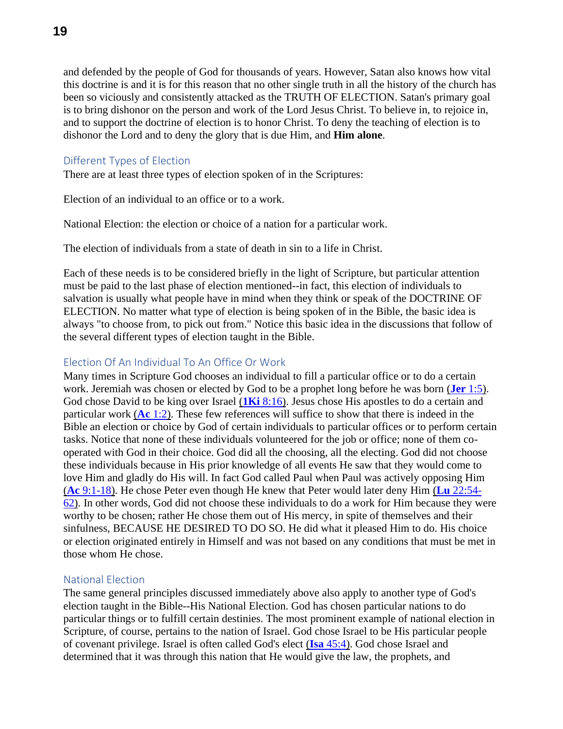and defended by the people of God for thousands of years. However, Satan also knows how vital this doctrine is and it is for this reason that no other single truth in all the history of the church has been so viciously and consistently attacked as the TRUTH OF ELECTION. Satan's primary goal is to bring dishonor on the person and work of the Lord Jesus Christ. To believe in, to rejoice in, and to support the doctrine of election is to honor Christ. To deny the teaching of election is to dishonor the Lord and to deny the glory that is due Him, and **Him alone**.

## Different Types of Election

There are at least three types of election spoken of in the Scriptures:

Election of an individual to an office or to a work.

National Election: the election or choice of a nation for a particular work.

The election of individuals from a state of death in sin to a life in Christ.

Each of these needs is to be considered briefly in the light of Scripture, but particular attention must be paid to the last phase of election mentioned--in fact, this election of individuals to salvation is usually what people have in mind when they think or speak of the DOCTRINE OF ELECTION. No matter what type of election is being spoken of in the Bible, the basic idea is always "to choose from, to pick out from." Notice this basic idea in the discussions that follow of the several different types of election taught in the Bible.

## Election Of An Individual To An Office Or Work

Many times in Scripture God chooses an individual to fill a particular office or to do a certain work. Jeremiah was chosen or elected by God to be a prophet long before he was born (**Jer** 1:5). God chose David to be king over Israel (**1Ki** 8:16). Jesus chose His apostles to do a certain and particular work (**Ac** 1:2). These few references will suffice to show that there is indeed in the Bible an election or choice by God of certain individuals to particular offices or to perform certain tasks. Notice that none of these individuals volunteered for the job or office; none of them co-operated with God in their choice. God did all the choosing, all the electing. God did not choose these individuals because in His prior knowledge of all events He saw that they would come to love Him and gladly do His will. In fact God called Paul when Paul was actively opposing Him (**Ac** 9:1-18). He chose Peter even though He knew that Peter would later deny Him (**Lu** 22:54-62). In other words, God did not choose these individuals to do a work for Him because they were worthy to be chosen; rather He chose them out of His mercy, in spite of themselves and their sinfulness, BECAUSE HE DESIRED TO DO SO. He did what it pleased Him to do. His choice or election originated entirely in Himself and was not based on any conditions that must be met in those whom He chose.

## National Election

The same general principles discussed immediately above also apply to another type of God's election taught in the Bible--His National Election. God has chosen particular nations to do particular things or to fulfill certain destinies. The most prominent example of national election in Scripture, of course, pertains to the nation of Israel. God chose Israel to be His particular people of covenant privilege. Israel is often called God's elect (**Isa** 45:4). God chose Israel and determined that it was through this nation that He would give the law, the prophets, and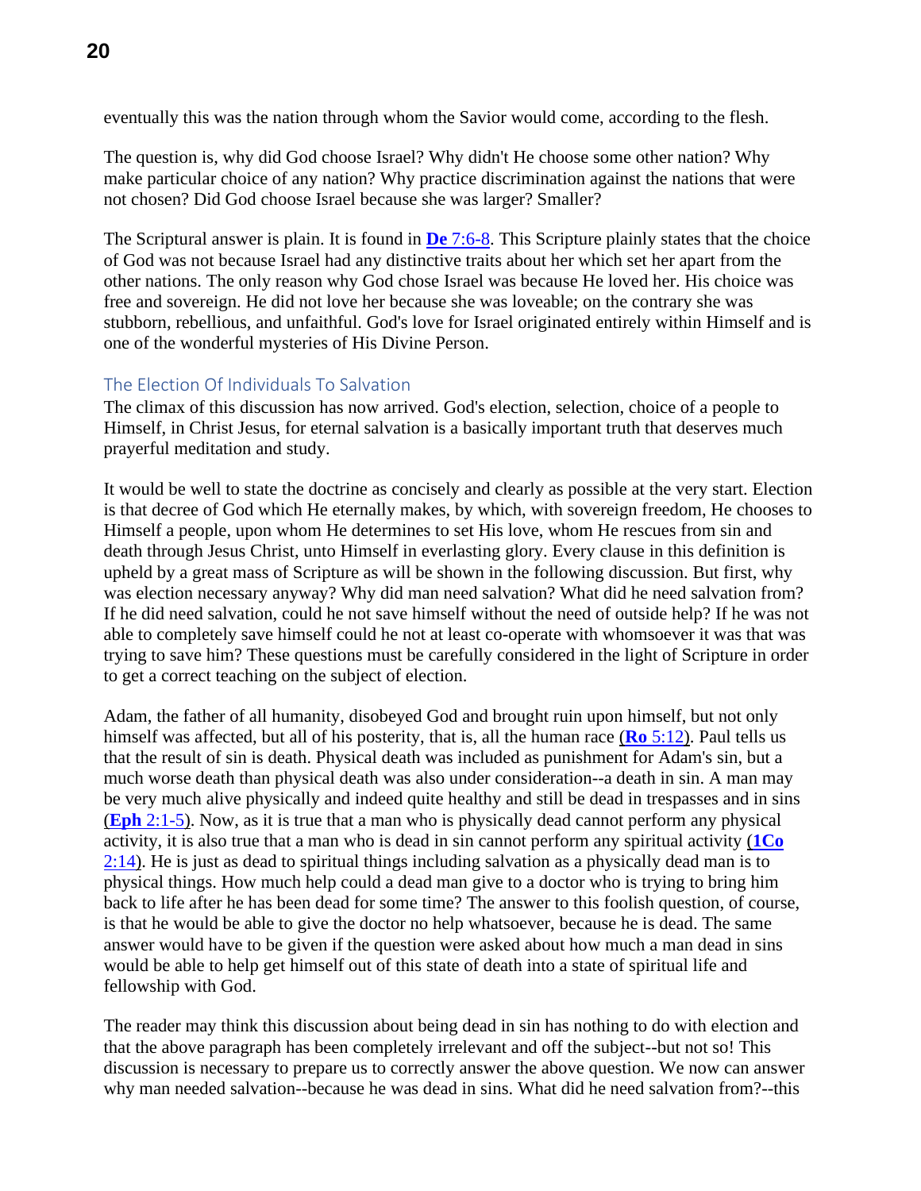eventually this was the nation through whom the Savior would come, according to the flesh.

The question is, why did God choose Israel? Why didn't He choose some other nation? Why make particular choice of any nation? Why practice discrimination against the nations that were not chosen? Did God choose Israel because she was larger? Smaller?

The Scriptural answer is plain. It is found in **De** 7:6-8. This Scripture plainly states that the choice of God was not because Israel had any distinctive traits about her which set her apart from the other nations. The only reason why God chose Israel was because He loved her. His choice was free and sovereign. He did not love her because she was loveable; on the contrary she was stubborn, rebellious, and unfaithful. God's love for Israel originated entirely within Himself and is one of the wonderful mysteries of His Divine Person.

### The Election Of Individuals To Salvation

The climax of this discussion has now arrived. God's election, selection, choice of a people to Himself, in Christ Jesus, for eternal salvation is a basically important truth that deserves much prayerful meditation and study.

It would be well to state the doctrine as concisely and clearly as possible at the very start. Election is that decree of God which He eternally makes, by which, with sovereign freedom, He chooses to Himself a people, upon whom He determines to set His love, whom He rescues from sin and death through Jesus Christ, unto Himself in everlasting glory. Every clause in this definition is upheld by a great mass of Scripture as will be shown in the following discussion. But first, why was election necessary anyway? Why did man need salvation? What did he need salvation from? If he did need salvation, could he not save himself without the need of outside help? If he was not able to completely save himself could he not at least co-operate with whomsoever it was that was trying to save him? These questions must be carefully considered in the light of Scripture in order to get a correct teaching on the subject of election.

Adam, the father of all humanity, disobeyed God and brought ruin upon himself, but not only himself was affected, but all of his posterity, that is, all the human race (**Ro** 5:12). Paul tells us that the result of sin is death. Physical death was included as punishment for Adam's sin, but a much worse death than physical death was also under consideration--a death in sin. A man may be very much alive physically and indeed quite healthy and still be dead in trespasses and in sins (**Eph** 2:1-5). Now, as it is true that a man who is physically dead cannot perform any physical activity, it is also true that a man who is dead in sin cannot perform any spiritual activity (**1Co** 2:14). He is just as dead to spiritual things including salvation as a physically dead man is to physical things. How much help could a dead man give to a doctor who is trying to bring him back to life after he has been dead for some time? The answer to this foolish question, of course, is that he would be able to give the doctor no help whatsoever, because he is dead. The same answer would have to be given if the question were asked about how much a man dead in sins would be able to help get himself out of this state of death into a state of spiritual life and fellowship with God.

The reader may think this discussion about being dead in sin has nothing to do with election and that the above paragraph has been completely irrelevant and off the subject--but not so! This discussion is necessary to prepare us to correctly answer the above question. We now can answer why man needed salvation--because he was dead in sins. What did he need salvation from?--this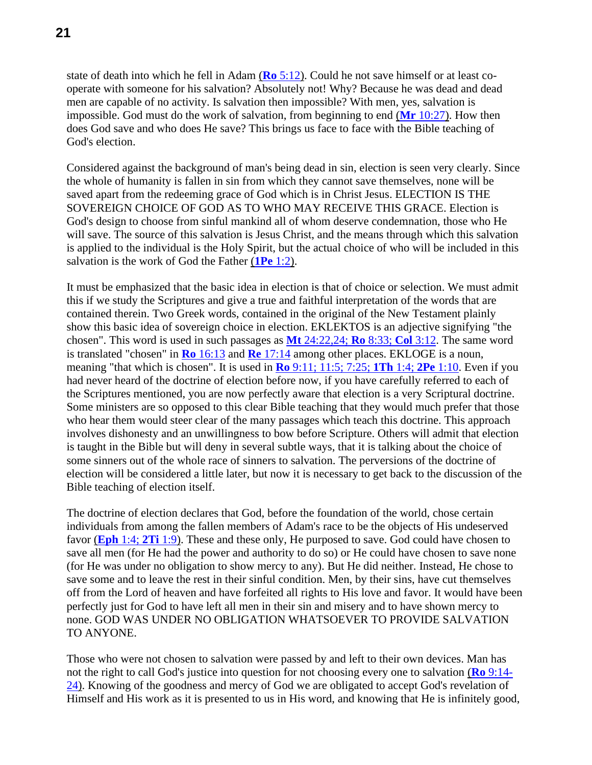state of death into which he fell in Adam (**Ro** 5:12). Could he not save himself or at least co-operate with someone for his salvation? Absolutely not! Why? Because he was dead and dead men are capable of no activity. Is salvation then impossible? With men, yes, salvation is impossible. God must do the work of salvation, from beginning to end (**Mr** 10:27). How then does God save and who does He save? This brings us face to face with the Bible teaching of God's election.

Considered against the background of man's being dead in sin, election is seen very clearly. Since the whole of humanity is fallen in sin from which they cannot save themselves, none will be saved apart from the redeeming grace of God which is in Christ Jesus. ELECTION IS THE SOVEREIGN CHOICE OF GOD AS TO WHO MAY RECEIVE THIS GRACE. Election is God's design to choose from sinful mankind all of whom deserve condemnation, those who He will save. The source of this salvation is Jesus Christ, and the means through which this salvation is applied to the individual is the Holy Spirit, but the actual choice of who will be included in this salvation is the work of God the Father (**1Pe** 1:2).

It must be emphasized that the basic idea in election is that of choice or selection. We must admit this if we study the Scriptures and give a true and faithful interpretation of the words that are contained therein. Two Greek words, contained in the original of the New Testament plainly show this basic idea of sovereign choice in election. EKLEKTOS is an adjective signifying "the chosen". This word is used in such passages as **Mt** 24:22,24; **Ro** 8:33; **Col** 3:12. The same word is translated "chosen" in **Ro** 16:13 and **Re** 17:14 among other places. EKLOGE is a noun, meaning "that which is chosen". It is used in **Ro** 9:11; 11:5; 7:25; **1Th** 1:4; **2Pe** 1:10. Even if you had never heard of the doctrine of election before now, if you have carefully referred to each of the Scriptures mentioned, you are now perfectly aware that election is a very Scriptural doctrine. Some ministers are so opposed to this clear Bible teaching that they would much prefer that those who hear them would steer clear of the many passages which teach this doctrine. This approach involves dishonesty and an unwillingness to bow before Scripture. Others will admit that election is taught in the Bible but will deny in several subtle ways, that it is talking about the choice of some sinners out of the whole race of sinners to salvation. The perversions of the doctrine of election will be considered a little later, but now it is necessary to get back to the discussion of the Bible teaching of election itself.

The doctrine of election declares that God, before the foundation of the world, chose certain individuals from among the fallen members of Adam's race to be the objects of His undeserved favor (**Eph** 1:4; **2Ti** 1:9). These and these only, He purposed to save. God could have chosen to save all men (for He had the power and authority to do so) or He could have chosen to save none (for He was under no obligation to show mercy to any). But He did neither. Instead, He chose to save some and to leave the rest in their sinful condition. Men, by their sins, have cut themselves off from the Lord of heaven and have forfeited all rights to His love and favor. It would have been perfectly just for God to have left all men in their sin and misery and to have shown mercy to none. GOD WAS UNDER NO OBLIGATION WHATSOEVER TO PROVIDE SALVATION TO ANYONE.

Those who were not chosen to salvation were passed by and left to their own devices. Man has not the right to call God's justice into question for not choosing every one to salvation (**Ro** 9:14-24). Knowing of the goodness and mercy of God we are obligated to accept God's revelation of Himself and His work as it is presented to us in His word, and knowing that He is infinitely good,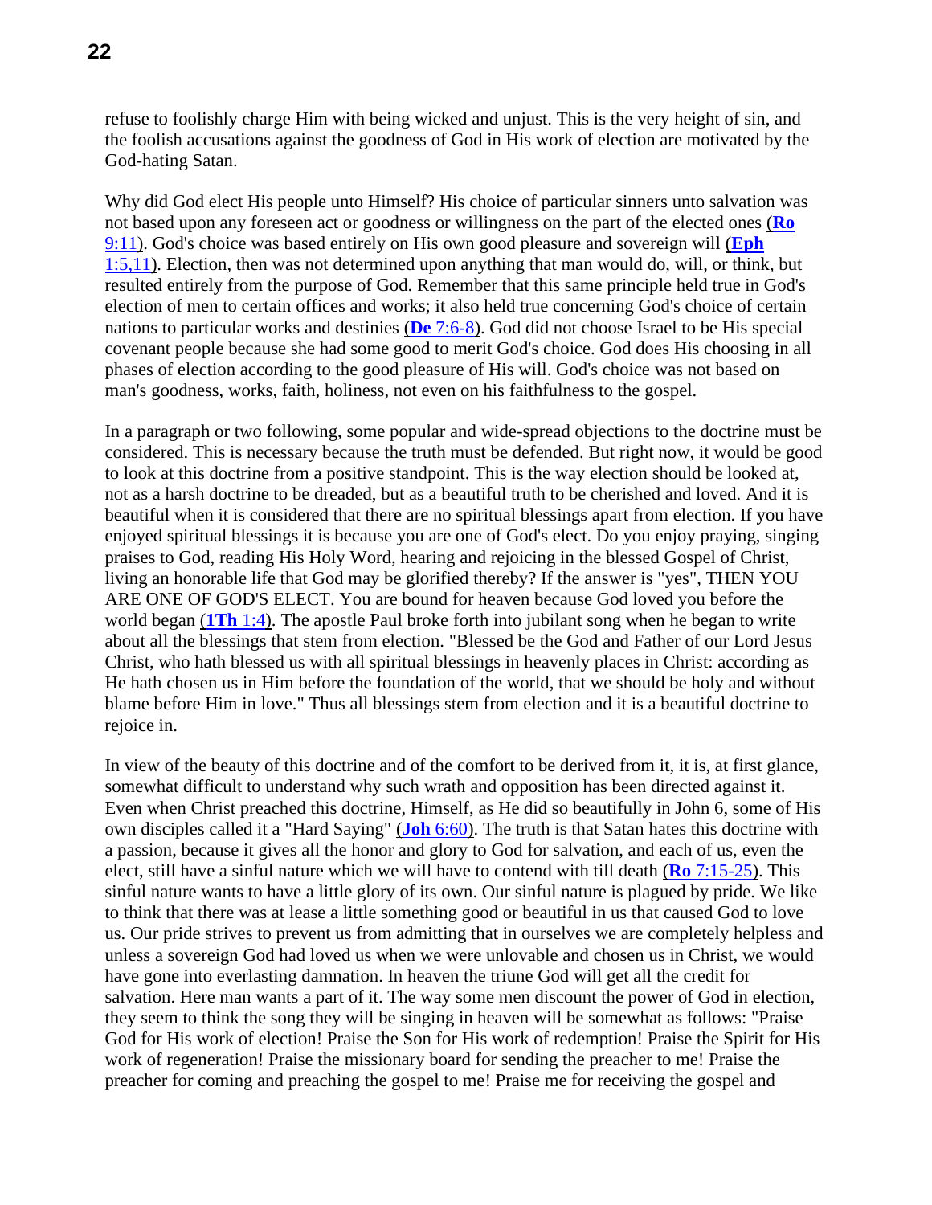refuse to foolishly charge Him with being wicked and unjust. This is the very height of sin, and the foolish accusations against the goodness of God in His work of election are motivated by the God-hating Satan.

Why did God elect His people unto Himself? His choice of particular sinners unto salvation was not based upon any foreseen act or goodness or willingness on the part of the elected ones (**Ro** 9:11). God's choice was based entirely on His own good pleasure and sovereign will (**Eph** 1:5,11). Election, then was not determined upon anything that man would do, will, or think, but resulted entirely from the purpose of God. Remember that this same principle held true in God's election of men to certain offices and works; it also held true concerning God's choice of certain nations to particular works and destinies (**De** 7:6-8). God did not choose Israel to be His special covenant people because she had some good to merit God's choice. God does His choosing in all phases of election according to the good pleasure of His will. God's choice was not based on man's goodness, works, faith, holiness, not even on his faithfulness to the gospel.

In a paragraph or two following, some popular and wide-spread objections to the doctrine must be considered. This is necessary because the truth must be defended. But right now, it would be good to look at this doctrine from a positive standpoint. This is the way election should be looked at, not as a harsh doctrine to be dreaded, but as a beautiful truth to be cherished and loved. And it is beautiful when it is considered that there are no spiritual blessings apart from election. If you have enjoyed spiritual blessings it is because you are one of God's elect. Do you enjoy praying, singing praises to God, reading His Holy Word, hearing and rejoicing in the blessed Gospel of Christ, living an honorable life that God may be glorified thereby? If the answer is "yes", THEN YOU ARE ONE OF GOD'S ELECT. You are bound for heaven because God loved you before the world began (**1Th** 1:4). The apostle Paul broke forth into jubilant song when he began to write about all the blessings that stem from election. "Blessed be the God and Father of our Lord Jesus Christ, who hath blessed us with all spiritual blessings in heavenly places in Christ: according as He hath chosen us in Him before the foundation of the world, that we should be holy and without blame before Him in love." Thus all blessings stem from election and it is a beautiful doctrine to rejoice in.

In view of the beauty of this doctrine and of the comfort to be derived from it, it is, at first glance, somewhat difficult to understand why such wrath and opposition has been directed against it. Even when Christ preached this doctrine, Himself, as He did so beautifully in John 6, some of His own disciples called it a "Hard Saying" (**Joh** 6:60). The truth is that Satan hates this doctrine with a passion, because it gives all the honor and glory to God for salvation, and each of us, even the elect, still have a sinful nature which we will have to contend with till death (**Ro** 7:15-25). This sinful nature wants to have a little glory of its own. Our sinful nature is plagued by pride. We like to think that there was at lease a little something good or beautiful in us that caused God to love us. Our pride strives to prevent us from admitting that in ourselves we are completely helpless and unless a sovereign God had loved us when we were unlovable and chosen us in Christ, we would have gone into everlasting damnation. In heaven the triune God will get all the credit for salvation. Here man wants a part of it. The way some men discount the power of God in election, they seem to think the song they will be singing in heaven will be somewhat as follows: "Praise God for His work of election! Praise the Son for His work of redemption! Praise the Spirit for His work of regeneration! Praise the missionary board for sending the preacher to me! Praise the preacher for coming and preaching the gospel to me! Praise me for receiving the gospel and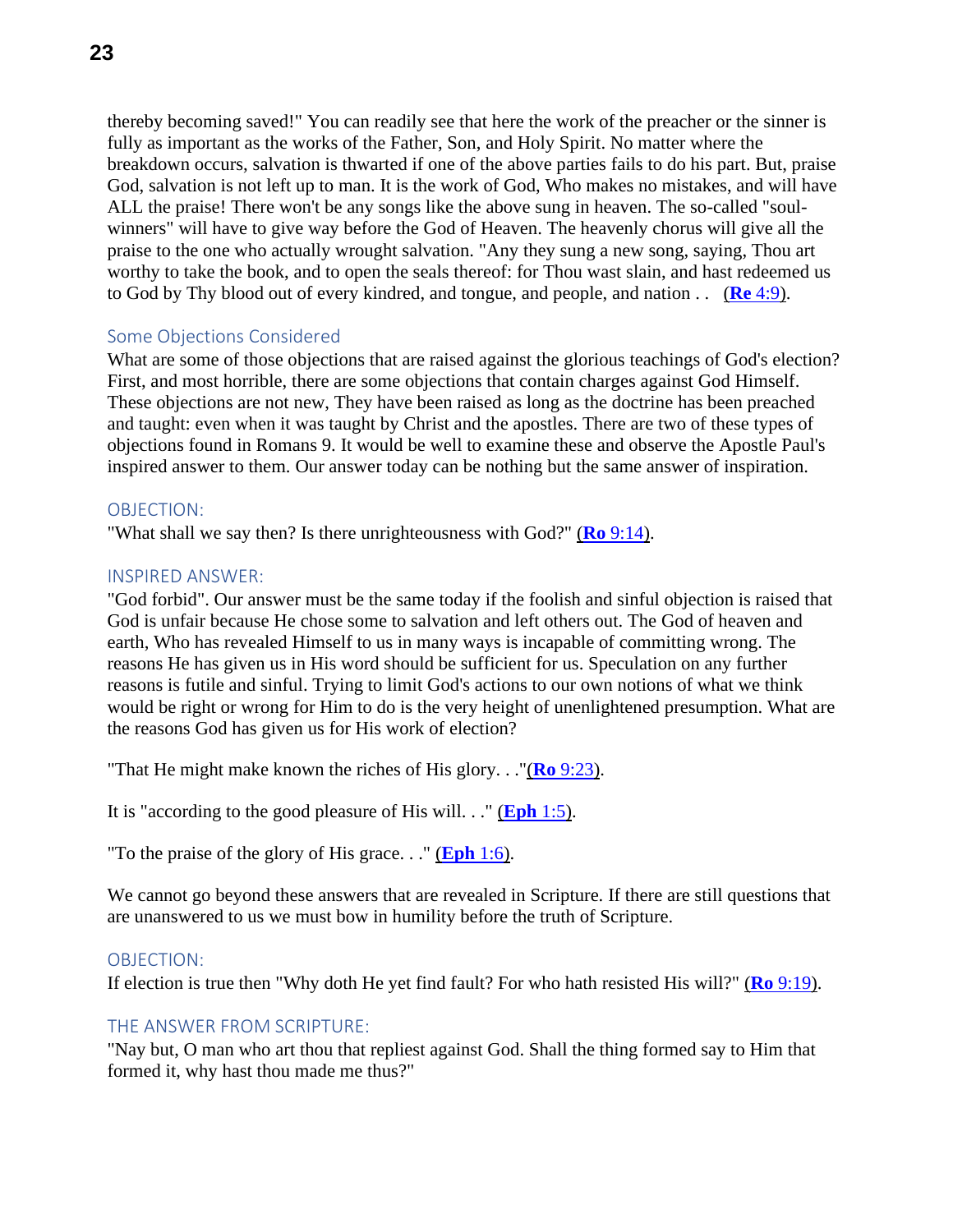thereby becoming saved!" You can readily see that here the work of the preacher or the sinner is fully as important as the works of the Father, Son, and Holy Spirit. No matter where the breakdown occurs, salvation is thwarted if one of the above parties fails to do his part. But, praise God, salvation is not left up to man. It is the work of God, Who makes no mistakes, and will have ALL the praise! There won't be any songs like the above sung in heaven. The so-called "soul-winners" will have to give way before the God of Heaven. The heavenly chorus will give all the praise to the one who actually wrought salvation. "Any they sung a new song, saying, Thou art worthy to take the book, and to open the seals thereof: for Thou wast slain, and hast redeemed us to God by Thy blood out of every kindred, and tongue, and people, and nation . . (**Re** 4:9).

## Some Objections Considered

What are some of those objections that are raised against the glorious teachings of God's election? First, and most horrible, there are some objections that contain charges against God Himself. These objections are not new, They have been raised as long as the doctrine has been preached and taught: even when it was taught by Christ and the apostles. There are two of these types of objections found in Romans 9. It would be well to examine these and observe the Apostle Paul's inspired answer to them. Our answer today can be nothing but the same answer of inspiration.

### OBJECTION:

"What shall we say then? Is there unrighteousness with God?" (**Ro** 9:14).

### INSPIRED ANSWER:

"God forbid". Our answer must be the same today if the foolish and sinful objection is raised that God is unfair because He chose some to salvation and left others out. The God of heaven and earth, Who has revealed Himself to us in many ways is incapable of committing wrong. The reasons He has given us in His word should be sufficient for us. Speculation on any further reasons is futile and sinful. Trying to limit God's actions to our own notions of what we think would be right or wrong for Him to do is the very height of unenlightened presumption. What are the reasons God has given us for His work of election?

"That He might make known the riches of His glory. . ."(**Ro** 9:23).

It is "according to the good pleasure of His will. . ." (**Eph** 1:5).

"To the praise of the glory of His grace. . ." (**Eph** 1:6).

We cannot go beyond these answers that are revealed in Scripture. If there are still questions that are unanswered to us we must bow in humility before the truth of Scripture.

### OBJECTION:

If election is true then "Why doth He yet find fault? For who hath resisted His will?" (**Ro** 9:19).

### THE ANSWER FROM SCRIPTURE:

"Nay but, O man who art thou that repliest against God. Shall the thing formed say to Him that formed it, why hast thou made me thus?"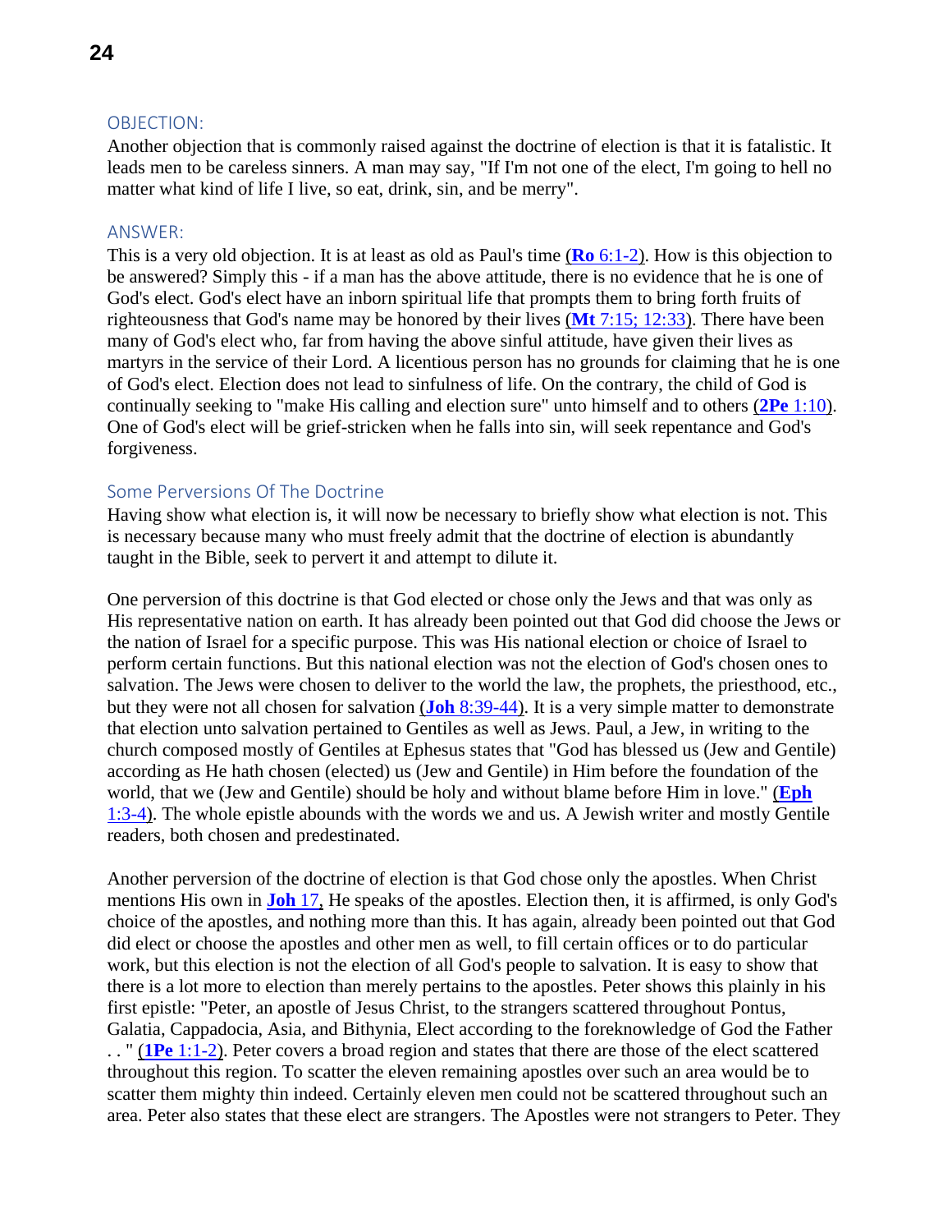### OBJECTION:

Another objection that is commonly raised against the doctrine of election is that it is fatalistic. It leads men to be careless sinners. A man may say, "If I'm not one of the elect, I'm going to hell no matter what kind of life I live, so eat, drink, sin, and be merry".

### ANSWER:

This is a very old objection. It is at least as old as Paul's time (**Ro** 6:1-2). How is this objection to be answered? Simply this - if a man has the above attitude, there is no evidence that he is one of God's elect. God's elect have an inborn spiritual life that prompts them to bring forth fruits of righteousness that God's name may be honored by their lives (**Mt** 7:15; 12:33). There have been many of God's elect who, far from having the above sinful attitude, have given their lives as martyrs in the service of their Lord. A licentious person has no grounds for claiming that he is one of God's elect. Election does not lead to sinfulness of life. On the contrary, the child of God is continually seeking to "make His calling and election sure" unto himself and to others (**2Pe** 1:10). One of God's elect will be grief-stricken when he falls into sin, will seek repentance and God's forgiveness.

### Some Perversions Of The Doctrine

Having show what election is, it will now be necessary to briefly show what election is not. This is necessary because many who must freely admit that the doctrine of election is abundantly taught in the Bible, seek to pervert it and attempt to dilute it.

One perversion of this doctrine is that God elected or chose only the Jews and that was only as His representative nation on earth. It has already been pointed out that God did choose the Jews or the nation of Israel for a specific purpose. This was His national election or choice of Israel to perform certain functions. But this national election was not the election of God's chosen ones to salvation. The Jews were chosen to deliver to the world the law, the prophets, the priesthood, etc., but they were not all chosen for salvation (**Joh** 8:39-44). It is a very simple matter to demonstrate that election unto salvation pertained to Gentiles as well as Jews. Paul, a Jew, in writing to the church composed mostly of Gentiles at Ephesus states that "God has blessed us (Jew and Gentile) according as He hath chosen (elected) us (Jew and Gentile) in Him before the foundation of the world, that we (Jew and Gentile) should be holy and without blame before Him in love." (**Eph** 1:3-4). The whole epistle abounds with the words we and us. A Jewish writer and mostly Gentile readers, both chosen and predestinated.

Another perversion of the doctrine of election is that God chose only the apostles. When Christ mentions His own in **Joh** 17, He speaks of the apostles. Election then, it is affirmed, is only God's choice of the apostles, and nothing more than this. It has again, already been pointed out that God did elect or choose the apostles and other men as well, to fill certain offices or to do particular work, but this election is not the election of all God's people to salvation. It is easy to show that there is a lot more to election than merely pertains to the apostles. Peter shows this plainly in his first epistle: "Peter, an apostle of Jesus Christ, to the strangers scattered throughout Pontus, Galatia, Cappadocia, Asia, and Bithynia, Elect according to the foreknowledge of God the Father . . " (**1Pe** 1:1-2). Peter covers a broad region and states that there are those of the elect scattered throughout this region. To scatter the eleven remaining apostles over such an area would be to scatter them mighty thin indeed. Certainly eleven men could not be scattered throughout such an area. Peter also states that these elect are strangers. The Apostles were not strangers to Peter. They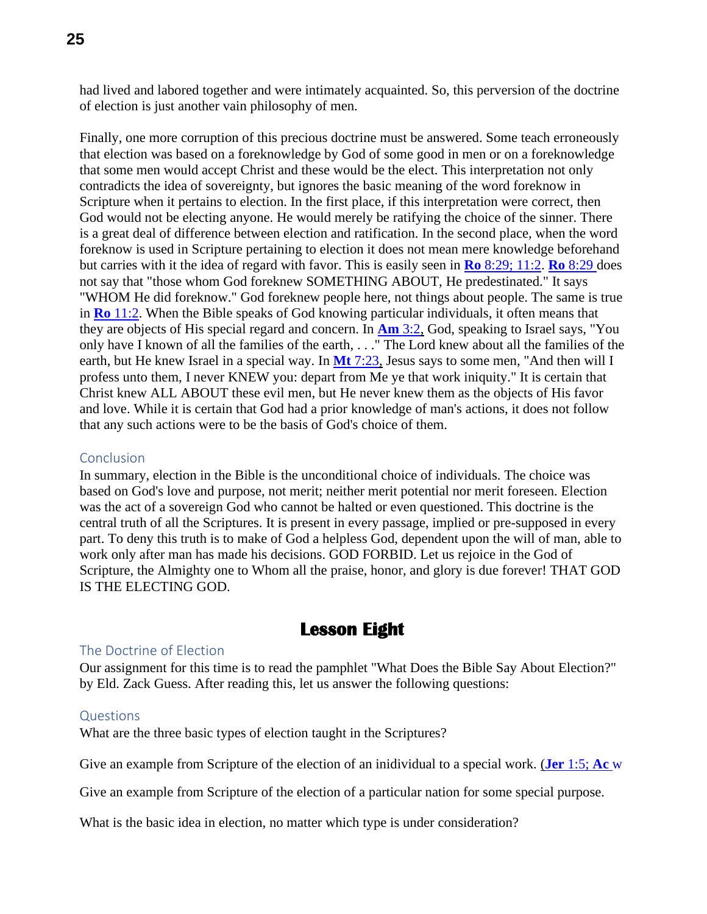had lived and labored together and were intimately acquainted. So, this perversion of the doctrine of election is just another vain philosophy of men.

Finally, one more corruption of this precious doctrine must be answered. Some teach erroneously that election was based on a foreknowledge by God of some good in men or on a foreknowledge that some men would accept Christ and these would be the elect. This interpretation not only contradicts the idea of sovereignty, but ignores the basic meaning of the word foreknow in Scripture when it pertains to election. In the first place, if this interpretation were correct, then God would not be electing anyone. He would merely be ratifying the choice of the sinner. There is a great deal of difference between election and ratification. In the second place, when the word foreknow is used in Scripture pertaining to election it does not mean mere knowledge beforehand but carries with it the idea of regard with favor. This is easily seen in **Ro** 8:29; 11:2. **Ro** 8:29 does not say that "those whom God foreknew SOMETHING ABOUT, He predestinated." It says "WHOM He did foreknow." God foreknew people here, not things about people. The same is true in **Ro** 11:2. When the Bible speaks of God knowing particular individuals, it often means that they are objects of His special regard and concern. In **Am** 3:2, God, speaking to Israel says, "You only have I known of all the families of the earth, . . ." The Lord knew about all the families of the earth, but He knew Israel in a special way. In **Mt** 7:23, Jesus says to some men, "And then will I profess unto them, I never KNEW you: depart from Me ye that work iniquity." It is certain that Christ knew ALL ABOUT these evil men, but He never knew them as the objects of His favor and love. While it is certain that God had a prior knowledge of man's actions, it does not follow that any such actions were to be the basis of God's choice of them.

### Conclusion

In summary, election in the Bible is the unconditional choice of individuals. The choice was based on God's love and purpose, not merit; neither merit potential nor merit foreseen. Election was the act of a sovereign God who cannot be halted or even questioned. This doctrine is the central truth of all the Scriptures. It is present in every passage, implied or pre-supposed in every part. To deny this truth is to make of God a helpless God, dependent upon the will of man, able to work only after man has made his decisions. GOD FORBID. Let us rejoice in the God of Scripture, the Almighty one to Whom all the praise, honor, and glory is due forever! THAT GOD IS THE ELECTING GOD.

## Lesson Eight

### The Doctrine of Election

Our assignment for this time is to read the pamphlet "What Does the Bible Say About Election?" by Eld. Zack Guess. After reading this, let us answer the following questions:

### Questions

What are the three basic types of election taught in the Scriptures?

Give an example from Scripture of the election of an inidividual to a special work. (**Jer** 1:5; **Ac** w

Give an example from Scripture of the election of a particular nation for some special purpose.

What is the basic idea in election, no matter which type is under consideration?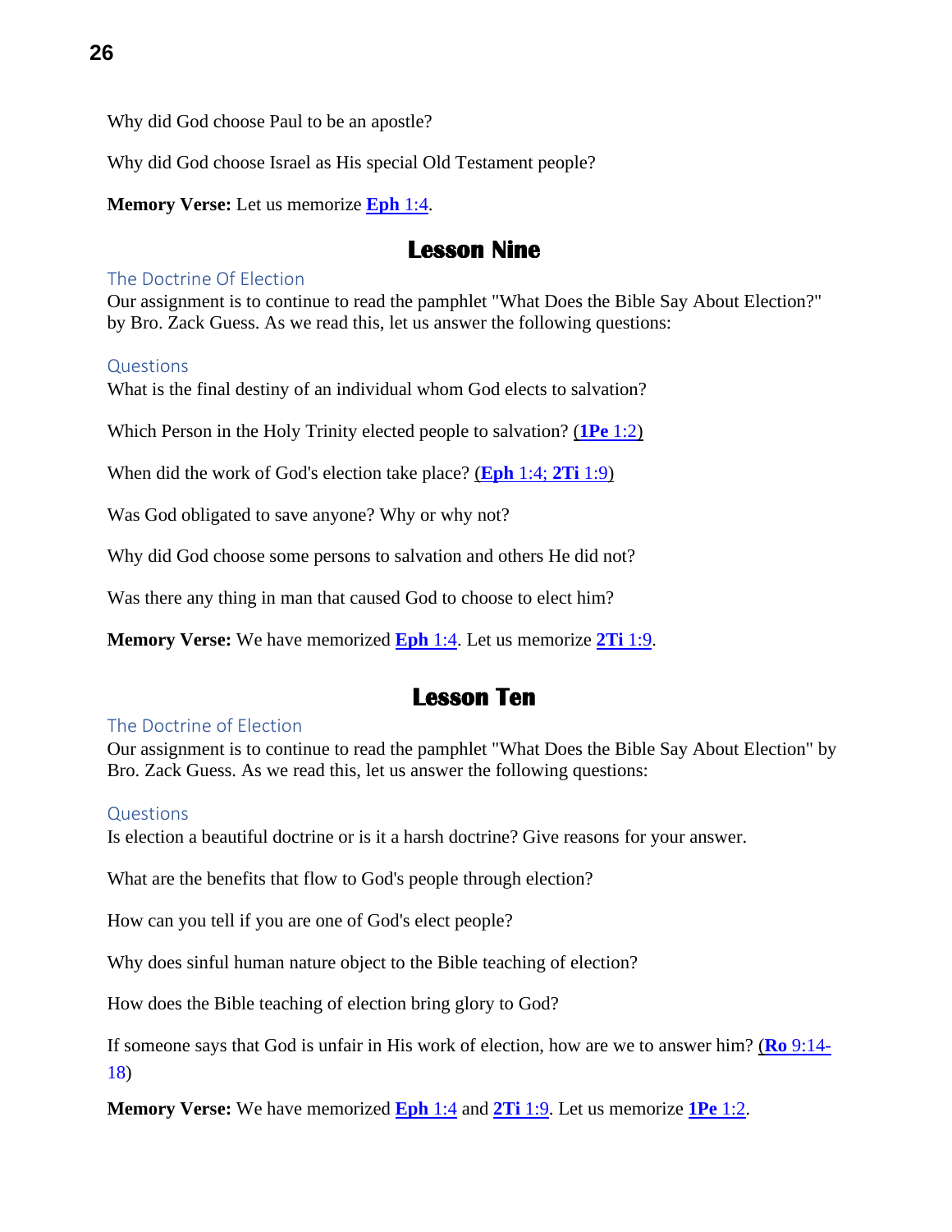Why did God choose Paul to be an apostle?

Why did God choose Israel as His special Old Testament people?

**Memory Verse:** Let us memorize **Eph** 1:4.

## Lesson Nine

### The Doctrine Of Election

Our assignment is to continue to read the pamphlet "What Does the Bible Say About Election?" by Bro. Zack Guess. As we read this, let us answer the following questions:

### Questions

What is the final destiny of an individual whom God elects to salvation?

Which Person in the Holy Trinity elected people to salvation? (**1Pe** 1:2)

When did the work of God's election take place? (**Eph** 1:4; **2Ti** 1:9)

Was God obligated to save anyone? Why or why not?

Why did God choose some persons to salvation and others He did not?

Was there any thing in man that caused God to choose to elect him?

**Memory Verse:** We have memorized **Eph** 1:4. Let us memorize **2Ti** 1:9.

## Lesson Ten

### The Doctrine of Election

Our assignment is to continue to read the pamphlet "What Does the Bible Say About Election" by Bro. Zack Guess. As we read this, let us answer the following questions:

### Questions

Is election a beautiful doctrine or is it a harsh doctrine? Give reasons for your answer.

What are the benefits that flow to God's people through election?

How can you tell if you are one of God's elect people?

Why does sinful human nature object to the Bible teaching of election?

How does the Bible teaching of election bring glory to God?

If someone says that God is unfair in His work of election, how are we to answer him? (**Ro** 9:14-18)

**Memory Verse:** We have memorized **Eph** 1:4 and **2Ti** 1:9. Let us memorize **1Pe** 1:2.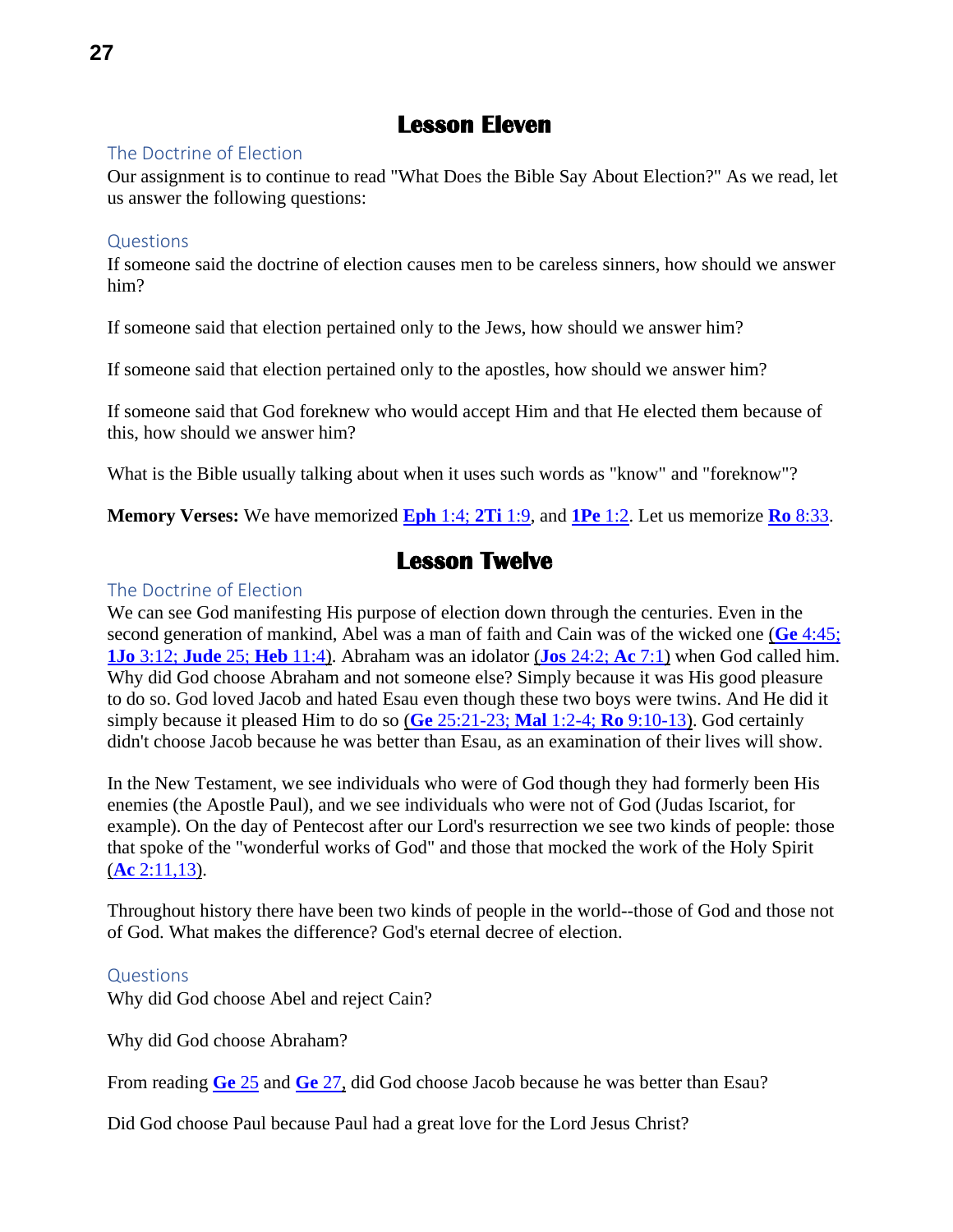# Lesson Eleven

### The Doctrine of Election

Our assignment is to continue to read "What Does the Bible Say About Election?" As we read, let us answer the following questions:

### Questions

If someone said the doctrine of election causes men to be careless sinners, how should we answer him?

If someone said that election pertained only to the Jews, how should we answer him?

If someone said that election pertained only to the apostles, how should we answer him?

If someone said that God foreknew who would accept Him and that He elected them because of this, how should we answer him?

What is the Bible usually talking about when it uses such words as "know" and "foreknow"?

**Memory Verses:** We have memorized **Eph** 1:4; **2Ti** 1:9, and **1Pe** 1:2. Let us memorize **Ro** 8:33.

# Lesson Twelve

### The Doctrine of Election

We can see God manifesting His purpose of election down through the centuries. Even in the second generation of mankind, Abel was a man of faith and Cain was of the wicked one (**Ge** 4:45; **1Jo** 3:12; **Jude** 25; **Heb** 11:4). Abraham was an idolator (**Jos** 24:2; **Ac** 7:1) when God called him. Why did God choose Abraham and not someone else? Simply because it was His good pleasure to do so. God loved Jacob and hated Esau even though these two boys were twins. And He did it simply because it pleased Him to do so (**Ge** 25:21-23; **Mal** 1:2-4; **Ro** 9:10-13). God certainly didn't choose Jacob because he was better than Esau, as an examination of their lives will show.

In the New Testament, we see individuals who were of God though they had formerly been His enemies (the Apostle Paul), and we see individuals who were not of God (Judas Iscariot, for example). On the day of Pentecost after our Lord's resurrection we see two kinds of people: those that spoke of the "wonderful works of God" and those that mocked the work of the Holy Spirit (**Ac** 2:11,13).

Throughout history there have been two kinds of people in the world--those of God and those not of God. What makes the difference? God's eternal decree of election.

### Questions

Why did God choose Abel and reject Cain?

Why did God choose Abraham?

From reading **Ge** 25 and **Ge** 27, did God choose Jacob because he was better than Esau?

Did God choose Paul because Paul had a great love for the Lord Jesus Christ?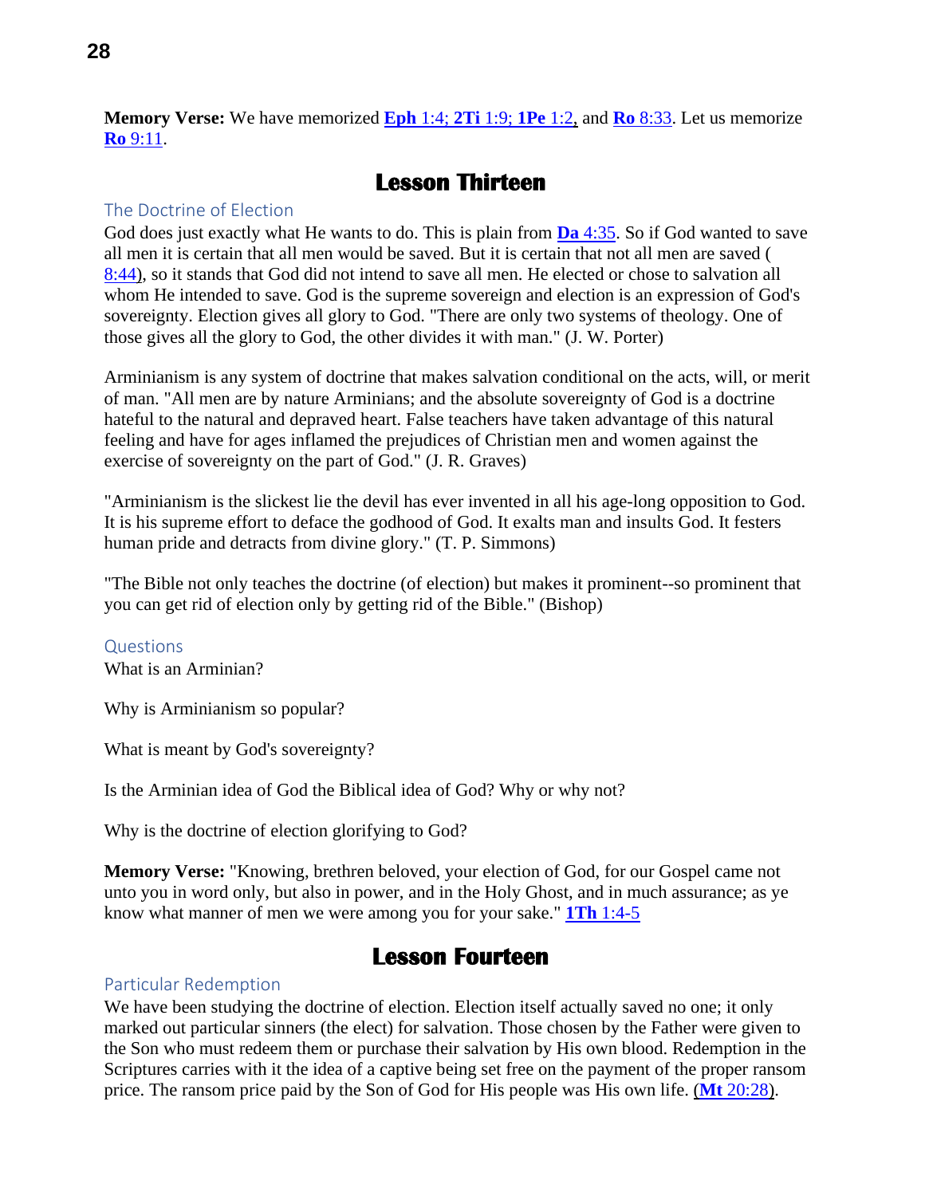**Memory Verse:** We have memorized **Eph** 1:4; **2Ti** 1:9; **1Pe** 1:2, and **Ro** 8:33. Let us memorize **Ro** 9:11.

## Lesson Thirteen

### The Doctrine of Election

God does just exactly what He wants to do. This is plain from **Da** 4:35. So if God wanted to save all men it is certain that all men would be saved. But it is certain that not all men are saved ( 8:44), so it stands that God did not intend to save all men. He elected or chose to salvation all whom He intended to save. God is the supreme sovereign and election is an expression of God's sovereignty. Election gives all glory to God. "There are only two systems of theology. One of those gives all the glory to God, the other divides it with man." (J. W. Porter)

Arminianism is any system of doctrine that makes salvation conditional on the acts, will, or merit of man. "All men are by nature Arminians; and the absolute sovereignty of God is a doctrine hateful to the natural and depraved heart. False teachers have taken advantage of this natural feeling and have for ages inflamed the prejudices of Christian men and women against the exercise of sovereignty on the part of God." (J. R. Graves)

"Arminianism is the slickest lie the devil has ever invented in all his age-long opposition to God. It is his supreme effort to deface the godhood of God. It exalts man and insults God. It festers human pride and detracts from divine glory." (T. P. Simmons)

"The Bible not only teaches the doctrine (of election) but makes it prominent--so prominent that you can get rid of election only by getting rid of the Bible." (Bishop)

### Questions

What is an Arminian?

Why is Arminianism so popular?

What is meant by God's sovereignty?

Is the Arminian idea of God the Biblical idea of God? Why or why not?

Why is the doctrine of election glorifying to God?

**Memory Verse:** "Knowing, brethren beloved, your election of God, for our Gospel came not unto you in word only, but also in power, and in the Holy Ghost, and in much assurance; as ye know what manner of men we were among you for your sake." **1Th** 1:4-5

## Lesson Fourteen

### Particular Redemption

We have been studying the doctrine of election. Election itself actually saved no one; it only marked out particular sinners (the elect) for salvation. Those chosen by the Father were given to the Son who must redeem them or purchase their salvation by His own blood. Redemption in the Scriptures carries with it the idea of a captive being set free on the payment of the proper ransom price. The ransom price paid by the Son of God for His people was His own life. (**Mt** 20:28).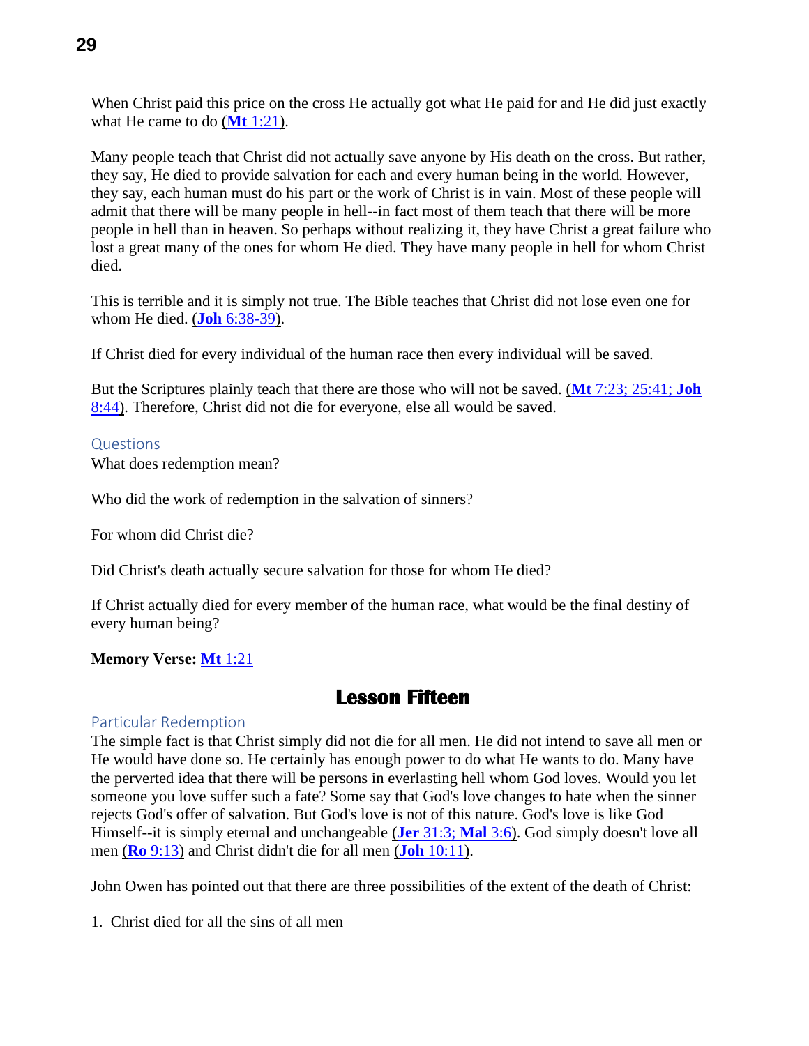When Christ paid this price on the cross He actually got what He paid for and He did just exactly what He came to do (**Mt** 1:21).

Many people teach that Christ did not actually save anyone by His death on the cross. But rather, they say, He died to provide salvation for each and every human being in the world. However, they say, each human must do his part or the work of Christ is in vain. Most of these people will admit that there will be many people in hell--in fact most of them teach that there will be more people in hell than in heaven. So perhaps without realizing it, they have Christ a great failure who lost a great many of the ones for whom He died. They have many people in hell for whom Christ died.

This is terrible and it is simply not true. The Bible teaches that Christ did not lose even one for whom He died. (**Joh** 6:38-39).

If Christ died for every individual of the human race then every individual will be saved.

But the Scriptures plainly teach that there are those who will not be saved. (**Mt** 7:23; 25:41; **Joh** 8:44). Therefore, Christ did not die for everyone, else all would be saved.

### Questions

What does redemption mean?

Who did the work of redemption in the salvation of sinners?

For whom did Christ die?

Did Christ's death actually secure salvation for those for whom He died?

If Christ actually died for every member of the human race, what would be the final destiny of every human being?

**Memory Verse: Mt** 1:21

## Lesson Fifteen

### Particular Redemption

The simple fact is that Christ simply did not die for all men. He did not intend to save all men or He would have done so. He certainly has enough power to do what He wants to do. Many have the perverted idea that there will be persons in everlasting hell whom God loves. Would you let someone you love suffer such a fate? Some say that God's love changes to hate when the sinner rejects God's offer of salvation. But God's love is not of this nature. God's love is like God Himself--it is simply eternal and unchangeable (**Jer** 31:3; **Mal** 3:6). God simply doesn't love all men (**Ro** 9:13) and Christ didn't die for all men (**Joh** 10:11).

John Owen has pointed out that there are three possibilities of the extent of the death of Christ:

1. Christ died for all the sins of all men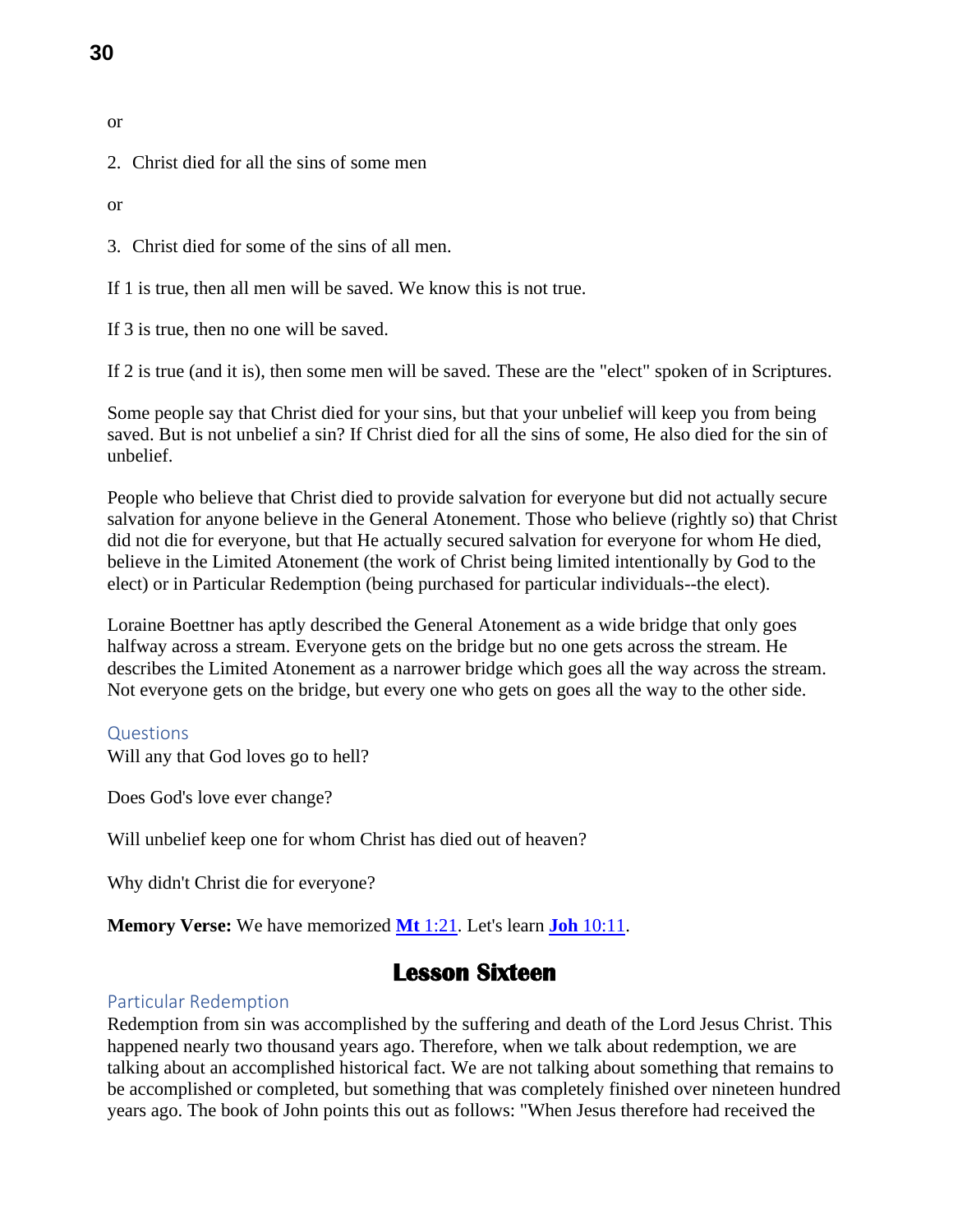or

2. Christ died for all the sins of some men

or

3. Christ died for some of the sins of all men.

If 1 is true, then all men will be saved. We know this is not true.

If 3 is true, then no one will be saved.

If 2 is true (and it is), then some men will be saved. These are the "elect" spoken of in Scriptures.

Some people say that Christ died for your sins, but that your unbelief will keep you from being saved. But is not unbelief a sin? If Christ died for all the sins of some, He also died for the sin of unbelief.

People who believe that Christ died to provide salvation for everyone but did not actually secure salvation for anyone believe in the General Atonement. Those who believe (rightly so) that Christ did not die for everyone, but that He actually secured salvation for everyone for whom He died, believe in the Limited Atonement (the work of Christ being limited intentionally by God to the elect) or in Particular Redemption (being purchased for particular individuals--the elect).

Loraine Boettner has aptly described the General Atonement as a wide bridge that only goes halfway across a stream. Everyone gets on the bridge but no one gets across the stream. He describes the Limited Atonement as a narrower bridge which goes all the way across the stream. Not everyone gets on the bridge, but every one who gets on goes all the way to the other side.

### Questions

Will any that God loves go to hell?

Does God's love ever change?

Will unbelief keep one for whom Christ has died out of heaven?

Why didn't Christ die for everyone?

**Memory Verse:** We have memorized **Mt** 1:21. Let's learn **Joh** 10:11.

## Lesson Sixteen

### Particular Redemption

Redemption from sin was accomplished by the suffering and death of the Lord Jesus Christ. This happened nearly two thousand years ago. Therefore, when we talk about redemption, we are talking about an accomplished historical fact. We are not talking about something that remains to be accomplished or completed, but something that was completely finished over nineteen hundred years ago. The book of John points this out as follows: "When Jesus therefore had received the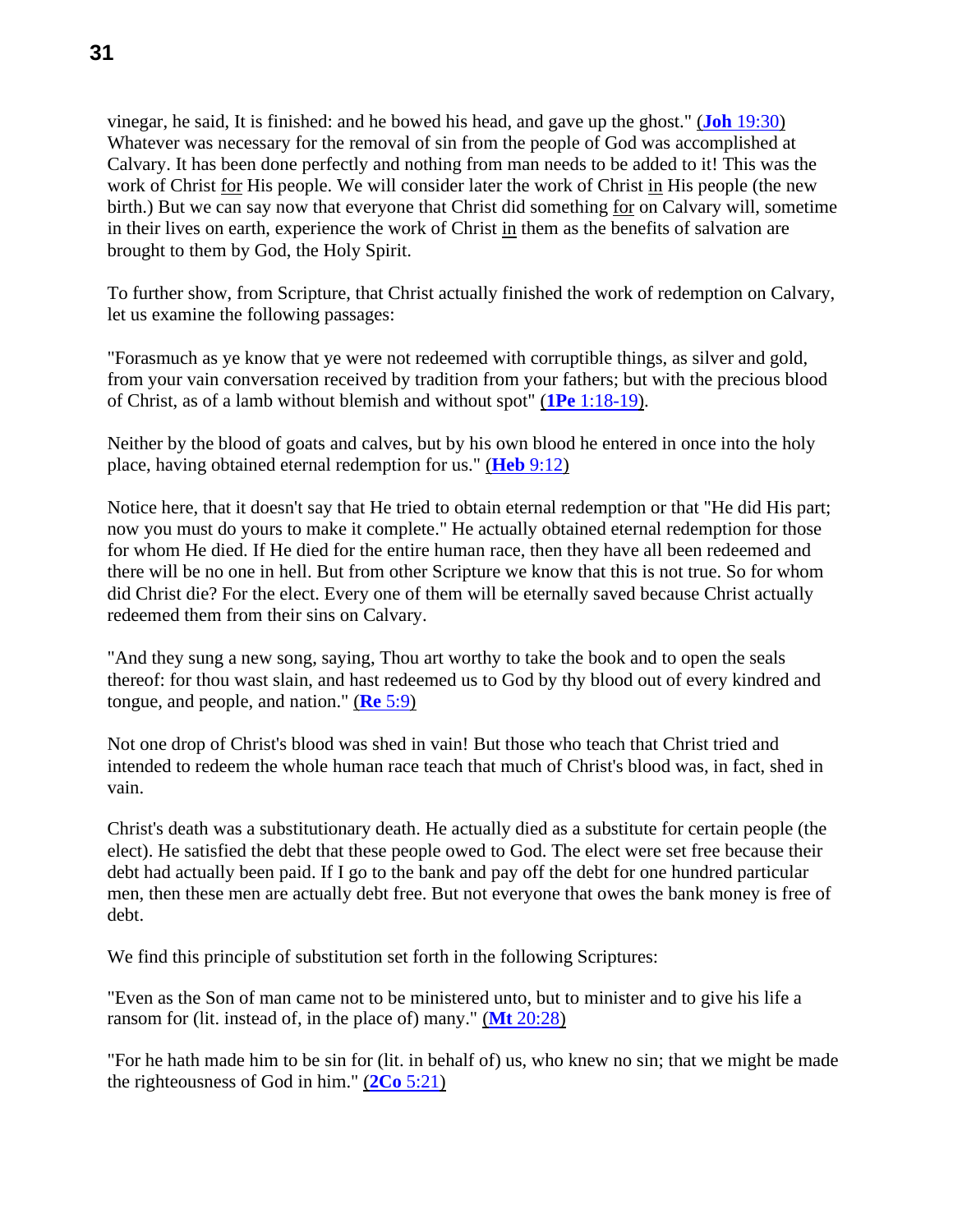vinegar, he said, It is finished: and he bowed his head, and gave up the ghost." (**Joh** 19:30) Whatever was necessary for the removal of sin from the people of God was accomplished at Calvary. It has been done perfectly and nothing from man needs to be added to it! This was the work of Christ for His people. We will consider later the work of Christ in His people (the new birth.) But we can say now that everyone that Christ did something for on Calvary will, sometime in their lives on earth, experience the work of Christ in them as the benefits of salvation are brought to them by God, the Holy Spirit.

To further show, from Scripture, that Christ actually finished the work of redemption on Calvary, let us examine the following passages:

"Forasmuch as ye know that ye were not redeemed with corruptible things, as silver and gold, from your vain conversation received by tradition from your fathers; but with the precious blood of Christ, as of a lamb without blemish and without spot" (**1Pe** 1:18-19).

Neither by the blood of goats and calves, but by his own blood he entered in once into the holy place, having obtained eternal redemption for us." (**Heb** 9:12)

Notice here, that it doesn't say that He tried to obtain eternal redemption or that "He did His part; now you must do yours to make it complete." He actually obtained eternal redemption for those for whom He died. If He died for the entire human race, then they have all been redeemed and there will be no one in hell. But from other Scripture we know that this is not true. So for whom did Christ die? For the elect. Every one of them will be eternally saved because Christ actually redeemed them from their sins on Calvary.

"And they sung a new song, saying, Thou art worthy to take the book and to open the seals thereof: for thou wast slain, and hast redeemed us to God by thy blood out of every kindred and tongue, and people, and nation." (**Re** 5:9)

Not one drop of Christ's blood was shed in vain! But those who teach that Christ tried and intended to redeem the whole human race teach that much of Christ's blood was, in fact, shed in vain.

Christ's death was a substitutionary death. He actually died as a substitute for certain people (the elect). He satisfied the debt that these people owed to God. The elect were set free because their debt had actually been paid. If I go to the bank and pay off the debt for one hundred particular men, then these men are actually debt free. But not everyone that owes the bank money is free of debt.

We find this principle of substitution set forth in the following Scriptures:

"Even as the Son of man came not to be ministered unto, but to minister and to give his life a ransom for (lit. instead of, in the place of) many." (**Mt** 20:28)

"For he hath made him to be sin for (lit. in behalf of) us, who knew no sin; that we might be made the righteousness of God in him." (**2Co** 5:21)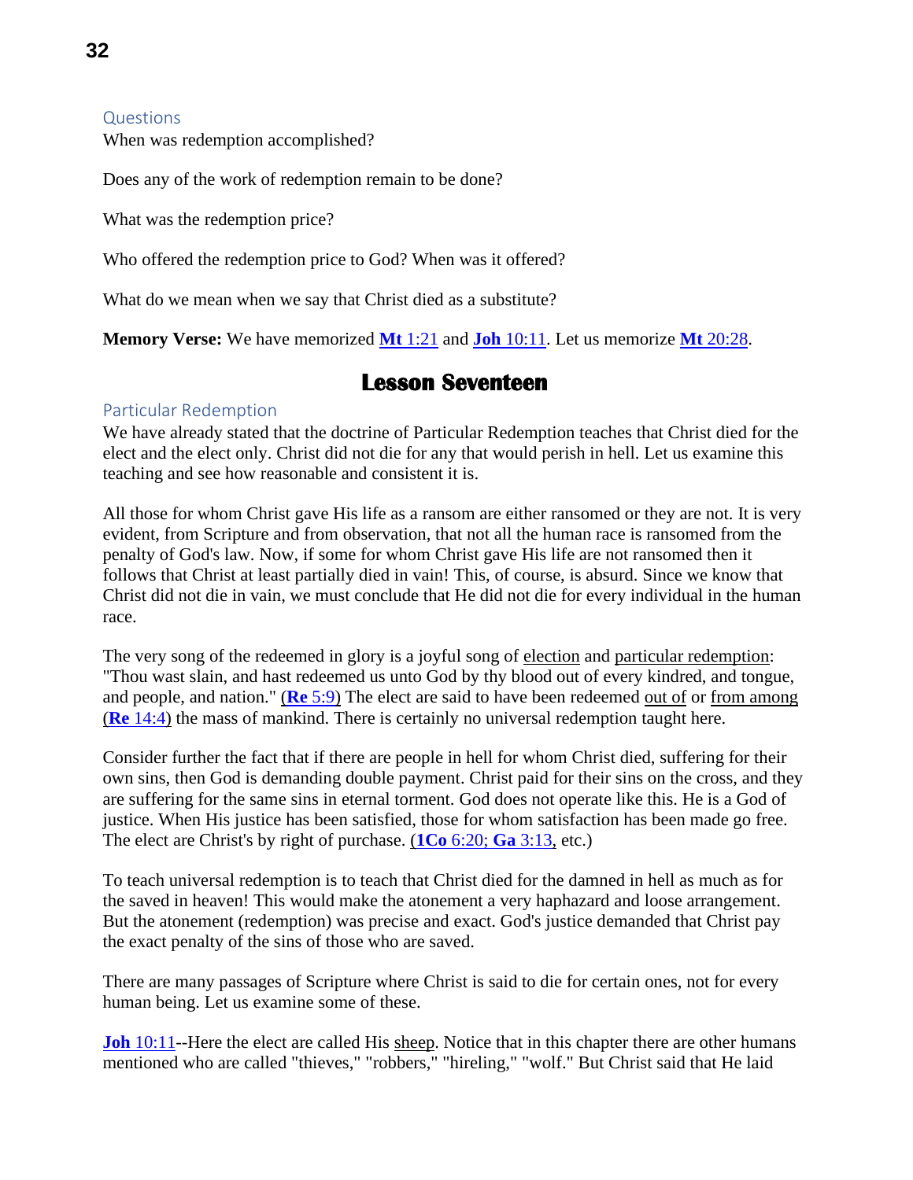### Questions

When was redemption accomplished?

Does any of the work of redemption remain to be done?

What was the redemption price?

Who offered the redemption price to God? When was it offered?

What do we mean when we say that Christ died as a substitute?

**Memory Verse:** We have memorized **Mt** 1:21 and **Joh** 10:11. Let us memorize **Mt** 20:28.

## Lesson Seventeen

### Particular Redemption

We have already stated that the doctrine of Particular Redemption teaches that Christ died for the elect and the elect only. Christ did not die for any that would perish in hell. Let us examine this teaching and see how reasonable and consistent it is.

All those for whom Christ gave His life as a ransom are either ransomed or they are not. It is very evident, from Scripture and from observation, that not all the human race is ransomed from the penalty of God's law. Now, if some for whom Christ gave His life are not ransomed then it follows that Christ at least partially died in vain! This, of course, is absurd. Since we know that Christ did not die in vain, we must conclude that He did not die for every individual in the human race.

The very song of the redeemed in glory is a joyful song of election and particular redemption: "Thou wast slain, and hast redeemed us unto God by thy blood out of every kindred, and tongue, and people, and nation." (**Re** 5:9) The elect are said to have been redeemed out of or from among (**Re** 14:4) the mass of mankind. There is certainly no universal redemption taught here.

Consider further the fact that if there are people in hell for whom Christ died, suffering for their own sins, then God is demanding double payment. Christ paid for their sins on the cross, and they are suffering for the same sins in eternal torment. God does not operate like this. He is a God of justice. When His justice has been satisfied, those for whom satisfaction has been made go free. The elect are Christ's by right of purchase. (**1Co** 6:20; **Ga** 3:13, etc.)

To teach universal redemption is to teach that Christ died for the damned in hell as much as for the saved in heaven! This would make the atonement a very haphazard and loose arrangement. But the atonement (redemption) was precise and exact. God's justice demanded that Christ pay the exact penalty of the sins of those who are saved.

There are many passages of Scripture where Christ is said to die for certain ones, not for every human being. Let us examine some of these.

**Joh** 10:11--Here the elect are called His sheep. Notice that in this chapter there are other humans mentioned who are called "thieves," "robbers," "hireling," "wolf." But Christ said that He laid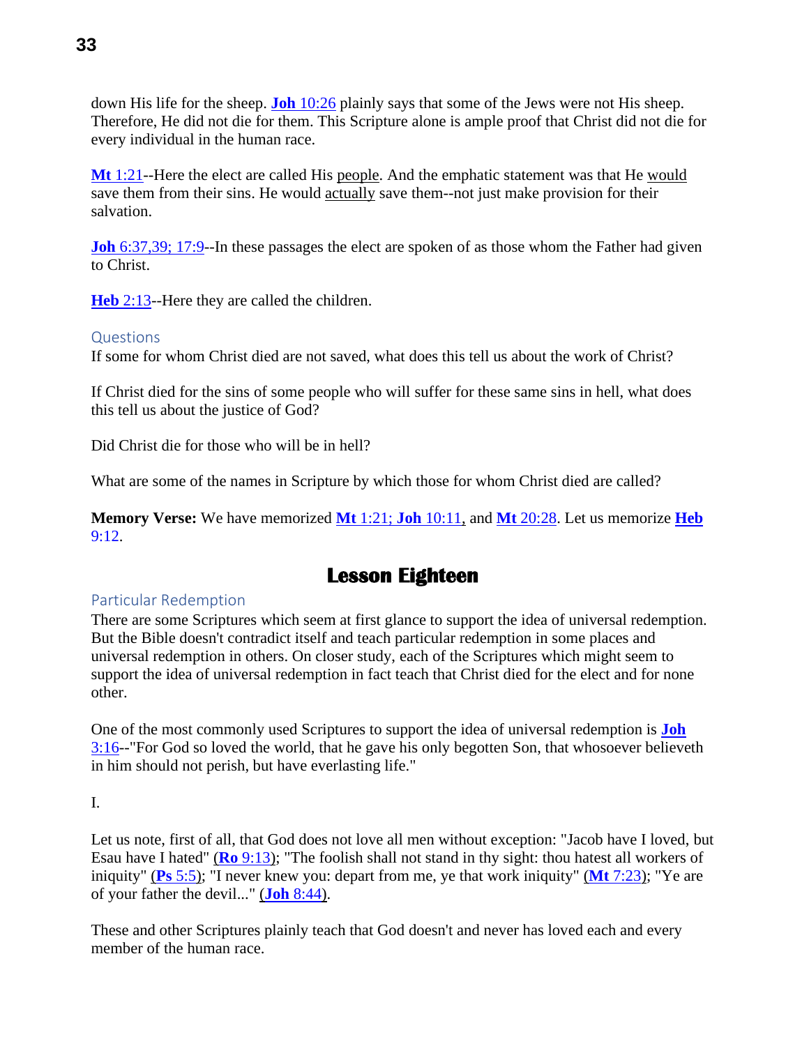down His life for the sheep. **Joh** 10:26 plainly says that some of the Jews were not His sheep. Therefore, He did not die for them. This Scripture alone is ample proof that Christ did not die for every individual in the human race.

**Mt** 1:21--Here the elect are called His people. And the emphatic statement was that He would save them from their sins. He would actually save them--not just make provision for their salvation.

**Joh** 6:37,39; 17:9--In these passages the elect are spoken of as those whom the Father had given to Christ.

**Heb** 2:13--Here they are called the children.

### Questions

If some for whom Christ died are not saved, what does this tell us about the work of Christ?

If Christ died for the sins of some people who will suffer for these same sins in hell, what does this tell us about the justice of God?

Did Christ die for those who will be in hell?

What are some of the names in Scripture by which those for whom Christ died are called?

**Memory Verse:** We have memorized **Mt** 1:21; **Joh** 10:11, and **Mt** 20:28. Let us memorize **Heb** 9:12.

## Lesson Eighteen

### Particular Redemption

There are some Scriptures which seem at first glance to support the idea of universal redemption. But the Bible doesn't contradict itself and teach particular redemption in some places and universal redemption in others. On closer study, each of the Scriptures which might seem to support the idea of universal redemption in fact teach that Christ died for the elect and for none other.

One of the most commonly used Scriptures to support the idea of universal redemption is **Joh** 3:16--"For God so loved the world, that he gave his only begotten Son, that whosoever believeth in him should not perish, but have everlasting life."

I.

Let us note, first of all, that God does not love all men without exception: "Jacob have I loved, but Esau have I hated" (**Ro** 9:13); "The foolish shall not stand in thy sight: thou hatest all workers of iniquity" (**Ps** 5:5); "I never knew you: depart from me, ye that work iniquity" (**Mt** 7:23); "Ye are of your father the devil..." (**Joh** 8:44).

These and other Scriptures plainly teach that God doesn't and never has loved each and every member of the human race.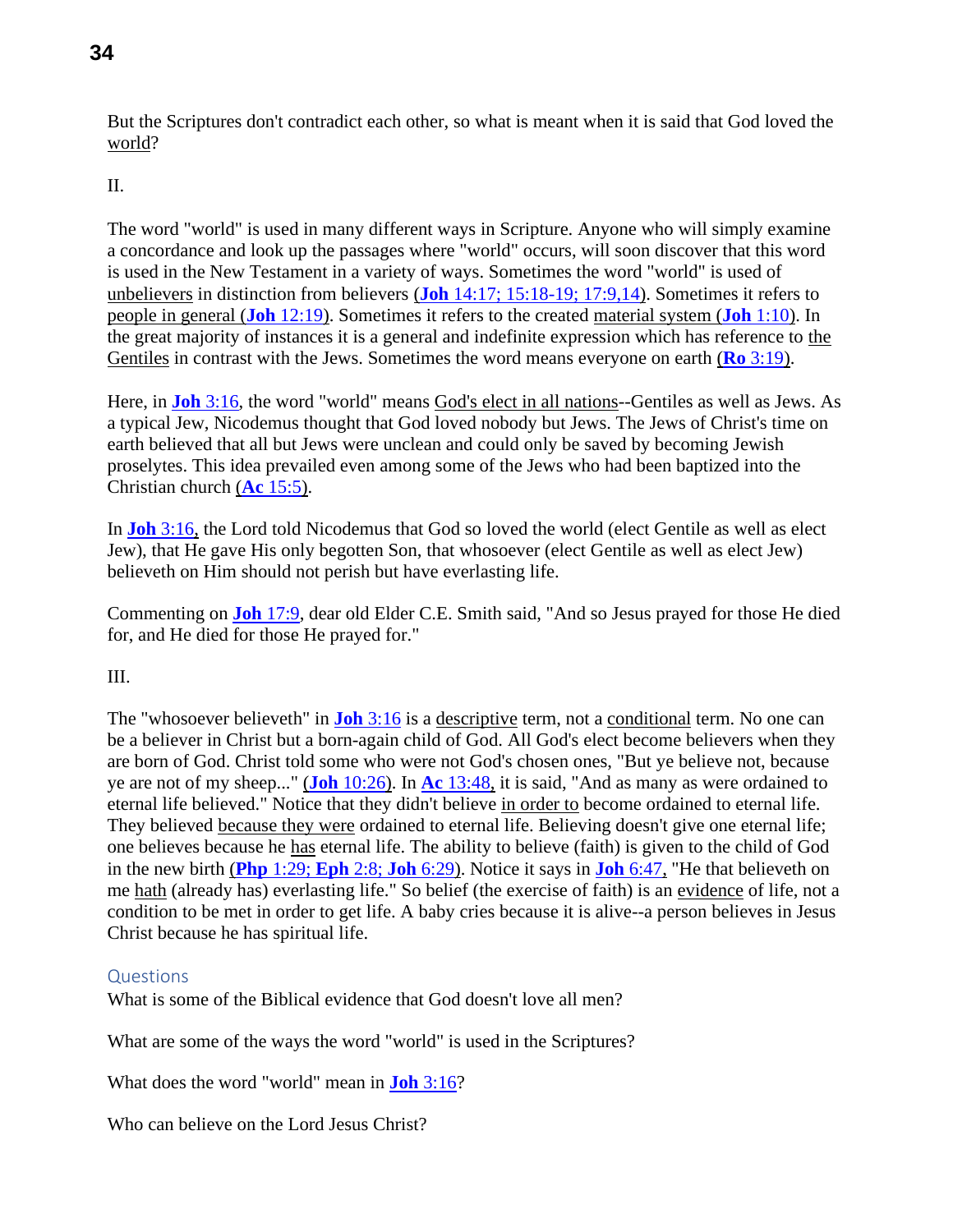But the Scriptures don't contradict each other, so what is meant when it is said that God loved the world?

II.

The word "world" is used in many different ways in Scripture. Anyone who will simply examine a concordance and look up the passages where "world" occurs, will soon discover that this word is used in the New Testament in a variety of ways. Sometimes the word "world" is used of unbelievers in distinction from believers (**Joh** 14:17; 15:18-19; 17:9,14). Sometimes it refers to people in general (**Joh** 12:19). Sometimes it refers to the created material system (**Joh** 1:10). In the great majority of instances it is a general and indefinite expression which has reference to the Gentiles in contrast with the Jews. Sometimes the word means everyone on earth (**Ro** 3:19).

Here, in **Joh** 3:16, the word "world" means God's elect in all nations--Gentiles as well as Jews. As a typical Jew, Nicodemus thought that God loved nobody but Jews. The Jews of Christ's time on earth believed that all but Jews were unclean and could only be saved by becoming Jewish proselytes. This idea prevailed even among some of the Jews who had been baptized into the Christian church (**Ac** 15:5).

In **Joh** 3:16, the Lord told Nicodemus that God so loved the world (elect Gentile as well as elect Jew), that He gave His only begotten Son, that whosoever (elect Gentile as well as elect Jew) believeth on Him should not perish but have everlasting life.

Commenting on **Joh** 17:9, dear old Elder C.E. Smith said, "And so Jesus prayed for those He died for, and He died for those He prayed for."

III.

The "whosoever believeth" in **Joh** 3:16 is a descriptive term, not a conditional term. No one can be a believer in Christ but a born-again child of God. All God's elect become believers when they are born of God. Christ told some who were not God's chosen ones, "But ye believe not, because ye are not of my sheep..." (**Joh** 10:26). In **Ac** 13:48, it is said, "And as many as were ordained to eternal life believed." Notice that they didn't believe in order to become ordained to eternal life. They believed because they were ordained to eternal life. Believing doesn't give one eternal life; one believes because he has eternal life. The ability to believe (faith) is given to the child of God in the new birth (**Php** 1:29; **Eph** 2:8; **Joh** 6:29). Notice it says in **Joh** 6:47, "He that believeth on me hath (already has) everlasting life." So belief (the exercise of faith) is an evidence of life, not a condition to be met in order to get life. A baby cries because it is alive--a person believes in Jesus Christ because he has spiritual life.

### Questions

What is some of the Biblical evidence that God doesn't love all men?

What are some of the ways the word "world" is used in the Scriptures?

What does the word "world" mean in **Joh** 3:16?

Who can believe on the Lord Jesus Christ?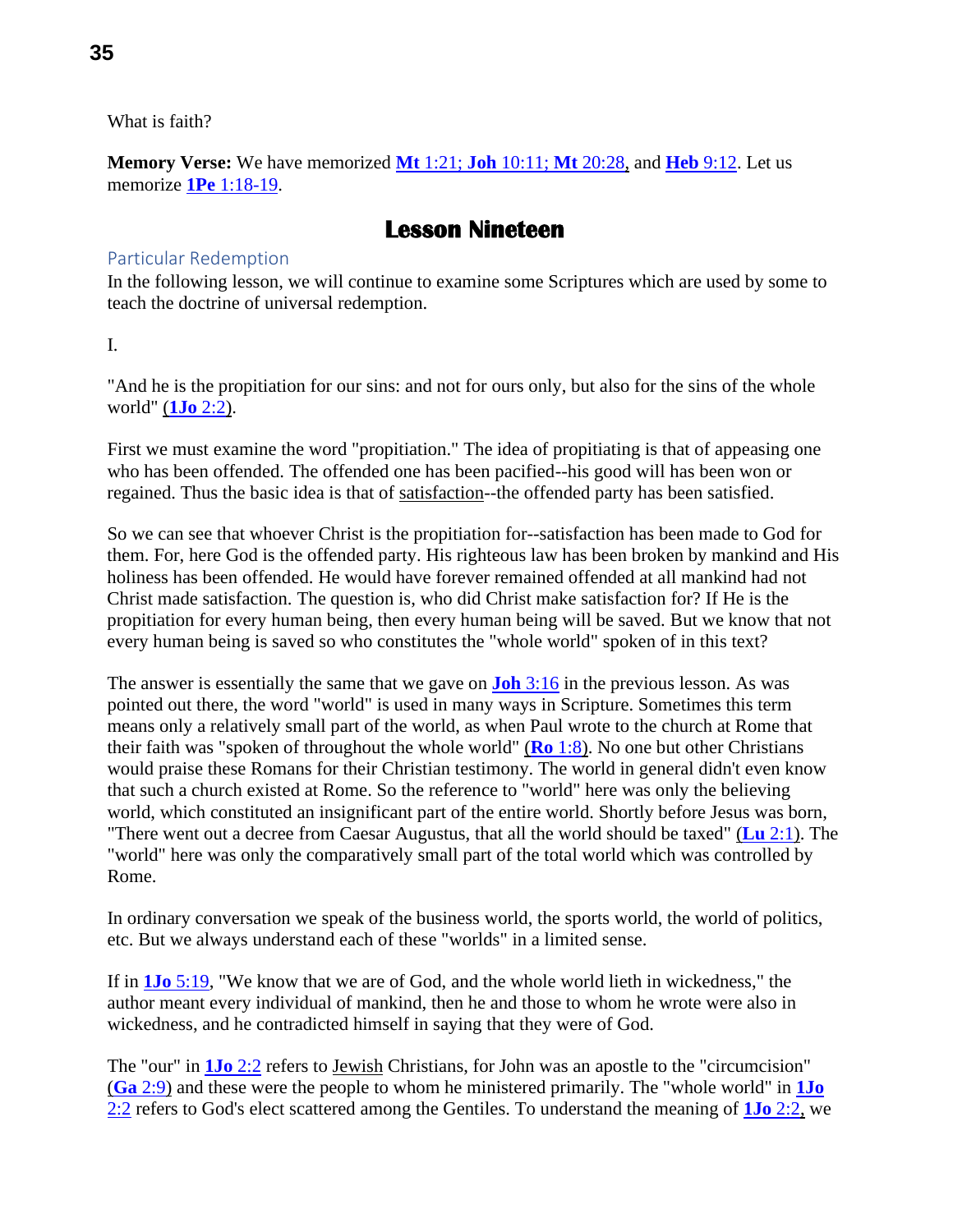What is faith?

**Memory Verse:** We have memorized **Mt** 1:21; **Joh** 10:11; **Mt** 20:28, and **Heb** 9:12. Let us memorize **1Pe** 1:18-19.

# Lesson Nineteen

## Particular Redemption

In the following lesson, we will continue to examine some Scriptures which are used by some to teach the doctrine of universal redemption.

I.

"And he is the propitiation for our sins: and not for ours only, but also for the sins of the whole world" (**1Jo** 2:2).

First we must examine the word "propitiation." The idea of propitiating is that of appeasing one who has been offended. The offended one has been pacified--his good will has been won or regained. Thus the basic idea is that of satisfaction--the offended party has been satisfied.

So we can see that whoever Christ is the propitiation for--satisfaction has been made to God for them. For, here God is the offended party. His righteous law has been broken by mankind and His holiness has been offended. He would have forever remained offended at all mankind had not Christ made satisfaction. The question is, who did Christ make satisfaction for? If He is the propitiation for every human being, then every human being will be saved. But we know that not every human being is saved so who constitutes the "whole world" spoken of in this text?

The answer is essentially the same that we gave on **Joh** 3:16 in the previous lesson. As was pointed out there, the word "world" is used in many ways in Scripture. Sometimes this term means only a relatively small part of the world, as when Paul wrote to the church at Rome that their faith was "spoken of throughout the whole world" (**Ro** 1:8). No one but other Christians would praise these Romans for their Christian testimony. The world in general didn't even know that such a church existed at Rome. So the reference to "world" here was only the believing world, which constituted an insignificant part of the entire world. Shortly before Jesus was born, "There went out a decree from Caesar Augustus, that all the world should be taxed" (**Lu** 2:1). The "world" here was only the comparatively small part of the total world which was controlled by Rome.

In ordinary conversation we speak of the business world, the sports world, the world of politics, etc. But we always understand each of these "worlds" in a limited sense.

If in **1Jo** 5:19, "We know that we are of God, and the whole world lieth in wickedness," the author meant every individual of mankind, then he and those to whom he wrote were also in wickedness, and he contradicted himself in saying that they were of God.

The "our" in **1Jo** 2:2 refers to Jewish Christians, for John was an apostle to the "circumcision" (**Ga** 2:9) and these were the people to whom he ministered primarily. The "whole world" in **1Jo** 2:2 refers to God's elect scattered among the Gentiles. To understand the meaning of **1Jo** 2:2, we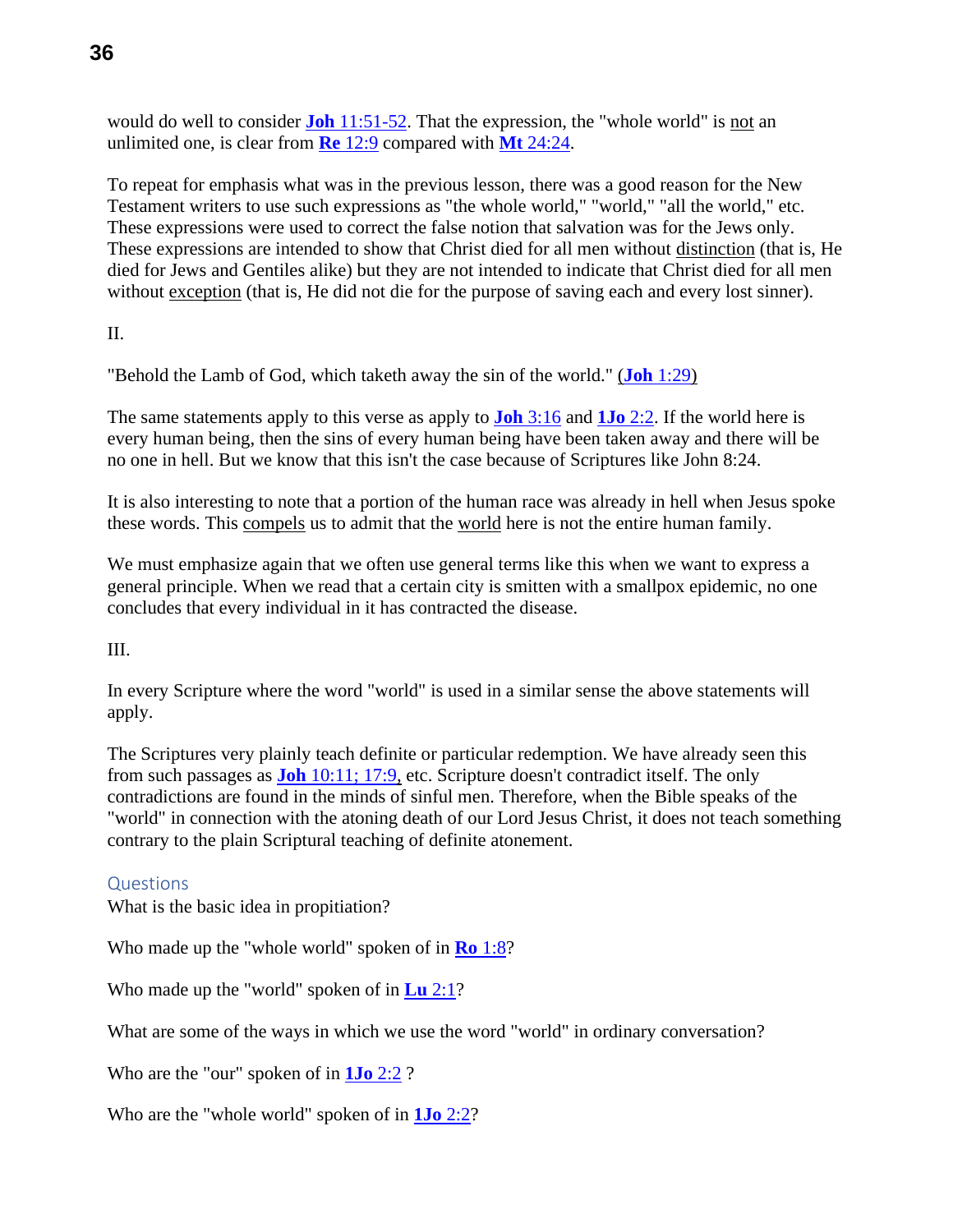would do well to consider **Joh** 11:51-52. That the expression, the "whole world" is <u>not</u> an unlimited one, is clear from **Re** 12:9 compared with **Mt** 24:24.

To repeat for emphasis what was in the previous lesson, there was a good reason for the New Testament writers to use such expressions as "the whole world," "world," "all the world," etc. These expressions were used to correct the false notion that salvation was for the Jews only. These expressions are intended to show that Christ died for all men without <u>distinction</u> (that is, He died for Jews and Gentiles alike) but they are not intended to indicate that Christ died for all men without <u>exception</u> (that is, He did not die for the purpose of saving each and every lost sinner).

II.

"Behold the Lamb of God, which taketh away the sin of the world." (**Joh** 1:29)

The same statements apply to this verse as apply to **Joh** 3:16 and **1Jo** 2:2. If the world here is every human being, then the sins of every human being have been taken away and there will be no one in hell. But we know that this isn't the case because of Scriptures like John 8:24.

It is also interesting to note that a portion of the human race was already in hell when Jesus spoke these words. This <u>compels</u> us to admit that the <u>world</u> here is not the entire human family.

We must emphasize again that we often use general terms like this when we want to express a general principle. When we read that a certain city is smitten with a smallpox epidemic, no one concludes that every individual in it has contracted the disease.

III.

In every Scripture where the word "world" is used in a similar sense the above statements will apply.

The Scriptures very plainly teach definite or particular redemption. We have already seen this from such passages as **Joh** 10:11; 17:9, etc. Scripture doesn't contradict itself. The only contradictions are found in the minds of sinful men. Therefore, when the Bible speaks of the "world" in connection with the atoning death of our Lord Jesus Christ, it does not teach something contrary to the plain Scriptural teaching of definite atonement.

### Questions

What is the basic idea in propitiation?

Who made up the "whole world" spoken of in **Ro** 1:8?

Who made up the "world" spoken of in **Lu** 2:1?

What are some of the ways in which we use the word "world" in ordinary conversation?

Who are the "our" spoken of in **1Jo** 2:2 ?

Who are the "whole world" spoken of in **1Jo** 2:2?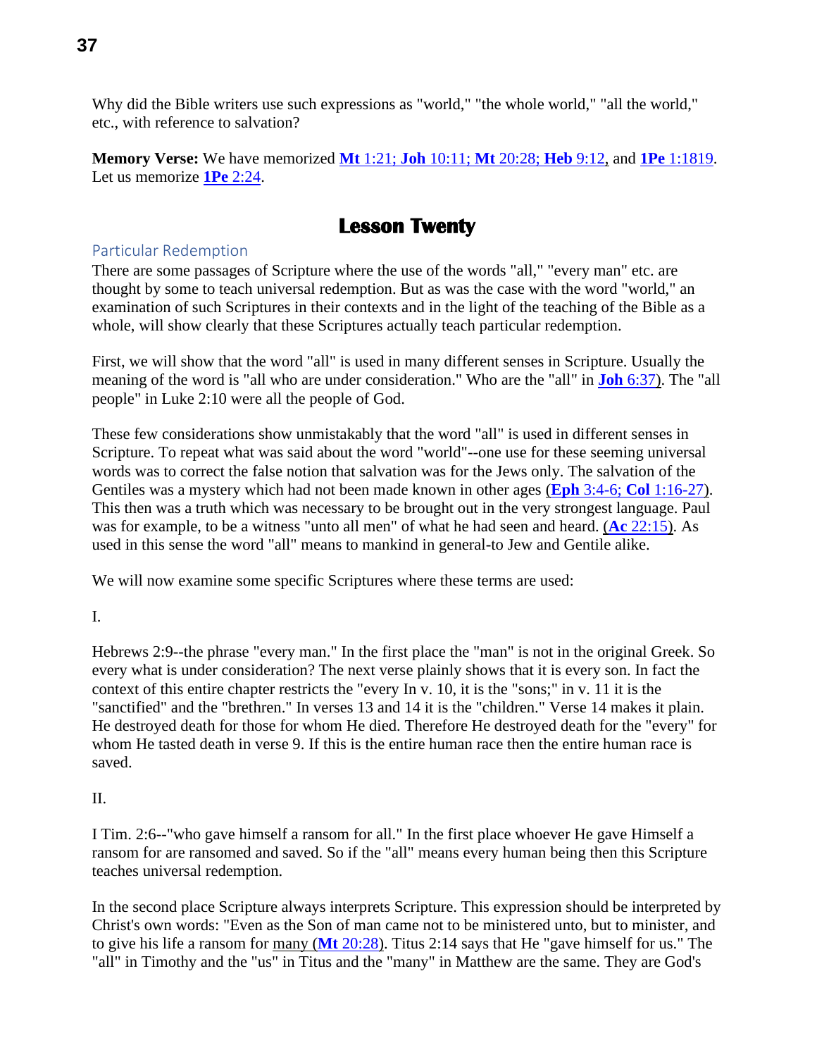Why did the Bible writers use such expressions as "world," "the whole world," "all the world," etc., with reference to salvation?

**Memory Verse:** We have memorized **Mt** 1:21; **Joh** 10:11; **Mt** 20:28; **Heb** 9:12, and **1Pe** 1:1819. Let us memorize **1Pe** 2:24.

# Lesson Twenty

## Particular Redemption

There are some passages of Scripture where the use of the words "all," "every man" etc. are thought by some to teach universal redemption. But as was the case with the word "world," an examination of such Scriptures in their contexts and in the light of the teaching of the Bible as a whole, will show clearly that these Scriptures actually teach particular redemption.

First, we will show that the word "all" is used in many different senses in Scripture. Usually the meaning of the word is "all who are under consideration." Who are the "all" in **Joh** 6:37). The "all people" in Luke 2:10 were all the people of God.

These few considerations show unmistakably that the word "all" is used in different senses in Scripture. To repeat what was said about the word "world"--one use for these seeming universal words was to correct the false notion that salvation was for the Jews only. The salvation of the Gentiles was a mystery which had not been made known in other ages (**Eph** 3:4-6; **Col** 1:16-27). This then was a truth which was necessary to be brought out in the very strongest language. Paul was for example, to be a witness "unto all men" of what he had seen and heard. (**Ac** 22:15). As used in this sense the word "all" means to mankind in general-to Jew and Gentile alike.

We will now examine some specific Scriptures where these terms are used:

I.

Hebrews 2:9--the phrase "every man." In the first place the "man" is not in the original Greek. So every what is under consideration? The next verse plainly shows that it is every son. In fact the context of this entire chapter restricts the "every In v. 10, it is the "sons;" in v. 11 it is the "sanctified" and the "brethren." In verses 13 and 14 it is the "children." Verse 14 makes it plain. He destroyed death for those for whom He died. Therefore He destroyed death for the "every" for whom He tasted death in verse 9. If this is the entire human race then the entire human race is saved.

II.

I Tim. 2:6--"who gave himself a ransom for all." In the first place whoever He gave Himself a ransom for are ransomed and saved. So if the "all" means every human being then this Scripture teaches universal redemption.

In the second place Scripture always interprets Scripture. This expression should be interpreted by Christ's own words: "Even as the Son of man came not to be ministered unto, but to minister, and to give his life a ransom for many (**Mt** 20:28). Titus 2:14 says that He "gave himself for us." The "all" in Timothy and the "us" in Titus and the "many" in Matthew are the same. They are God's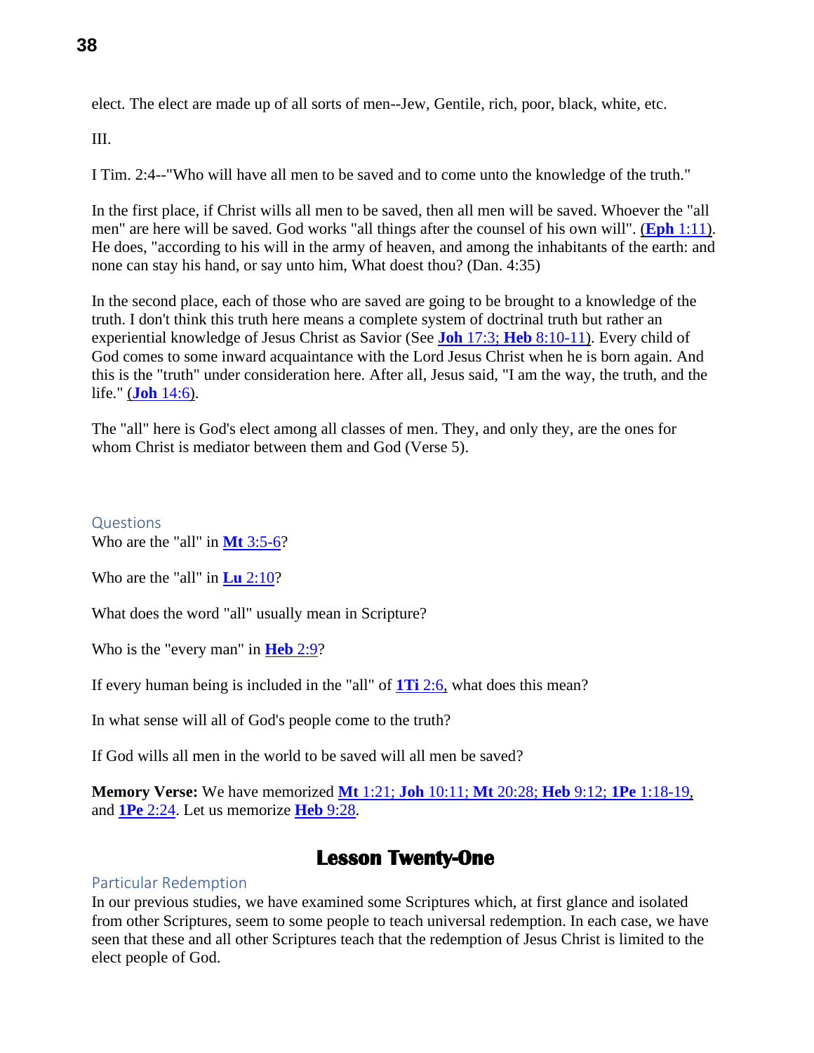elect. The elect are made up of all sorts of men--Jew, Gentile, rich, poor, black, white, etc.

III.

I Tim. 2:4--"Who will have all men to be saved and to come unto the knowledge of the truth."

In the first place, if Christ wills all men to be saved, then all men will be saved. Whoever the "all men" are here will be saved. God works "all things after the counsel of his own will". (**Eph** 1:11). He does, "according to his will in the army of heaven, and among the inhabitants of the earth: and none can stay his hand, or say unto him, What doest thou? (Dan. 4:35)

In the second place, each of those who are saved are going to be brought to a knowledge of the truth. I don't think this truth here means a complete system of doctrinal truth but rather an experiential knowledge of Jesus Christ as Savior (See **Joh** 17:3; **Heb** 8:10-11). Every child of God comes to some inward acquaintance with the Lord Jesus Christ when he is born again. And this is the "truth" under consideration here. After all, Jesus said, "I am the way, the truth, and the life." (**Joh** 14:6).

The "all" here is God's elect among all classes of men. They, and only they, are the ones for whom Christ is mediator between them and God (Verse 5).

### Questions

Who are the "all" in **Mt** 3:5-6?

Who are the "all" in **Lu** 2:10?

What does the word "all" usually mean in Scripture?

Who is the "every man" in **Heb** 2:9?

If every human being is included in the "all" of **1Ti** 2:6, what does this mean?

In what sense will all of God's people come to the truth?

If God wills all men in the world to be saved will all men be saved?

**Memory Verse:** We have memorized **Mt** 1:21; **Joh** 10:11; **Mt** 20:28; **Heb** 9:12; **1Pe** 1:18-19, and **1Pe** 2:24. Let us memorize **Heb** 9:28.

## Lesson Twenty-One

### Particular Redemption

In our previous studies, we have examined some Scriptures which, at first glance and isolated from other Scriptures, seem to some people to teach universal redemption. In each case, we have seen that these and all other Scriptures teach that the redemption of Jesus Christ is limited to the elect people of God.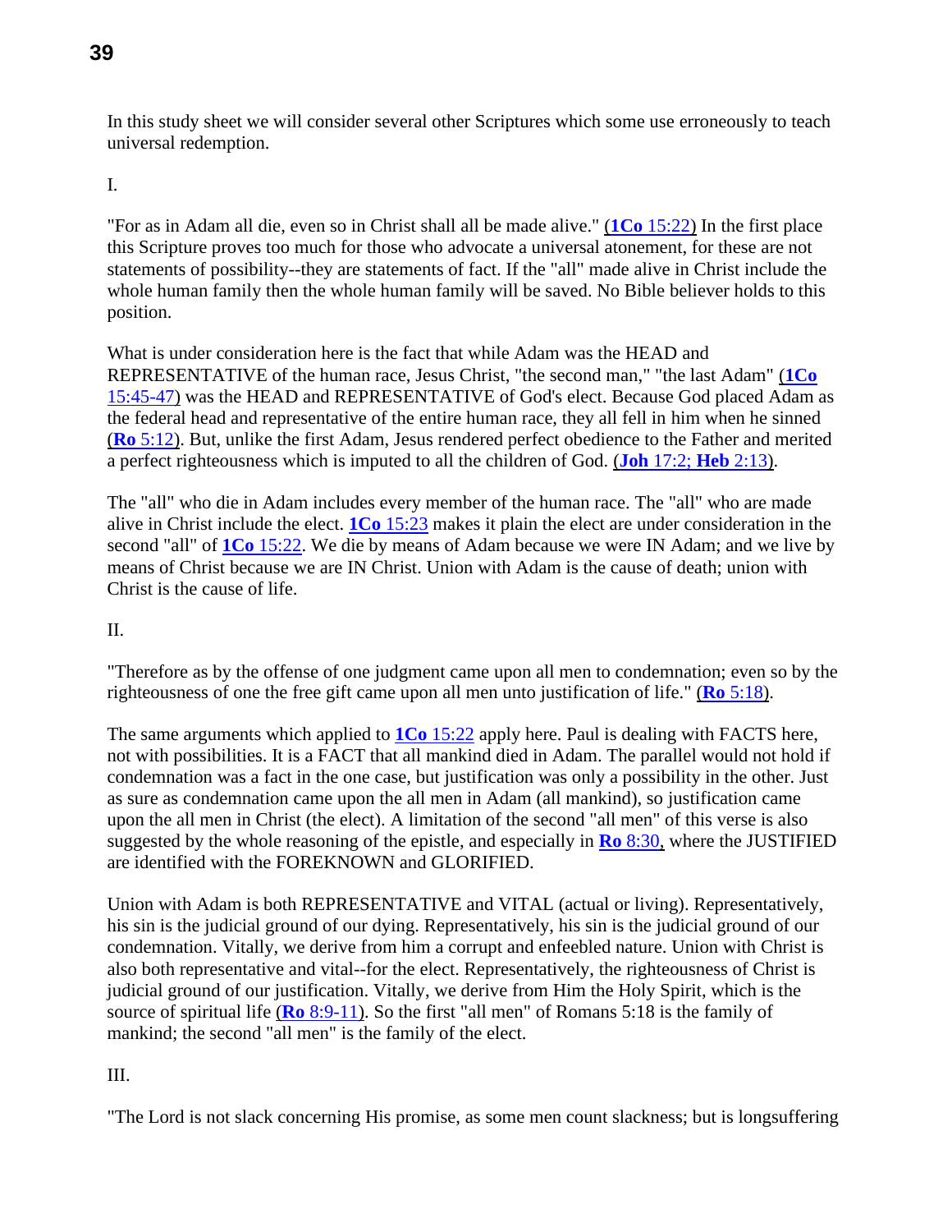In this study sheet we will consider several other Scriptures which some use erroneously to teach universal redemption.

I.

"For as in Adam all die, even so in Christ shall all be made alive." (**1Co** 15:22) In the first place this Scripture proves too much for those who advocate a universal atonement, for these are not statements of possibility--they are statements of fact. If the "all" made alive in Christ include the whole human family then the whole human family will be saved. No Bible believer holds to this position.

What is under consideration here is the fact that while Adam was the HEAD and REPRESENTATIVE of the human race, Jesus Christ, "the second man," "the last Adam" (**1Co** 15:45-47) was the HEAD and REPRESENTATIVE of God's elect. Because God placed Adam as the federal head and representative of the entire human race, they all fell in him when he sinned (**Ro** 5:12). But, unlike the first Adam, Jesus rendered perfect obedience to the Father and merited a perfect righteousness which is imputed to all the children of God. (**Joh** 17:2; **Heb** 2:13).

The "all" who die in Adam includes every member of the human race. The "all" who are made alive in Christ include the elect. **1Co** 15:23 makes it plain the elect are under consideration in the second "all" of **1Co** 15:22. We die by means of Adam because we were IN Adam; and we live by means of Christ because we are IN Christ. Union with Adam is the cause of death; union with Christ is the cause of life.

II.

"Therefore as by the offense of one judgment came upon all men to condemnation; even so by the righteousness of one the free gift came upon all men unto justification of life." (**Ro** 5:18).

The same arguments which applied to **1Co** 15:22 apply here. Paul is dealing with FACTS here, not with possibilities. It is a FACT that all mankind died in Adam. The parallel would not hold if condemnation was a fact in the one case, but justification was only a possibility in the other. Just as sure as condemnation came upon the all men in Adam (all mankind), so justification came upon the all men in Christ (the elect). A limitation of the second "all men" of this verse is also suggested by the whole reasoning of the epistle, and especially in **Ro** 8:30, where the JUSTIFIED are identified with the FOREKNOWN and GLORIFIED.

Union with Adam is both REPRESENTATIVE and VITAL (actual or living). Representatively, his sin is the judicial ground of our dying. Representatively, his sin is the judicial ground of our condemnation. Vitally, we derive from him a corrupt and enfeebled nature. Union with Christ is also both representative and vital--for the elect. Representatively, the righteousness of Christ is judicial ground of our justification. Vitally, we derive from Him the Holy Spirit, which is the source of spiritual life (**Ro** 8:9-11). So the first "all men" of Romans 5:18 is the family of mankind; the second "all men" is the family of the elect.

III.

"The Lord is not slack concerning His promise, as some men count slackness; but is longsuffering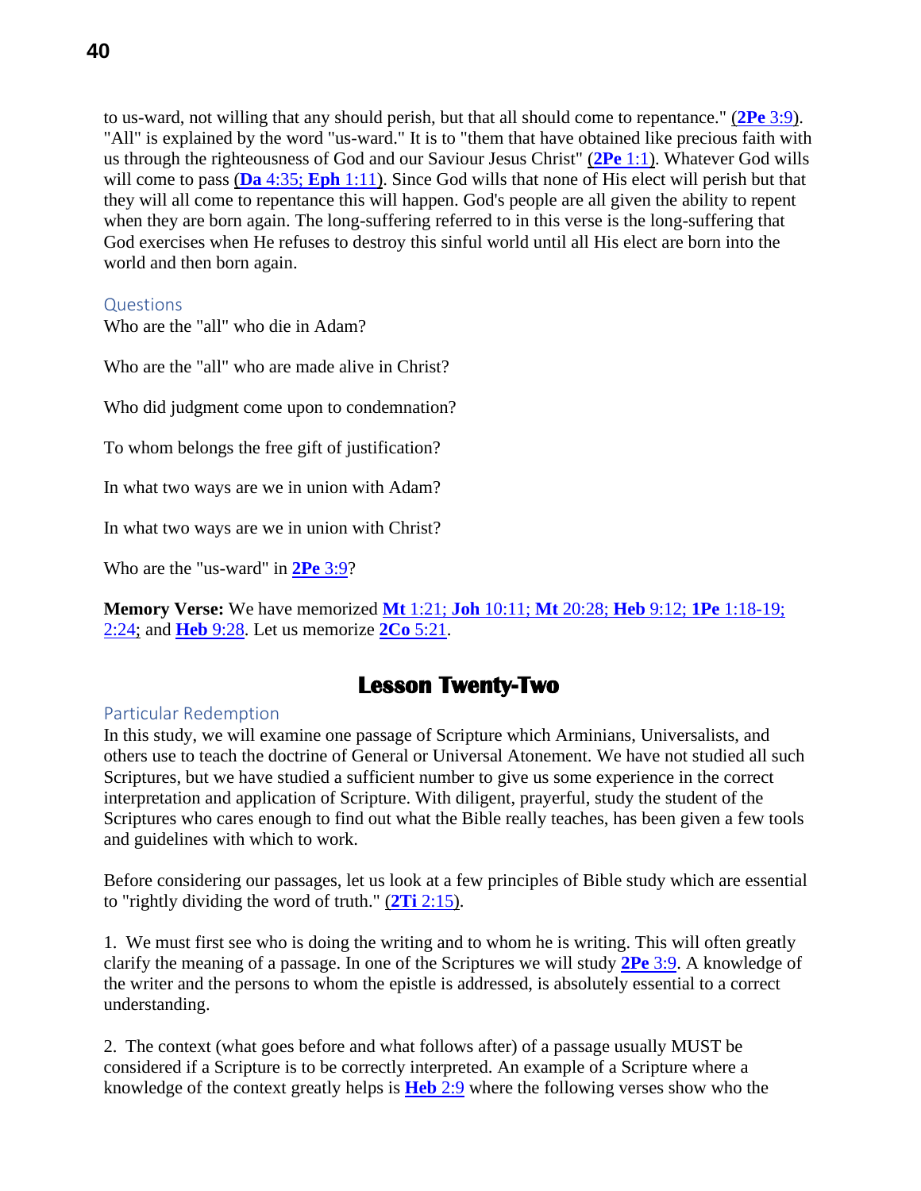to us-ward, not willing that any should perish, but that all should come to repentance." (**2Pe** 3:9). "All" is explained by the word "us-ward." It is to "them that have obtained like precious faith with us through the righteousness of God and our Saviour Jesus Christ" (**2Pe** 1:1). Whatever God wills will come to pass (**Da** 4:35; **Eph** 1:11). Since God wills that none of His elect will perish but that they will all come to repentance this will happen. God's people are all given the ability to repent when they are born again. The long-suffering referred to in this verse is the long-suffering that God exercises when He refuses to destroy this sinful world until all His elect are born into the world and then born again.

### Questions

Who are the "all" who die in Adam?

Who are the "all" who are made alive in Christ?

Who did judgment come upon to condemnation?

To whom belongs the free gift of justification?

In what two ways are we in union with Adam?

In what two ways are we in union with Christ?

Who are the "us-ward" in **2Pe** 3:9?

**Memory Verse:** We have memorized **Mt** 1:21; **Joh** 10:11; **Mt** 20:28; **Heb** 9:12; **1Pe** 1:18-19; 2:24; and **Heb** 9:28. Let us memorize **2Co** 5:21.

## Lesson Twenty-Two

### Particular Redemption

In this study, we will examine one passage of Scripture which Arminians, Universalists, and others use to teach the doctrine of General or Universal Atonement. We have not studied all such Scriptures, but we have studied a sufficient number to give us some experience in the correct interpretation and application of Scripture. With diligent, prayerful, study the student of the Scriptures who cares enough to find out what the Bible really teaches, has been given a few tools and guidelines with which to work.

Before considering our passages, let us look at a few principles of Bible study which are essential to "rightly dividing the word of truth." (**2Ti** 2:15).

1. We must first see who is doing the writing and to whom he is writing. This will often greatly clarify the meaning of a passage. In one of the Scriptures we will study **2Pe** 3:9. A knowledge of the writer and the persons to whom the epistle is addressed, is absolutely essential to a correct understanding.

2. The context (what goes before and what follows after) of a passage usually MUST be considered if a Scripture is to be correctly interpreted. An example of a Scripture where a knowledge of the context greatly helps is **Heb** 2:9 where the following verses show who the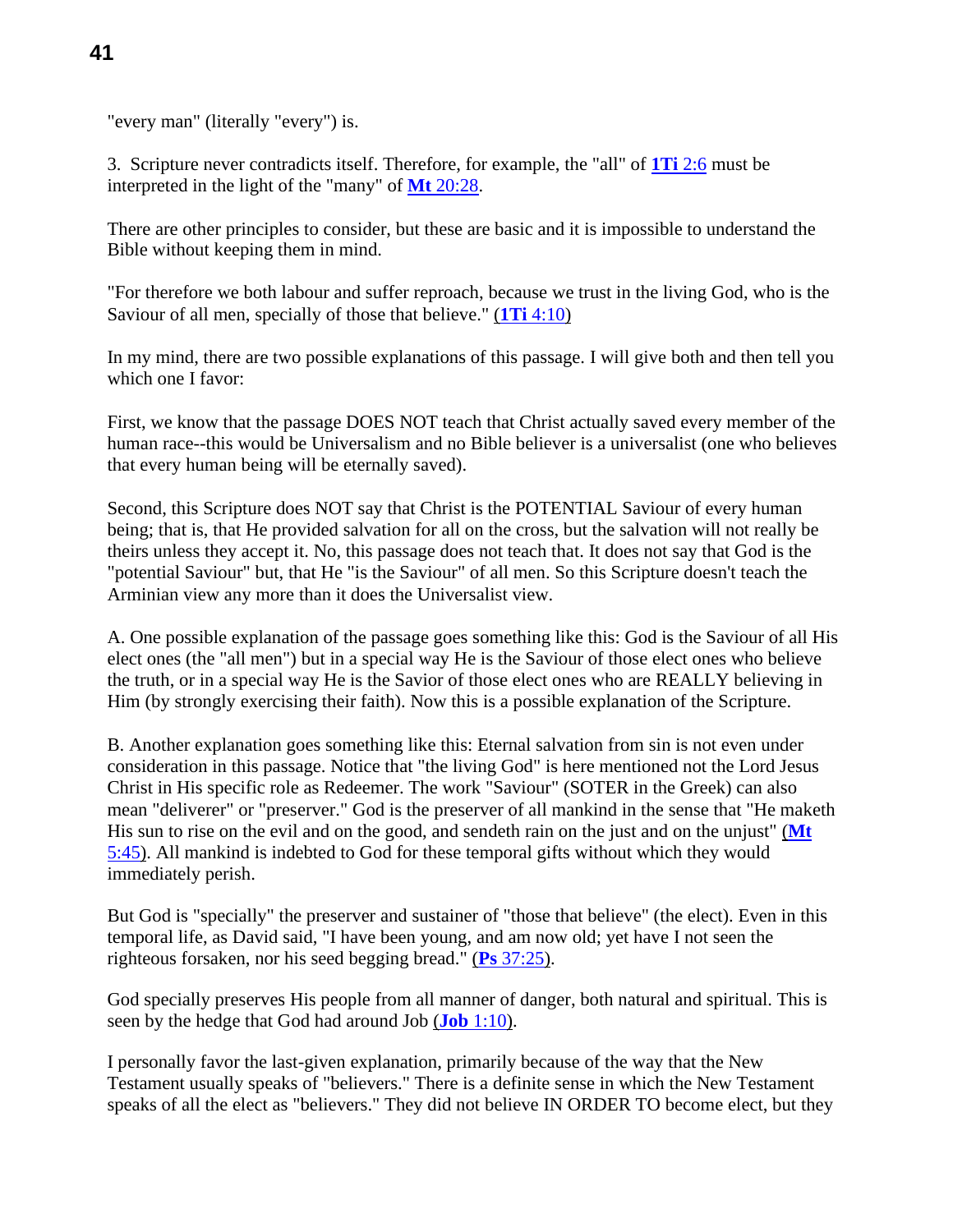"every man" (literally "every") is.

3. Scripture never contradicts itself. Therefore, for example, the "all" of **1Ti** 2:6 must be interpreted in the light of the "many" of **Mt** 20:28.

There are other principles to consider, but these are basic and it is impossible to understand the Bible without keeping them in mind.

"For therefore we both labour and suffer reproach, because we trust in the living God, who is the Saviour of all men, specially of those that believe." (**1Ti** 4:10)

In my mind, there are two possible explanations of this passage. I will give both and then tell you which one I favor:

First, we know that the passage DOES NOT teach that Christ actually saved every member of the human race--this would be Universalism and no Bible believer is a universalist (one who believes that every human being will be eternally saved).

Second, this Scripture does NOT say that Christ is the POTENTIAL Saviour of every human being; that is, that He provided salvation for all on the cross, but the salvation will not really be theirs unless they accept it. No, this passage does not teach that. It does not say that God is the "potential Saviour" but, that He "is the Saviour" of all men. So this Scripture doesn't teach the Arminian view any more than it does the Universalist view.

A. One possible explanation of the passage goes something like this: God is the Saviour of all His elect ones (the "all men") but in a special way He is the Saviour of those elect ones who believe the truth, or in a special way He is the Savior of those elect ones who are REALLY believing in Him (by strongly exercising their faith). Now this is a possible explanation of the Scripture.

B. Another explanation goes something like this: Eternal salvation from sin is not even under consideration in this passage. Notice that "the living God" is here mentioned not the Lord Jesus Christ in His specific role as Redeemer. The work "Saviour" (SOTER in the Greek) can also mean "deliverer" or "preserver." God is the preserver of all mankind in the sense that "He maketh His sun to rise on the evil and on the good, and sendeth rain on the just and on the unjust" (**Mt** 5:45). All mankind is indebted to God for these temporal gifts without which they would immediately perish.

But God is "specially" the preserver and sustainer of "those that believe" (the elect). Even in this temporal life, as David said, "I have been young, and am now old; yet have I not seen the righteous forsaken, nor his seed begging bread." (**Ps** 37:25).

God specially preserves His people from all manner of danger, both natural and spiritual. This is seen by the hedge that God had around Job (**Job** 1:10).

I personally favor the last-given explanation, primarily because of the way that the New Testament usually speaks of "believers." There is a definite sense in which the New Testament speaks of all the elect as "believers." They did not believe IN ORDER TO become elect, but they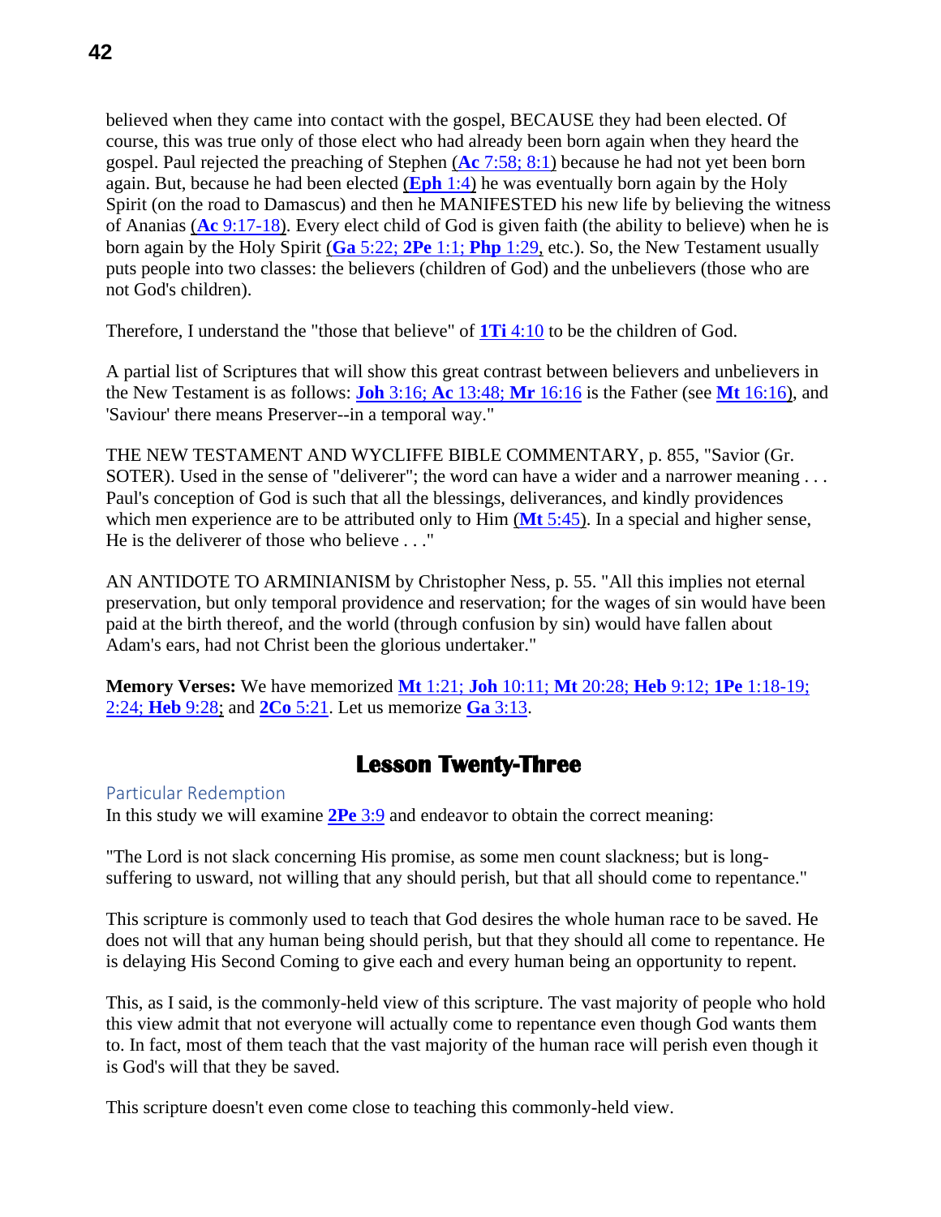believed when they came into contact with the gospel, BECAUSE they had been elected. Of course, this was true only of those elect who had already been born again when they heard the gospel. Paul rejected the preaching of Stephen (**Ac** 7:58; 8:1) because he had not yet been born again. But, because he had been elected (**Eph** 1:4) he was eventually born again by the Holy Spirit (on the road to Damascus) and then he MANIFESTED his new life by believing the witness of Ananias (**Ac** 9:17-18). Every elect child of God is given faith (the ability to believe) when he is born again by the Holy Spirit (**Ga** 5:22; **2Pe** 1:1; **Php** 1:29, etc.). So, the New Testament usually puts people into two classes: the believers (children of God) and the unbelievers (those who are not God's children).

Therefore, I understand the "those that believe" of **1Ti** 4:10 to be the children of God.

A partial list of Scriptures that will show this great contrast between believers and unbelievers in the New Testament is as follows: **Joh** 3:16; **Ac** 13:48; **Mr** 16:16 is the Father (see **Mt** 16:16), and 'Saviour' there means Preserver--in a temporal way."

THE NEW TESTAMENT AND WYCLIFFE BIBLE COMMENTARY, p. 855, "Savior (Gr. SOTER). Used in the sense of "deliverer"; the word can have a wider and a narrower meaning . . . Paul's conception of God is such that all the blessings, deliverances, and kindly providences which men experience are to be attributed only to Him (**Mt** 5:45). In a special and higher sense, He is the deliverer of those who believe . . ."

AN ANTIDOTE TO ARMINIANISM by Christopher Ness, p. 55. "All this implies not eternal preservation, but only temporal providence and reservation; for the wages of sin would have been paid at the birth thereof, and the world (through confusion by sin) would have fallen about Adam's ears, had not Christ been the glorious undertaker."

**Memory Verses:** We have memorized **Mt** 1:21; **Joh** 10:11; **Mt** 20:28; **Heb** 9:12; **1Pe** 1:18-19; 2:24; **Heb** 9:28; and **2Co** 5:21. Let us memorize **Ga** 3:13.

# Lesson Twenty-Three

## Particular Redemption

In this study we will examine **2Pe** 3:9 and endeavor to obtain the correct meaning:

"The Lord is not slack concerning His promise, as some men count slackness; but is long-suffering to usward, not willing that any should perish, but that all should come to repentance."

This scripture is commonly used to teach that God desires the whole human race to be saved. He does not will that any human being should perish, but that they should all come to repentance. He is delaying His Second Coming to give each and every human being an opportunity to repent.

This, as I said, is the commonly-held view of this scripture. The vast majority of people who hold this view admit that not everyone will actually come to repentance even though God wants them to. In fact, most of them teach that the vast majority of the human race will perish even though it is God's will that they be saved.

This scripture doesn't even come close to teaching this commonly-held view.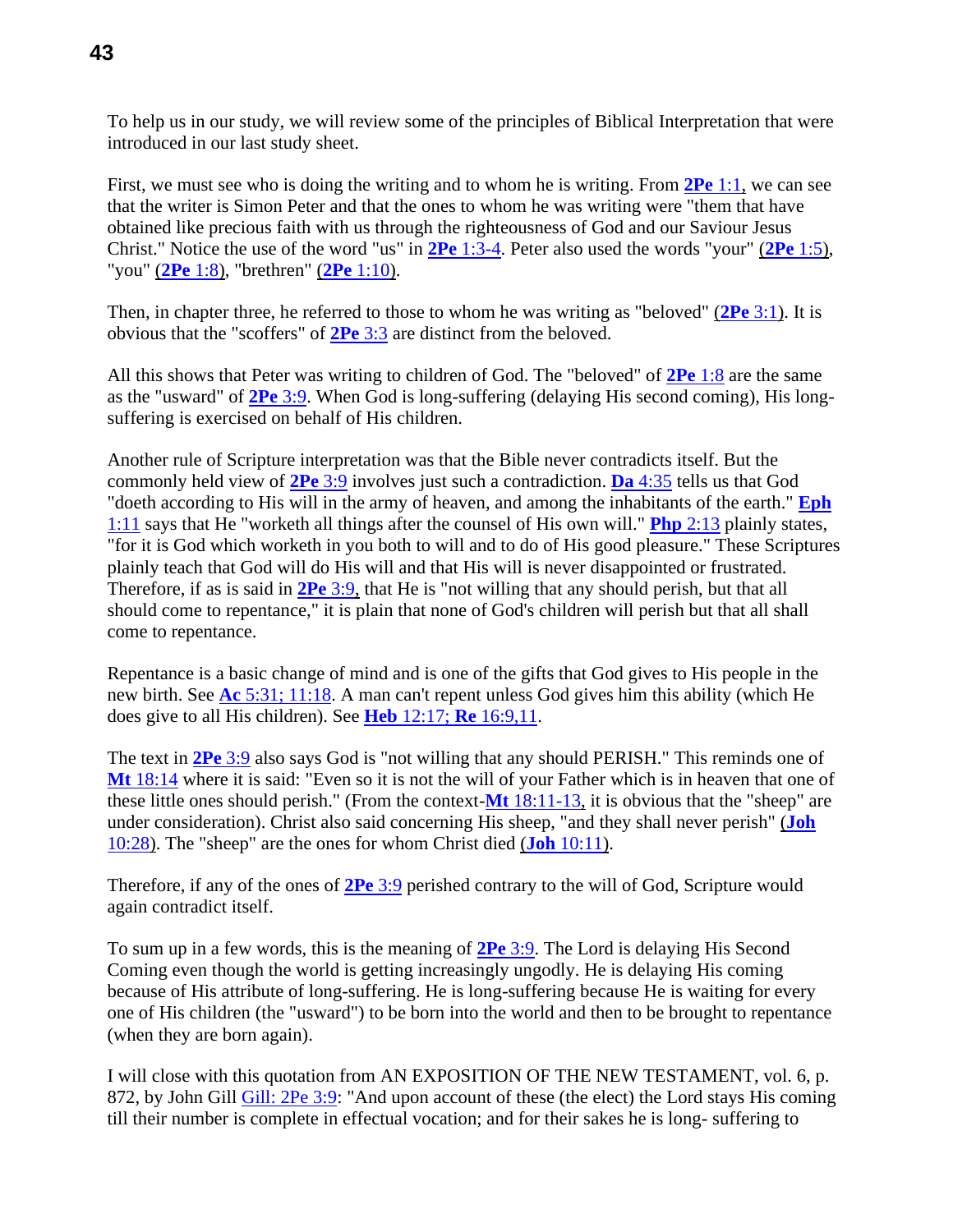To help us in our study, we will review some of the principles of Biblical Interpretation that were introduced in our last study sheet.

First, we must see who is doing the writing and to whom he is writing. From **2Pe** 1:1, we can see that the writer is Simon Peter and that the ones to whom he was writing were "them that have obtained like precious faith with us through the righteousness of God and our Saviour Jesus Christ." Notice the use of the word "us" in **2Pe** 1:3-4. Peter also used the words "your" (**2Pe** 1:5), "you" (**2Pe** 1:8), "brethren" (**2Pe** 1:10).

Then, in chapter three, he referred to those to whom he was writing as "beloved" (**2Pe** 3:1). It is obvious that the "scoffers" of **2Pe** 3:3 are distinct from the beloved.

All this shows that Peter was writing to children of God. The "beloved" of **2Pe** 1:8 are the same as the "usward" of **2Pe** 3:9. When God is long-suffering (delaying His second coming), His long-suffering is exercised on behalf of His children.

Another rule of Scripture interpretation was that the Bible never contradicts itself. But the commonly held view of **2Pe** 3:9 involves just such a contradiction. **Da** 4:35 tells us that God "doeth according to His will in the army of heaven, and among the inhabitants of the earth." **Eph** 1:11 says that He "worketh all things after the counsel of His own will." **Php** 2:13 plainly states, "for it is God which worketh in you both to will and to do of His good pleasure." These Scriptures plainly teach that God will do His will and that His will is never disappointed or frustrated. Therefore, if as is said in **2Pe** 3:9, that He is "not willing that any should perish, but that all should come to repentance," it is plain that none of God's children will perish but that all shall come to repentance.

Repentance is a basic change of mind and is one of the gifts that God gives to His people in the new birth. See **Ac** 5:31; 11:18. A man can't repent unless God gives him this ability (which He does give to all His children). See **Heb** 12:17; **Re** 16:9,11.

The text in **2Pe** 3:9 also says God is "not willing that any should PERISH." This reminds one of **Mt** 18:14 where it is said: "Even so it is not the will of your Father which is in heaven that one of these little ones should perish." (From the context-**Mt** 18:11-13, it is obvious that the "sheep" are under consideration). Christ also said concerning His sheep, "and they shall never perish" (**Joh** 10:28). The "sheep" are the ones for whom Christ died (**Joh** 10:11).

Therefore, if any of the ones of **2Pe** 3:9 perished contrary to the will of God, Scripture would again contradict itself.

To sum up in a few words, this is the meaning of **2Pe** 3:9. The Lord is delaying His Second Coming even though the world is getting increasingly ungodly. He is delaying His coming because of His attribute of long-suffering. He is long-suffering because He is waiting for every one of His children (the "usward") to be born into the world and then to be brought to repentance (when they are born again).

I will close with this quotation from AN EXPOSITION OF THE NEW TESTAMENT, vol. 6, p. 872, by John Gill Gill: 2Pe 3:9: "And upon account of these (the elect) the Lord stays His coming till their number is complete in effectual vocation; and for their sakes he is long- suffering to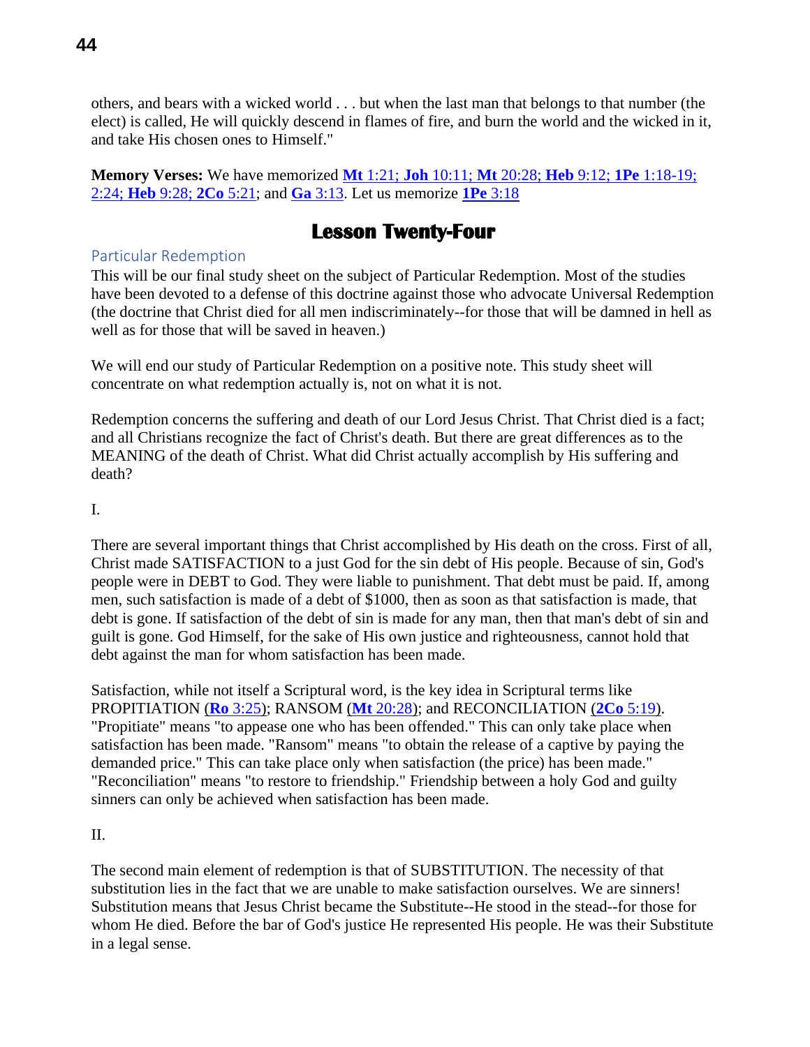others, and bears with a wicked world . . . but when the last man that belongs to that number (the elect) is called, He will quickly descend in flames of fire, and burn the world and the wicked in it, and take His chosen ones to Himself."

**Memory Verses:** We have memorized **Mt** 1:21; **Joh** 10:11; **Mt** 20:28; **Heb** 9:12; **1Pe** 1:18-19; 2:24; **Heb** 9:28; **2Co** 5:21; and **Ga** 3:13. Let us memorize **1Pe** 3:18

# Lesson Twenty-Four

## Particular Redemption

This will be our final study sheet on the subject of Particular Redemption. Most of the studies have been devoted to a defense of this doctrine against those who advocate Universal Redemption (the doctrine that Christ died for all men indiscriminately--for those that will be damned in hell as well as for those that will be saved in heaven.)

We will end our study of Particular Redemption on a positive note. This study sheet will concentrate on what redemption actually is, not on what it is not.

Redemption concerns the suffering and death of our Lord Jesus Christ. That Christ died is a fact; and all Christians recognize the fact of Christ's death. But there are great differences as to the MEANING of the death of Christ. What did Christ actually accomplish by His suffering and death?

I.

There are several important things that Christ accomplished by His death on the cross. First of all, Christ made SATISFACTION to a just God for the sin debt of His people. Because of sin, God's people were in DEBT to God. They were liable to punishment. That debt must be paid. If, among men, such satisfaction is made of a debt of $1000, then as soon as that satisfaction is made, that debt is gone. If satisfaction of the debt of sin is made for any man, then that man's debt of sin and guilt is gone. God Himself, for the sake of His own justice and righteousness, cannot hold that debt against the man for whom satisfaction has been made.

Satisfaction, while not itself a Scriptural word, is the key idea in Scriptural terms like PROPITIATION (**Ro** 3:25); RANSOM (**Mt** 20:28); and RECONCILIATION (**2Co** 5:19). "Propitiate" means "to appease one who has been offended." This can only take place when satisfaction has been made. "Ransom" means "to obtain the release of a captive by paying the demanded price." This can take place only when satisfaction (the price) has been made." "Reconciliation" means "to restore to friendship." Friendship between a holy God and guilty sinners can only be achieved when satisfaction has been made.

II.

The second main element of redemption is that of SUBSTITUTION. The necessity of that substitution lies in the fact that we are unable to make satisfaction ourselves. We are sinners! Substitution means that Jesus Christ became the Substitute--He stood in the stead--for those for whom He died. Before the bar of God's justice He represented His people. He was their Substitute in a legal sense.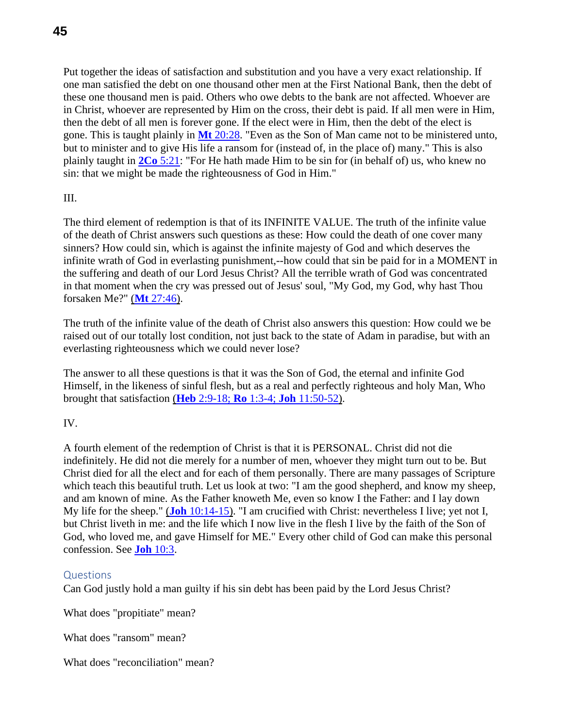Put together the ideas of satisfaction and substitution and you have a very exact relationship. If one man satisfied the debt on one thousand other men at the First National Bank, then the debt of these one thousand men is paid. Others who owe debts to the bank are not affected. Whoever are in Christ, whoever are represented by Him on the cross, their debt is paid. If all men were in Him, then the debt of all men is forever gone. If the elect were in Him, then the debt of the elect is gone. This is taught plainly in **Mt** 20:28. "Even as the Son of Man came not to be ministered unto, but to minister and to give His life a ransom for (instead of, in the place of) many." This is also plainly taught in **2Co** 5:21: "For He hath made Him to be sin for (in behalf of) us, who knew no sin: that we might be made the righteousness of God in Him."

III.

The third element of redemption is that of its INFINITE VALUE. The truth of the infinite value of the death of Christ answers such questions as these: How could the death of one cover many sinners? How could sin, which is against the infinite majesty of God and which deserves the infinite wrath of God in everlasting punishment,--how could that sin be paid for in a MOMENT in the suffering and death of our Lord Jesus Christ? All the terrible wrath of God was concentrated in that moment when the cry was pressed out of Jesus' soul, "My God, my God, why hast Thou forsaken Me?" (**Mt** 27:46).

The truth of the infinite value of the death of Christ also answers this question: How could we be raised out of our totally lost condition, not just back to the state of Adam in paradise, but with an everlasting righteousness which we could never lose?

The answer to all these questions is that it was the Son of God, the eternal and infinite God Himself, in the likeness of sinful flesh, but as a real and perfectly righteous and holy Man, Who brought that satisfaction (**Heb** 2:9-18; **Ro** 1:3-4; **Joh** 11:50-52).

IV.

A fourth element of the redemption of Christ is that it is PERSONAL. Christ did not die indefinitely. He did not die merely for a number of men, whoever they might turn out to be. But Christ died for all the elect and for each of them personally. There are many passages of Scripture which teach this beautiful truth. Let us look at two: "I am the good shepherd, and know my sheep, and am known of mine. As the Father knoweth Me, even so know I the Father: and I lay down My life for the sheep." (**Joh** 10:14-15). "I am crucified with Christ: nevertheless I live; yet not I, but Christ liveth in me: and the life which I now live in the flesh I live by the faith of the Son of God, who loved me, and gave Himself for ME." Every other child of God can make this personal confession. See **Joh** 10:3.

## Questions

Can God justly hold a man guilty if his sin debt has been paid by the Lord Jesus Christ?

What does "propitiate" mean?

What does "ransom" mean?

What does "reconciliation" mean?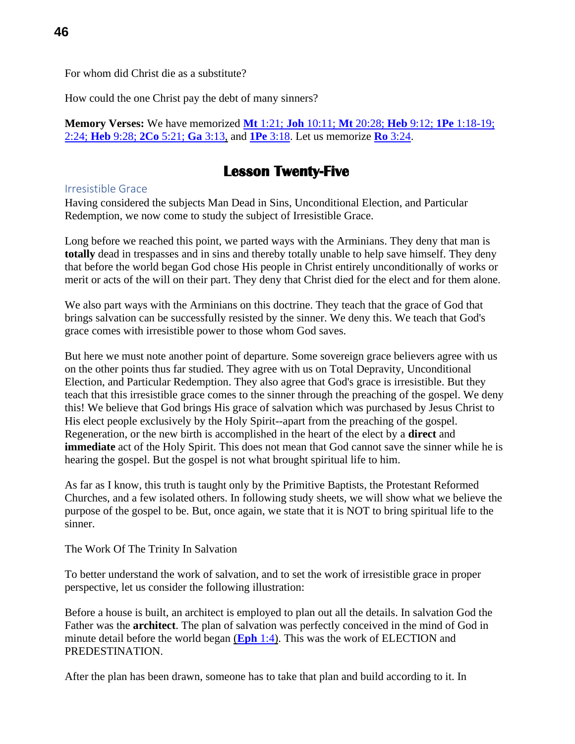For whom did Christ die as a substitute?

How could the one Christ pay the debt of many sinners?

**Memory Verses:** We have memorized **Mt** 1:21; **Joh** 10:11; **Mt** 20:28; **Heb** 9:12; **1Pe** 1:18-19; 2:24; **Heb** 9:28; **2Co** 5:21; **Ga** 3:13, and **1Pe** 3:18. Let us memorize **Ro** 3:24.

# Lesson Twenty-Five

## Irresistible Grace

Having considered the subjects Man Dead in Sins, Unconditional Election, and Particular Redemption, we now come to study the subject of Irresistible Grace.

Long before we reached this point, we parted ways with the Arminians. They deny that man is **totally** dead in trespasses and in sins and thereby totally unable to help save himself. They deny that before the world began God chose His people in Christ entirely unconditionally of works or merit or acts of the will on their part. They deny that Christ died for the elect and for them alone.

We also part ways with the Arminians on this doctrine. They teach that the grace of God that brings salvation can be successfully resisted by the sinner. We deny this. We teach that God's grace comes with irresistible power to those whom God saves.

But here we must note another point of departure. Some sovereign grace believers agree with us on the other points thus far studied. They agree with us on Total Depravity, Unconditional Election, and Particular Redemption. They also agree that God's grace is irresistible. But they teach that this irresistible grace comes to the sinner through the preaching of the gospel. We deny this! We believe that God brings His grace of salvation which was purchased by Jesus Christ to His elect people exclusively by the Holy Spirit--apart from the preaching of the gospel. Regeneration, or the new birth is accomplished in the heart of the elect by a **direct** and **immediate** act of the Holy Spirit. This does not mean that God cannot save the sinner while he is hearing the gospel. But the gospel is not what brought spiritual life to him.

As far as I know, this truth is taught only by the Primitive Baptists, the Protestant Reformed Churches, and a few isolated others. In following study sheets, we will show what we believe the purpose of the gospel to be. But, once again, we state that it is NOT to bring spiritual life to the sinner.

The Work Of The Trinity In Salvation

To better understand the work of salvation, and to set the work of irresistible grace in proper perspective, let us consider the following illustration:

Before a house is built, an architect is employed to plan out all the details. In salvation God the Father was the **architect**. The plan of salvation was perfectly conceived in the mind of God in minute detail before the world began (**Eph** 1:4). This was the work of ELECTION and PREDESTINATION.

After the plan has been drawn, someone has to take that plan and build according to it. In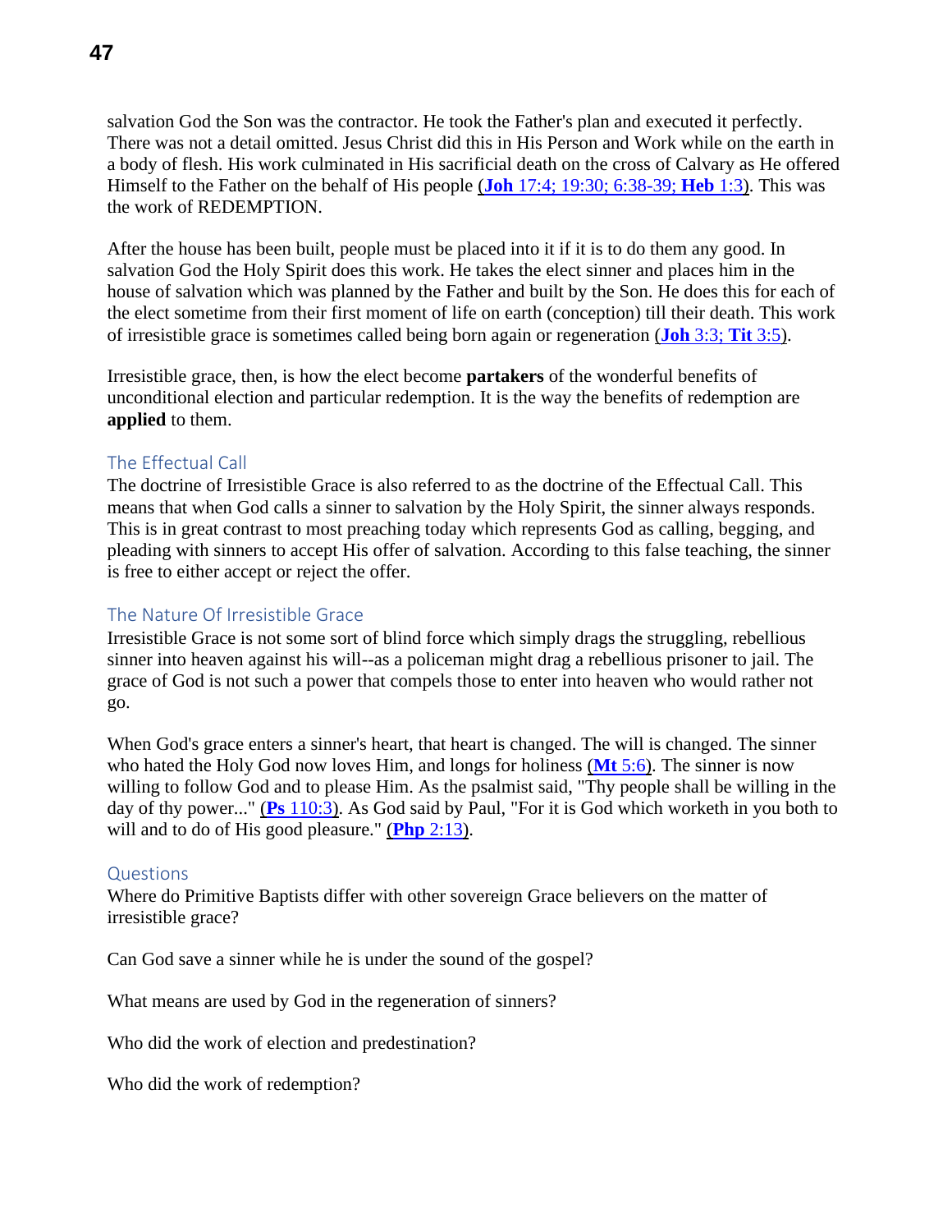salvation God the Son was the contractor. He took the Father's plan and executed it perfectly. There was not a detail omitted. Jesus Christ did this in His Person and Work while on the earth in a body of flesh. His work culminated in His sacrificial death on the cross of Calvary as He offered Himself to the Father on the behalf of His people (**Joh** 17:4; 19:30; 6:38-39; **Heb** 1:3). This was the work of REDEMPTION.

After the house has been built, people must be placed into it if it is to do them any good. In salvation God the Holy Spirit does this work. He takes the elect sinner and places him in the house of salvation which was planned by the Father and built by the Son. He does this for each of the elect sometime from their first moment of life on earth (conception) till their death. This work of irresistible grace is sometimes called being born again or regeneration (**Joh** 3:3; **Tit** 3:5).

Irresistible grace, then, is how the elect become **partakers** of the wonderful benefits of unconditional election and particular redemption. It is the way the benefits of redemption are **applied** to them.

## The Effectual Call

The doctrine of Irresistible Grace is also referred to as the doctrine of the Effectual Call. This means that when God calls a sinner to salvation by the Holy Spirit, the sinner always responds. This is in great contrast to most preaching today which represents God as calling, begging, and pleading with sinners to accept His offer of salvation. According to this false teaching, the sinner is free to either accept or reject the offer.

## The Nature Of Irresistible Grace

Irresistible Grace is not some sort of blind force which simply drags the struggling, rebellious sinner into heaven against his will--as a policeman might drag a rebellious prisoner to jail. The grace of God is not such a power that compels those to enter into heaven who would rather not go.

When God's grace enters a sinner's heart, that heart is changed. The will is changed. The sinner who hated the Holy God now loves Him, and longs for holiness (**Mt** 5:6). The sinner is now willing to follow God and to please Him. As the psalmist said, "Thy people shall be willing in the day of thy power..." (**Ps** 110:3). As God said by Paul, "For it is God which worketh in you both to will and to do of His good pleasure." (**Php** 2:13).

## Questions

Where do Primitive Baptists differ with other sovereign Grace believers on the matter of irresistible grace?

Can God save a sinner while he is under the sound of the gospel?

What means are used by God in the regeneration of sinners?

Who did the work of election and predestination?

Who did the work of redemption?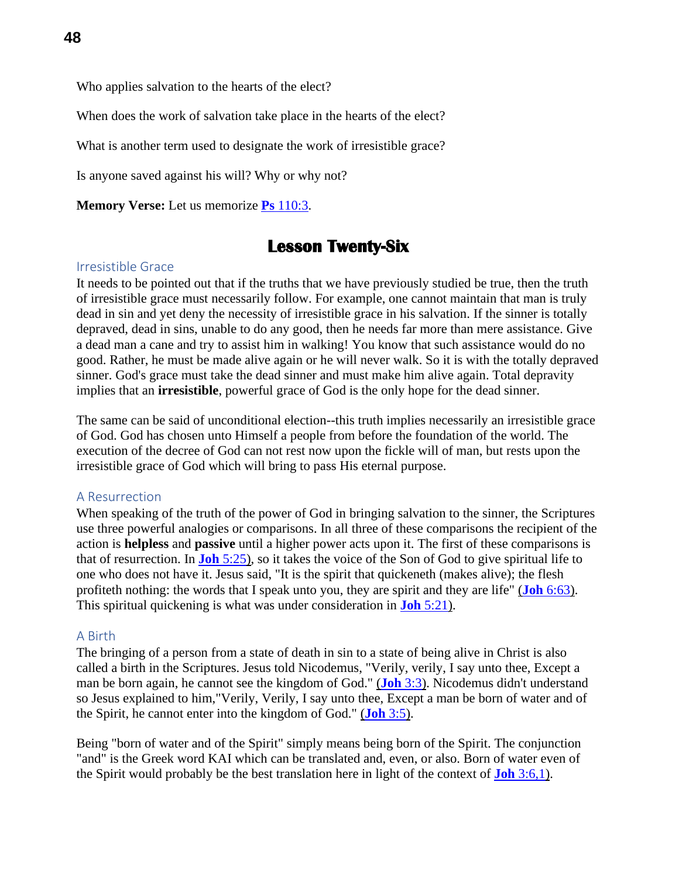Who applies salvation to the hearts of the elect?

When does the work of salvation take place in the hearts of the elect?

What is another term used to designate the work of irresistible grace?

Is anyone saved against his will? Why or why not?

**Memory Verse:** Let us memorize **Ps** 110:3.

# Lesson Twenty-Six

## Irresistible Grace

It needs to be pointed out that if the truths that we have previously studied be true, then the truth of irresistible grace must necessarily follow. For example, one cannot maintain that man is truly dead in sin and yet deny the necessity of irresistible grace in his salvation. If the sinner is totally depraved, dead in sins, unable to do any good, then he needs far more than mere assistance. Give a dead man a cane and try to assist him in walking! You know that such assistance would do no good. Rather, he must be made alive again or he will never walk. So it is with the totally depraved sinner. God's grace must take the dead sinner and must make him alive again. Total depravity implies that an **irresistible**, powerful grace of God is the only hope for the dead sinner.

The same can be said of unconditional election--this truth implies necessarily an irresistible grace of God. God has chosen unto Himself a people from before the foundation of the world. The execution of the decree of God can not rest now upon the fickle will of man, but rests upon the irresistible grace of God which will bring to pass His eternal purpose.

## A Resurrection

When speaking of the truth of the power of God in bringing salvation to the sinner, the Scriptures use three powerful analogies or comparisons. In all three of these comparisons the recipient of the action is **helpless** and **passive** until a higher power acts upon it. The first of these comparisons is that of resurrection. In **Joh** 5:25), so it takes the voice of the Son of God to give spiritual life to one who does not have it. Jesus said, "It is the spirit that quickeneth (makes alive); the flesh profiteth nothing: the words that I speak unto you, they are spirit and they are life" (**Joh** 6:63). This spiritual quickening is what was under consideration in **Joh** 5:21).

## A Birth

The bringing of a person from a state of death in sin to a state of being alive in Christ is also called a birth in the Scriptures. Jesus told Nicodemus, "Verily, verily, I say unto thee, Except a man be born again, he cannot see the kingdom of God." (**Joh** 3:3). Nicodemus didn't understand so Jesus explained to him,"Verily, Verily, I say unto thee, Except a man be born of water and of the Spirit, he cannot enter into the kingdom of God." (**Joh** 3:5).

Being "born of water and of the Spirit" simply means being born of the Spirit. The conjunction "and" is the Greek word KAI which can be translated and, even, or also. Born of water even of the Spirit would probably be the best translation here in light of the context of **Joh** 3:6,1).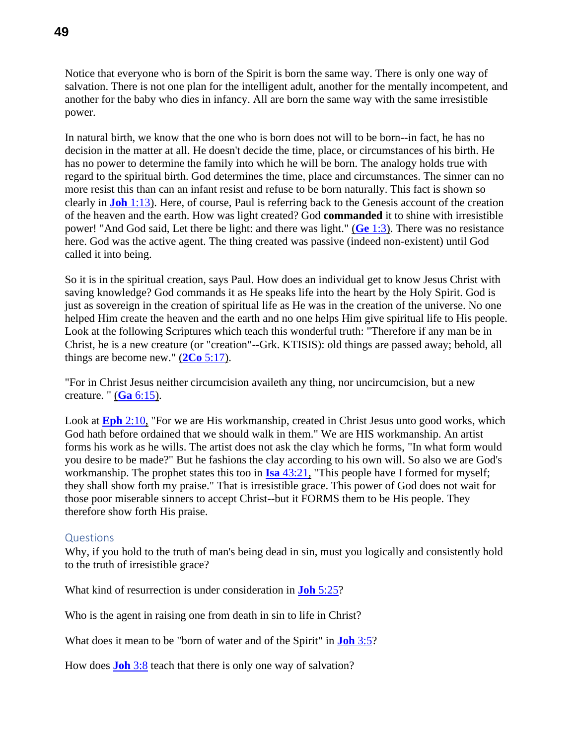Notice that everyone who is born of the Spirit is born the same way. There is only one way of salvation. There is not one plan for the intelligent adult, another for the mentally incompetent, and another for the baby who dies in infancy. All are born the same way with the same irresistible power.

In natural birth, we know that the one who is born does not will to be born--in fact, he has no decision in the matter at all. He doesn't decide the time, place, or circumstances of his birth. He has no power to determine the family into which he will be born. The analogy holds true with regard to the spiritual birth. God determines the time, place and circumstances. The sinner can no more resist this than can an infant resist and refuse to be born naturally. This fact is shown so clearly in **Joh** 1:13). Here, of course, Paul is referring back to the Genesis account of the creation of the heaven and the earth. How was light created? God **commanded** it to shine with irresistible power! "And God said, Let there be light: and there was light." (**Ge** 1:3). There was no resistance here. God was the active agent. The thing created was passive (indeed non-existent) until God called it into being.

So it is in the spiritual creation, says Paul. How does an individual get to know Jesus Christ with saving knowledge? God commands it as He speaks life into the heart by the Holy Spirit. God is just as sovereign in the creation of spiritual life as He was in the creation of the universe. No one helped Him create the heaven and the earth and no one helps Him give spiritual life to His people. Look at the following Scriptures which teach this wonderful truth: "Therefore if any man be in Christ, he is a new creature (or "creation"--Grk. KTISIS): old things are passed away; behold, all things are become new." (**2Co** 5:17).

"For in Christ Jesus neither circumcision availeth any thing, nor uncircumcision, but a new creature. " (**Ga** 6:15).

Look at **Eph** 2:10, "For we are His workmanship, created in Christ Jesus unto good works, which God hath before ordained that we should walk in them." We are HIS workmanship. An artist forms his work as he wills. The artist does not ask the clay which he forms, "In what form would you desire to be made?" But he fashions the clay according to his own will. So also we are God's workmanship. The prophet states this too in **Isa** 43:21, "This people have I formed for myself; they shall show forth my praise." That is irresistible grace. This power of God does not wait for those poor miserable sinners to accept Christ--but it FORMS them to be His people. They therefore show forth His praise.

## Questions

Why, if you hold to the truth of man's being dead in sin, must you logically and consistently hold to the truth of irresistible grace?

What kind of resurrection is under consideration in **Joh** 5:25?

Who is the agent in raising one from death in sin to life in Christ?

What does it mean to be "born of water and of the Spirit" in **Joh** 3:5?

How does **Joh** 3:8 teach that there is only one way of salvation?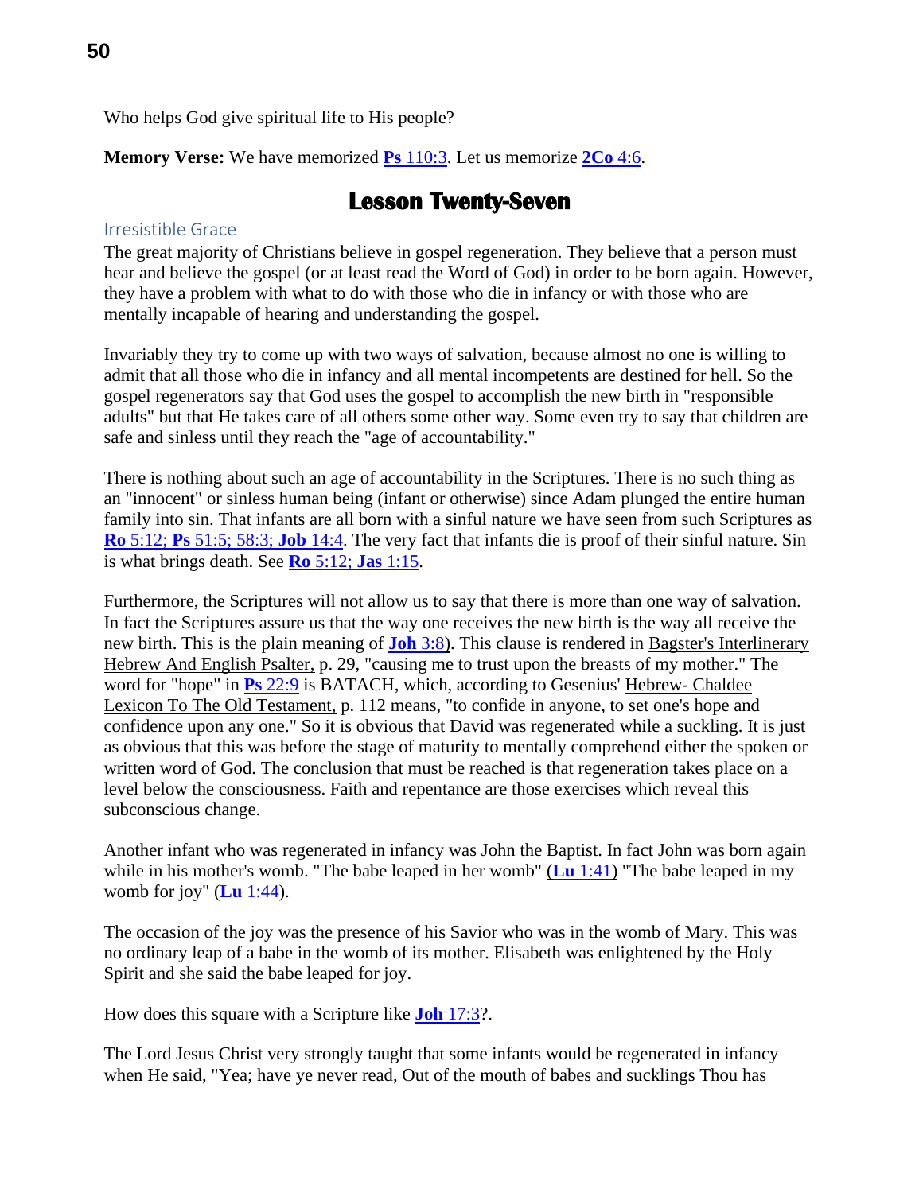Who helps God give spiritual life to His people?

**Memory Verse:** We have memorized **Ps** 110:3. Let us memorize **2Co** 4:6.

## Lesson Twenty-Seven

### Irresistible Grace

The great majority of Christians believe in gospel regeneration. They believe that a person must hear and believe the gospel (or at least read the Word of God) in order to be born again. However, they have a problem with what to do with those who die in infancy or with those who are mentally incapable of hearing and understanding the gospel.

Invariably they try to come up with two ways of salvation, because almost no one is willing to admit that all those who die in infancy and all mental incompetents are destined for hell. So the gospel regenerators say that God uses the gospel to accomplish the new birth in "responsible adults" but that He takes care of all others some other way. Some even try to say that children are safe and sinless until they reach the "age of accountability."

There is nothing about such an age of accountability in the Scriptures. There is no such thing as an "innocent" or sinless human being (infant or otherwise) since Adam plunged the entire human family into sin. That infants are all born with a sinful nature we have seen from such Scriptures as **Ro** 5:12; **Ps** 51:5; 58:3; **Job** 14:4. The very fact that infants die is proof of their sinful nature. Sin is what brings death. See **Ro** 5:12; **Jas** 1:15.

Furthermore, the Scriptures will not allow us to say that there is more than one way of salvation. In fact the Scriptures assure us that the way one receives the new birth is the way all receive the new birth. This is the plain meaning of **Joh** 3:8). This clause is rendered in Bagster's Interlinerary Hebrew And English Psalter, p. 29, "causing me to trust upon the breasts of my mother." The word for "hope" in **Ps** 22:9 is BATACH, which, according to Gesenius' Hebrew- Chaldee Lexicon To The Old Testament, p. 112 means, "to confide in anyone, to set one's hope and confidence upon any one." So it is obvious that David was regenerated while a suckling. It is just as obvious that this was before the stage of maturity to mentally comprehend either the spoken or written word of God. The conclusion that must be reached is that regeneration takes place on a level below the consciousness. Faith and repentance are those exercises which reveal this subconscious change.

Another infant who was regenerated in infancy was John the Baptist. In fact John was born again while in his mother's womb. "The babe leaped in her womb" (**Lu** 1:41) "The babe leaped in my womb for joy" (**Lu** 1:44).

The occasion of the joy was the presence of his Savior who was in the womb of Mary. This was no ordinary leap of a babe in the womb of its mother. Elisabeth was enlightened by the Holy Spirit and she said the babe leaped for joy.

How does this square with a Scripture like **Joh** 17:3?.

The Lord Jesus Christ very strongly taught that some infants would be regenerated in infancy when He said, "Yea; have ye never read, Out of the mouth of babes and sucklings Thou has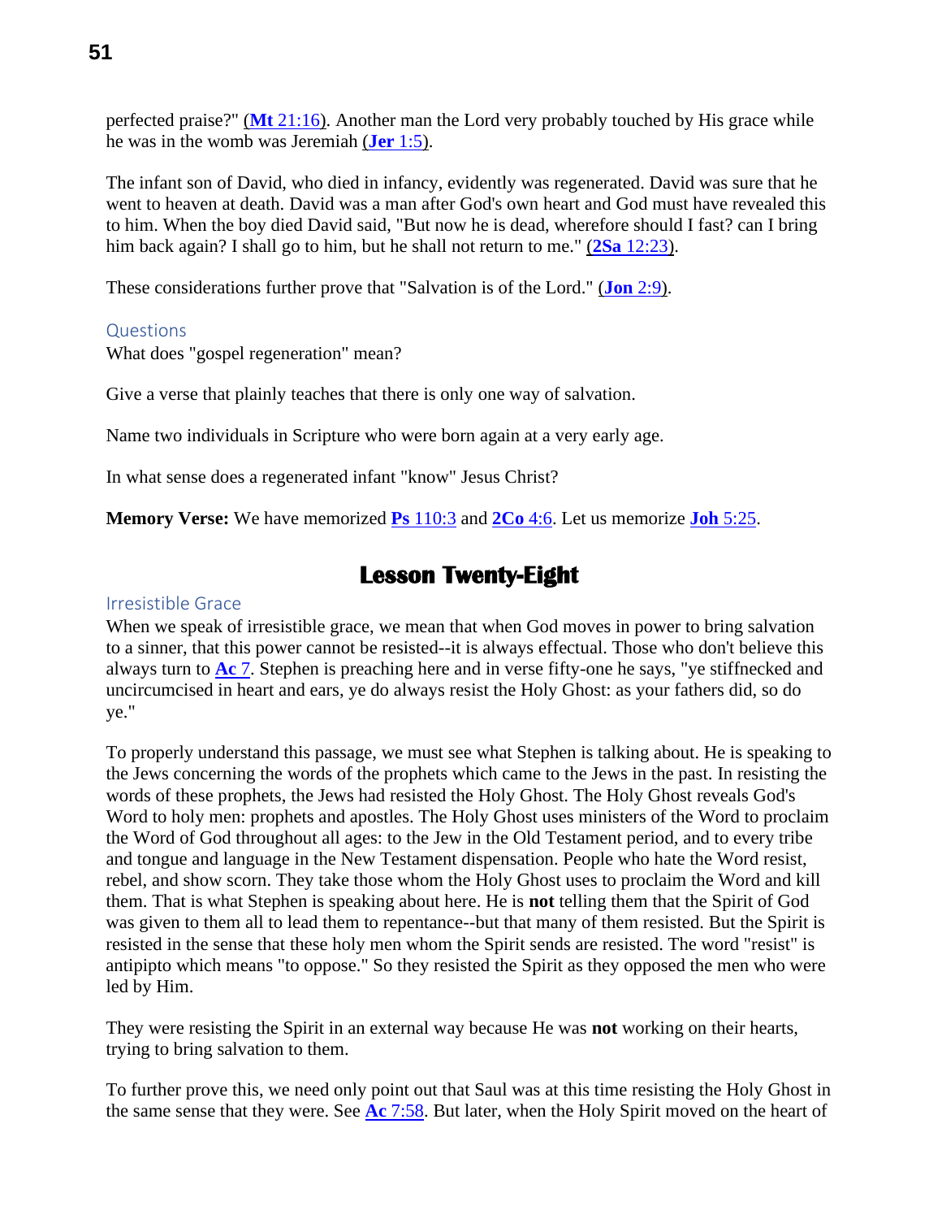perfected praise?" (**Mt** 21:16). Another man the Lord very probably touched by His grace while he was in the womb was Jeremiah (**Jer** 1:5).

The infant son of David, who died in infancy, evidently was regenerated. David was sure that he went to heaven at death. David was a man after God's own heart and God must have revealed this to him. When the boy died David said, "But now he is dead, wherefore should I fast? can I bring him back again? I shall go to him, but he shall not return to me." (**2Sa** 12:23).

These considerations further prove that "Salvation is of the Lord." (**Jon** 2:9).

### Questions

What does "gospel regeneration" mean?

Give a verse that plainly teaches that there is only one way of salvation.

Name two individuals in Scripture who were born again at a very early age.

In what sense does a regenerated infant "know" Jesus Christ?

**Memory Verse:** We have memorized **Ps** 110:3 and **2Co** 4:6. Let us memorize **Joh** 5:25.

## Lesson Twenty-Eight

### Irresistible Grace

When we speak of irresistible grace, we mean that when God moves in power to bring salvation to a sinner, that this power cannot be resisted--it is always effectual. Those who don't believe this always turn to **Ac** 7. Stephen is preaching here and in verse fifty-one he says, "ye stiffnecked and uncircumcised in heart and ears, ye do always resist the Holy Ghost: as your fathers did, so do ye."

To properly understand this passage, we must see what Stephen is talking about. He is speaking to the Jews concerning the words of the prophets which came to the Jews in the past. In resisting the words of these prophets, the Jews had resisted the Holy Ghost. The Holy Ghost reveals God's Word to holy men: prophets and apostles. The Holy Ghost uses ministers of the Word to proclaim the Word of God throughout all ages: to the Jew in the Old Testament period, and to every tribe and tongue and language in the New Testament dispensation. People who hate the Word resist, rebel, and show scorn. They take those whom the Holy Ghost uses to proclaim the Word and kill them. That is what Stephen is speaking about here. He is **not** telling them that the Spirit of God was given to them all to lead them to repentance--but that many of them resisted. But the Spirit is resisted in the sense that these holy men whom the Spirit sends are resisted. The word "resist" is antipipto which means "to oppose." So they resisted the Spirit as they opposed the men who were led by Him.

They were resisting the Spirit in an external way because He was **not** working on their hearts, trying to bring salvation to them.

To further prove this, we need only point out that Saul was at this time resisting the Holy Ghost in the same sense that they were. See **Ac** 7:58. But later, when the Holy Spirit moved on the heart of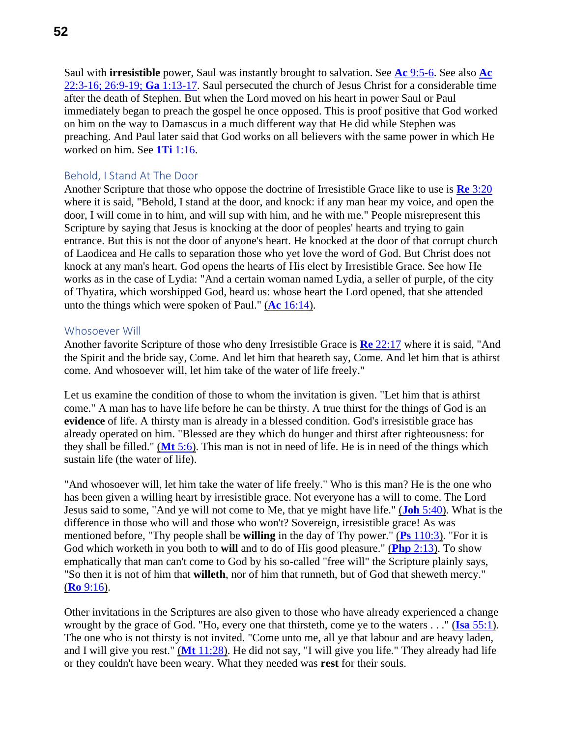Saul with **irresistible** power, Saul was instantly brought to salvation. See **Ac** 9:5-6. See also **Ac** 22:3-16; 26:9-19; **Ga** 1:13-17. Saul persecuted the church of Jesus Christ for a considerable time after the death of Stephen. But when the Lord moved on his heart in power Saul or Paul immediately began to preach the gospel he once opposed. This is proof positive that God worked on him on the way to Damascus in a much different way that He did while Stephen was preaching. And Paul later said that God works on all believers with the same power in which He worked on him. See **1Ti** 1:16.

### Behold, I Stand At The Door

Another Scripture that those who oppose the doctrine of Irresistible Grace like to use is **Re** 3:20 where it is said, "Behold, I stand at the door, and knock: if any man hear my voice, and open the door, I will come in to him, and will sup with him, and he with me." People misrepresent this Scripture by saying that Jesus is knocking at the door of peoples' hearts and trying to gain entrance. But this is not the door of anyone's heart. He knocked at the door of that corrupt church of Laodicea and He calls to separation those who yet love the word of God. But Christ does not knock at any man's heart. God opens the hearts of His elect by Irresistible Grace. See how He works as in the case of Lydia: "And a certain woman named Lydia, a seller of purple, of the city of Thyatira, which worshipped God, heard us: whose heart the Lord opened, that she attended unto the things which were spoken of Paul." (**Ac** 16:14).

### Whosoever Will

Another favorite Scripture of those who deny Irresistible Grace is **Re** 22:17 where it is said, "And the Spirit and the bride say, Come. And let him that heareth say, Come. And let him that is athirst come. And whosoever will, let him take of the water of life freely."

Let us examine the condition of those to whom the invitation is given. "Let him that is athirst come." A man has to have life before he can be thirsty. A true thirst for the things of God is an **evidence** of life. A thirsty man is already in a blessed condition. God's irresistible grace has already operated on him. "Blessed are they which do hunger and thirst after righteousness: for they shall be filled." (**Mt** 5:6). This man is not in need of life. He is in need of the things which sustain life (the water of life).

"And whosoever will, let him take the water of life freely." Who is this man? He is the one who has been given a willing heart by irresistible grace. Not everyone has a will to come. The Lord Jesus said to some, "And ye will not come to Me, that ye might have life." (**Joh** 5:40). What is the difference in those who will and those who won't? Sovereign, irresistible grace! As was mentioned before, "Thy people shall be **willing** in the day of Thy power." (**Ps** 110:3). "For it is God which worketh in you both to **will** and to do of His good pleasure." (**Php** 2:13). To show emphatically that man can't come to God by his so-called "free will" the Scripture plainly says, "So then it is not of him that **willeth**, nor of him that runneth, but of God that sheweth mercy." (**Ro** 9:16).

Other invitations in the Scriptures are also given to those who have already experienced a change wrought by the grace of God. "Ho, every one that thirsteth, come ye to the waters . . ." (**Isa** 55:1). The one who is not thirsty is not invited. "Come unto me, all ye that labour and are heavy laden, and I will give you rest." (**Mt** 11:28). He did not say, "I will give you life." They already had life or they couldn't have been weary. What they needed was **rest** for their souls.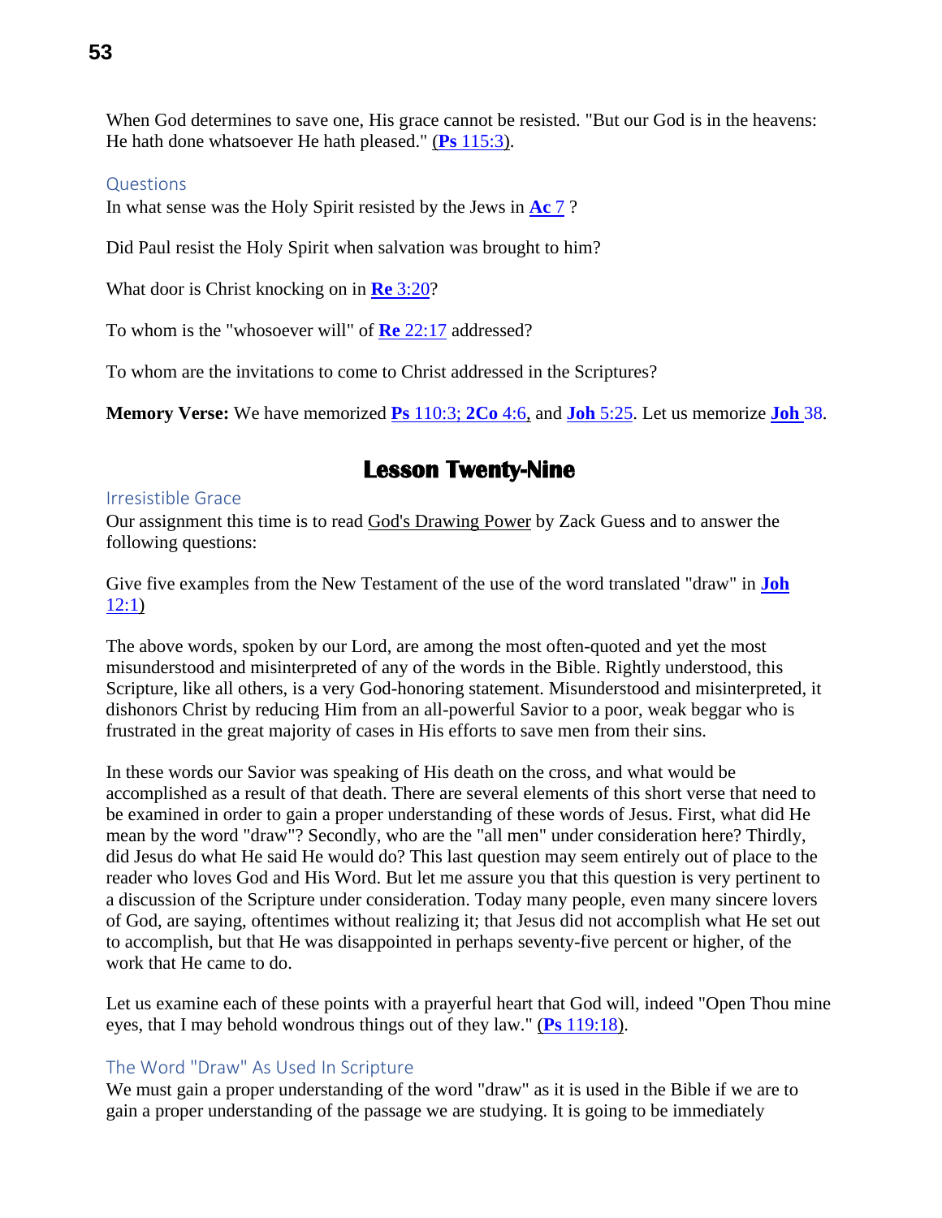When God determines to save one, His grace cannot be resisted. "But our God is in the heavens: He hath done whatsoever He hath pleased." (**Ps** 115:3).

### Questions

In what sense was the Holy Spirit resisted by the Jews in **Ac** 7 ?

Did Paul resist the Holy Spirit when salvation was brought to him?

What door is Christ knocking on in **Re** 3:20?

To whom is the "whosoever will" of **Re** 22:17 addressed?

To whom are the invitations to come to Christ addressed in the Scriptures?

**Memory Verse:** We have memorized **Ps** 110:3; **2Co** 4:6, and **Joh** 5:25. Let us memorize **Joh** 38.

## Lesson Twenty-Nine

### Irresistible Grace

Our assignment this time is to read God's Drawing Power by Zack Guess and to answer the following questions:

Give five examples from the New Testament of the use of the word translated "draw" in **Joh** 12:1)

The above words, spoken by our Lord, are among the most often-quoted and yet the most misunderstood and misinterpreted of any of the words in the Bible. Rightly understood, this Scripture, like all others, is a very God-honoring statement. Misunderstood and misinterpreted, it dishonors Christ by reducing Him from an all-powerful Savior to a poor, weak beggar who is frustrated in the great majority of cases in His efforts to save men from their sins.

In these words our Savior was speaking of His death on the cross, and what would be accomplished as a result of that death. There are several elements of this short verse that need to be examined in order to gain a proper understanding of these words of Jesus. First, what did He mean by the word "draw"? Secondly, who are the "all men" under consideration here? Thirdly, did Jesus do what He said He would do? This last question may seem entirely out of place to the reader who loves God and His Word. But let me assure you that this question is very pertinent to a discussion of the Scripture under consideration. Today many people, even many sincere lovers of God, are saying, oftentimes without realizing it; that Jesus did not accomplish what He set out to accomplish, but that He was disappointed in perhaps seventy-five percent or higher, of the work that He came to do.

Let us examine each of these points with a prayerful heart that God will, indeed "Open Thou mine eyes, that I may behold wondrous things out of they law." (**Ps** 119:18).

### The Word "Draw" As Used In Scripture

We must gain a proper understanding of the word "draw" as it is used in the Bible if we are to gain a proper understanding of the passage we are studying. It is going to be immediately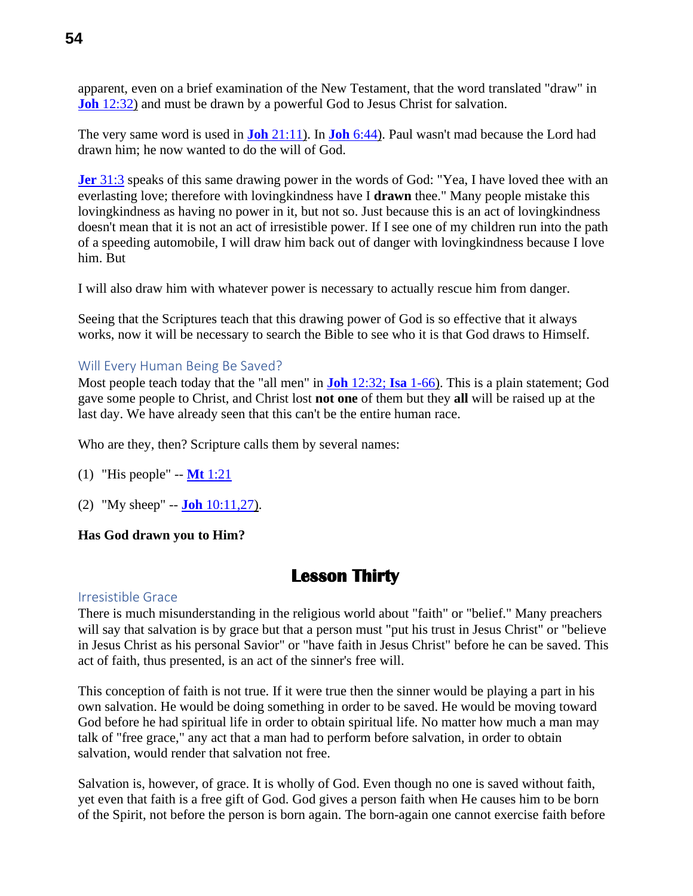apparent, even on a brief examination of the New Testament, that the word translated "draw" in **Joh** 12:32) and must be drawn by a powerful God to Jesus Christ for salvation.

The very same word is used in **Joh** 21:11). In **Joh** 6:44). Paul wasn't mad because the Lord had drawn him; he now wanted to do the will of God.

**Jer** 31:3 speaks of this same drawing power in the words of God: "Yea, I have loved thee with an everlasting love; therefore with lovingkindness have I **drawn** thee." Many people mistake this lovingkindness as having no power in it, but not so. Just because this is an act of lovingkindness doesn't mean that it is not an act of irresistible power. If I see one of my children run into the path of a speeding automobile, I will draw him back out of danger with lovingkindness because I love him. But

I will also draw him with whatever power is necessary to actually rescue him from danger.

Seeing that the Scriptures teach that this drawing power of God is so effective that it always works, now it will be necessary to search the Bible to see who it is that God draws to Himself.

### Will Every Human Being Be Saved?

Most people teach today that the "all men" in **Joh** 12:32; **Isa** 1-66). This is a plain statement; God gave some people to Christ, and Christ lost **not one** of them but they **all** will be raised up at the last day. We have already seen that this can't be the entire human race.

Who are they, then? Scripture calls them by several names:

(1) "His people" -- **Mt** 1:21

(2) "My sheep" -- **Joh** 10:11,27).

**Has God drawn you to Him?**

## Lesson Thirty

### Irresistible Grace

There is much misunderstanding in the religious world about "faith" or "belief." Many preachers will say that salvation is by grace but that a person must "put his trust in Jesus Christ" or "believe in Jesus Christ as his personal Savior" or "have faith in Jesus Christ" before he can be saved. This act of faith, thus presented, is an act of the sinner's free will.

This conception of faith is not true. If it were true then the sinner would be playing a part in his own salvation. He would be doing something in order to be saved. He would be moving toward God before he had spiritual life in order to obtain spiritual life. No matter how much a man may talk of "free grace," any act that a man had to perform before salvation, in order to obtain salvation, would render that salvation not free.

Salvation is, however, of grace. It is wholly of God. Even though no one is saved without faith, yet even that faith is a free gift of God. God gives a person faith when He causes him to be born of the Spirit, not before the person is born again. The born-again one cannot exercise faith before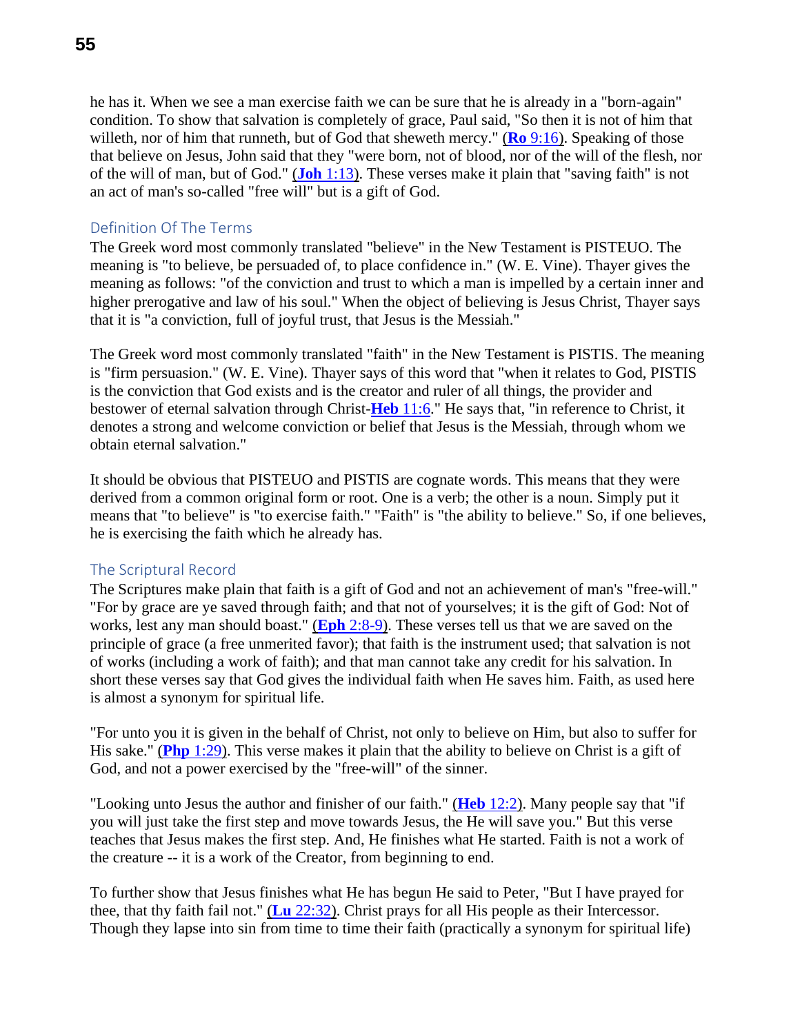he has it. When we see a man exercise faith we can be sure that he is already in a "born-again" condition. To show that salvation is completely of grace, Paul said, "So then it is not of him that willeth, nor of him that runneth, but of God that sheweth mercy." (**Ro** 9:16). Speaking of those that believe on Jesus, John said that they "were born, not of blood, nor of the will of the flesh, nor of the will of man, but of God." (**Joh** 1:13). These verses make it plain that "saving faith" is not an act of man's so-called "free will" but is a gift of God.

## Definition Of The Terms

The Greek word most commonly translated "believe" in the New Testament is PISTEUO. The meaning is "to believe, be persuaded of, to place confidence in." (W. E. Vine). Thayer gives the meaning as follows: "of the conviction and trust to which a man is impelled by a certain inner and higher prerogative and law of his soul." When the object of believing is Jesus Christ, Thayer says that it is "a conviction, full of joyful trust, that Jesus is the Messiah."

The Greek word most commonly translated "faith" in the New Testament is PISTIS. The meaning is "firm persuasion." (W. E. Vine). Thayer says of this word that "when it relates to God, PISTIS is the conviction that God exists and is the creator and ruler of all things, the provider and bestower of eternal salvation through Christ-**Heb** 11:6." He says that, "in reference to Christ, it denotes a strong and welcome conviction or belief that Jesus is the Messiah, through whom we obtain eternal salvation."

It should be obvious that PISTEUO and PISTIS are cognate words. This means that they were derived from a common original form or root. One is a verb; the other is a noun. Simply put it means that "to believe" is "to exercise faith." "Faith" is "the ability to believe." So, if one believes, he is exercising the faith which he already has.

## The Scriptural Record

The Scriptures make plain that faith is a gift of God and not an achievement of man's "free-will." "For by grace are ye saved through faith; and that not of yourselves; it is the gift of God: Not of works, lest any man should boast." (**Eph** 2:8-9). These verses tell us that we are saved on the principle of grace (a free unmerited favor); that faith is the instrument used; that salvation is not of works (including a work of faith); and that man cannot take any credit for his salvation. In short these verses say that God gives the individual faith when He saves him. Faith, as used here is almost a synonym for spiritual life.

"For unto you it is given in the behalf of Christ, not only to believe on Him, but also to suffer for His sake." (**Php** 1:29). This verse makes it plain that the ability to believe on Christ is a gift of God, and not a power exercised by the "free-will" of the sinner.

"Looking unto Jesus the author and finisher of our faith." (**Heb** 12:2). Many people say that "if you will just take the first step and move towards Jesus, the He will save you." But this verse teaches that Jesus makes the first step. And, He finishes what He started. Faith is not a work of the creature -- it is a work of the Creator, from beginning to end.

To further show that Jesus finishes what He has begun He said to Peter, "But I have prayed for thee, that thy faith fail not." (**Lu** 22:32). Christ prays for all His people as their Intercessor. Though they lapse into sin from time to time their faith (practically a synonym for spiritual life)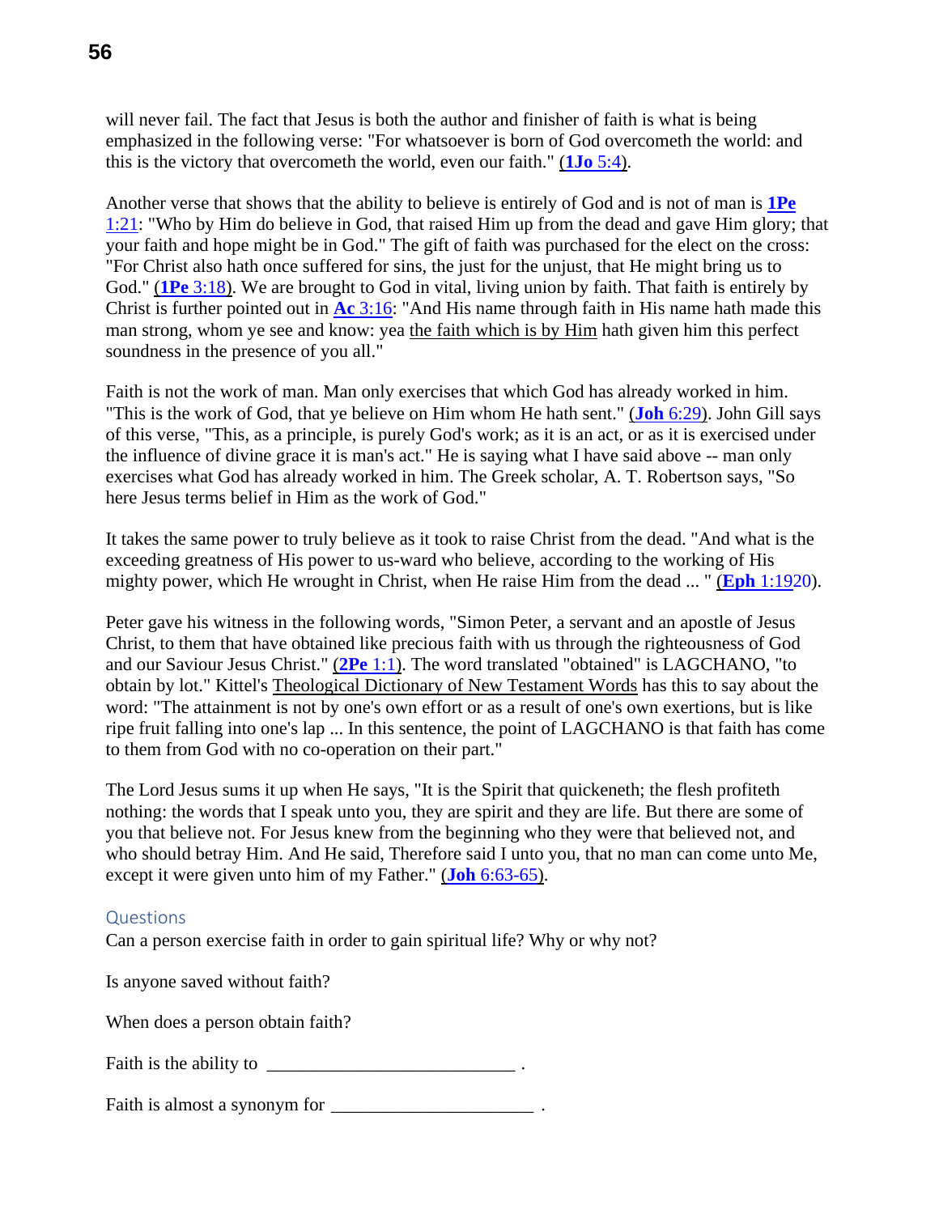will never fail. The fact that Jesus is both the author and finisher of faith is what is being emphasized in the following verse: "For whatsoever is born of God overcometh the world: and this is the victory that overcometh the world, even our faith." (**1Jo** 5:4).

Another verse that shows that the ability to believe is entirely of God and is not of man is **1Pe** 1:21: "Who by Him do believe in God, that raised Him up from the dead and gave Him glory; that your faith and hope might be in God." The gift of faith was purchased for the elect on the cross: "For Christ also hath once suffered for sins, the just for the unjust, that He might bring us to God." (**1Pe** 3:18). We are brought to God in vital, living union by faith. That faith is entirely by Christ is further pointed out in **Ac** 3:16: "And His name through faith in His name hath made this man strong, whom ye see and know: yea the faith which is by Him hath given him this perfect soundness in the presence of you all."

Faith is not the work of man. Man only exercises that which God has already worked in him. "This is the work of God, that ye believe on Him whom He hath sent." (**Joh** 6:29). John Gill says of this verse, "This, as a principle, is purely God's work; as it is an act, or as it is exercised under the influence of divine grace it is man's act." He is saying what I have said above -- man only exercises what God has already worked in him. The Greek scholar, A. T. Robertson says, "So here Jesus terms belief in Him as the work of God."

It takes the same power to truly believe as it took to raise Christ from the dead. "And what is the exceeding greatness of His power to us-ward who believe, according to the working of His mighty power, which He wrought in Christ, when He raise Him from the dead ... " (**Eph** 1:1920).

Peter gave his witness in the following words, "Simon Peter, a servant and an apostle of Jesus Christ, to them that have obtained like precious faith with us through the righteousness of God and our Saviour Jesus Christ." (**2Pe** 1:1). The word translated "obtained" is LAGCHANO, "to obtain by lot." Kittel's Theological Dictionary of New Testament Words has this to say about the word: "The attainment is not by one's own effort or as a result of one's own exertions, but is like ripe fruit falling into one's lap ... In this sentence, the point of LAGCHANO is that faith has come to them from God with no co-operation on their part."

The Lord Jesus sums it up when He says, "It is the Spirit that quickeneth; the flesh profiteth nothing: the words that I speak unto you, they are spirit and they are life. But there are some of you that believe not. For Jesus knew from the beginning who they were that believed not, and who should betray Him. And He said, Therefore said I unto you, that no man can come unto Me, except it were given unto him of my Father." (**Joh** 6:63-65).

## Questions

Can a person exercise faith in order to gain spiritual life? Why or why not?

Is anyone saved without faith?

When does a person obtain faith?

Faith is the ability to ___________________________ .

Faith is almost a synonym for ______________________ .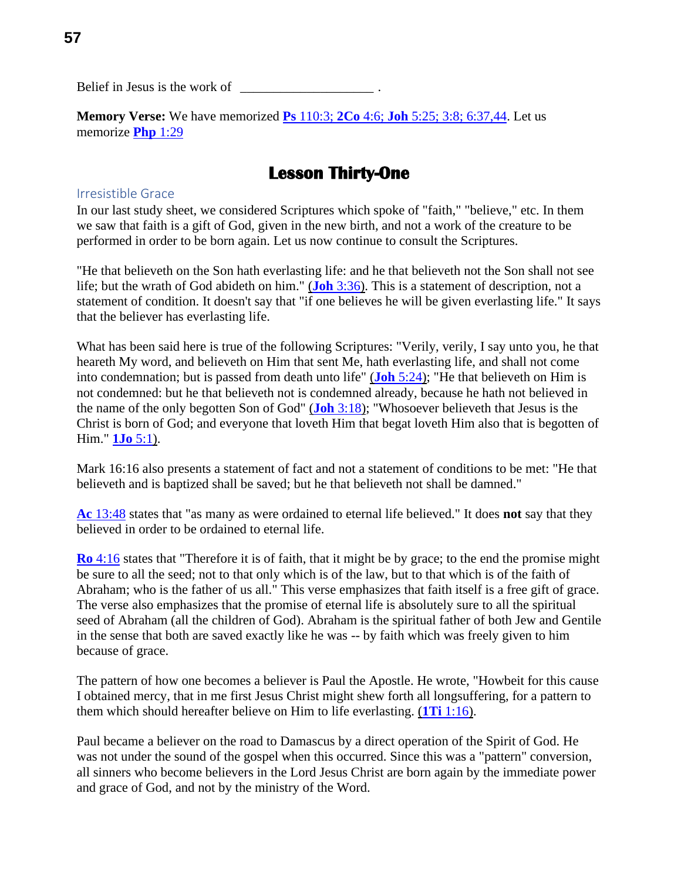Belief in Jesus is the work of ____________________ .

**Memory Verse:** We have memorized **Ps** 110:3; **2Co** 4:6; **Joh** 5:25; 3:8; 6:37,44. Let us memorize **Php** 1:29

# Lesson Thirty-One

## Irresistible Grace

In our last study sheet, we considered Scriptures which spoke of "faith," "believe," etc. In them we saw that faith is a gift of God, given in the new birth, and not a work of the creature to be performed in order to be born again. Let us now continue to consult the Scriptures.

"He that believeth on the Son hath everlasting life: and he that believeth not the Son shall not see life; but the wrath of God abideth on him." (**Joh** 3:36). This is a statement of description, not a statement of condition. It doesn't say that "if one believes he will be given everlasting life." It says that the believer has everlasting life.

What has been said here is true of the following Scriptures: "Verily, verily, I say unto you, he that heareth My word, and believeth on Him that sent Me, hath everlasting life, and shall not come into condemnation; but is passed from death unto life" (**Joh** 5:24); "He that believeth on Him is not condemned: but he that believeth not is condemned already, because he hath not believed in the name of the only begotten Son of God" (**Joh** 3:18); "Whosoever believeth that Jesus is the Christ is born of God; and everyone that loveth Him that begat loveth Him also that is begotten of Him." **1Jo** 5:1).

Mark 16:16 also presents a statement of fact and not a statement of conditions to be met: "He that believeth and is baptized shall be saved; but he that believeth not shall be damned."

**Ac** 13:48 states that "as many as were ordained to eternal life believed." It does **not** say that they believed in order to be ordained to eternal life.

**Ro** 4:16 states that "Therefore it is of faith, that it might be by grace; to the end the promise might be sure to all the seed; not to that only which is of the law, but to that which is of the faith of Abraham; who is the father of us all." This verse emphasizes that faith itself is a free gift of grace. The verse also emphasizes that the promise of eternal life is absolutely sure to all the spiritual seed of Abraham (all the children of God). Abraham is the spiritual father of both Jew and Gentile in the sense that both are saved exactly like he was -- by faith which was freely given to him because of grace.

The pattern of how one becomes a believer is Paul the Apostle. He wrote, "Howbeit for this cause I obtained mercy, that in me first Jesus Christ might shew forth all longsuffering, for a pattern to them which should hereafter believe on Him to life everlasting. (**1Ti** 1:16).

Paul became a believer on the road to Damascus by a direct operation of the Spirit of God. He was not under the sound of the gospel when this occurred. Since this was a "pattern" conversion, all sinners who become believers in the Lord Jesus Christ are born again by the immediate power and grace of God, and not by the ministry of the Word.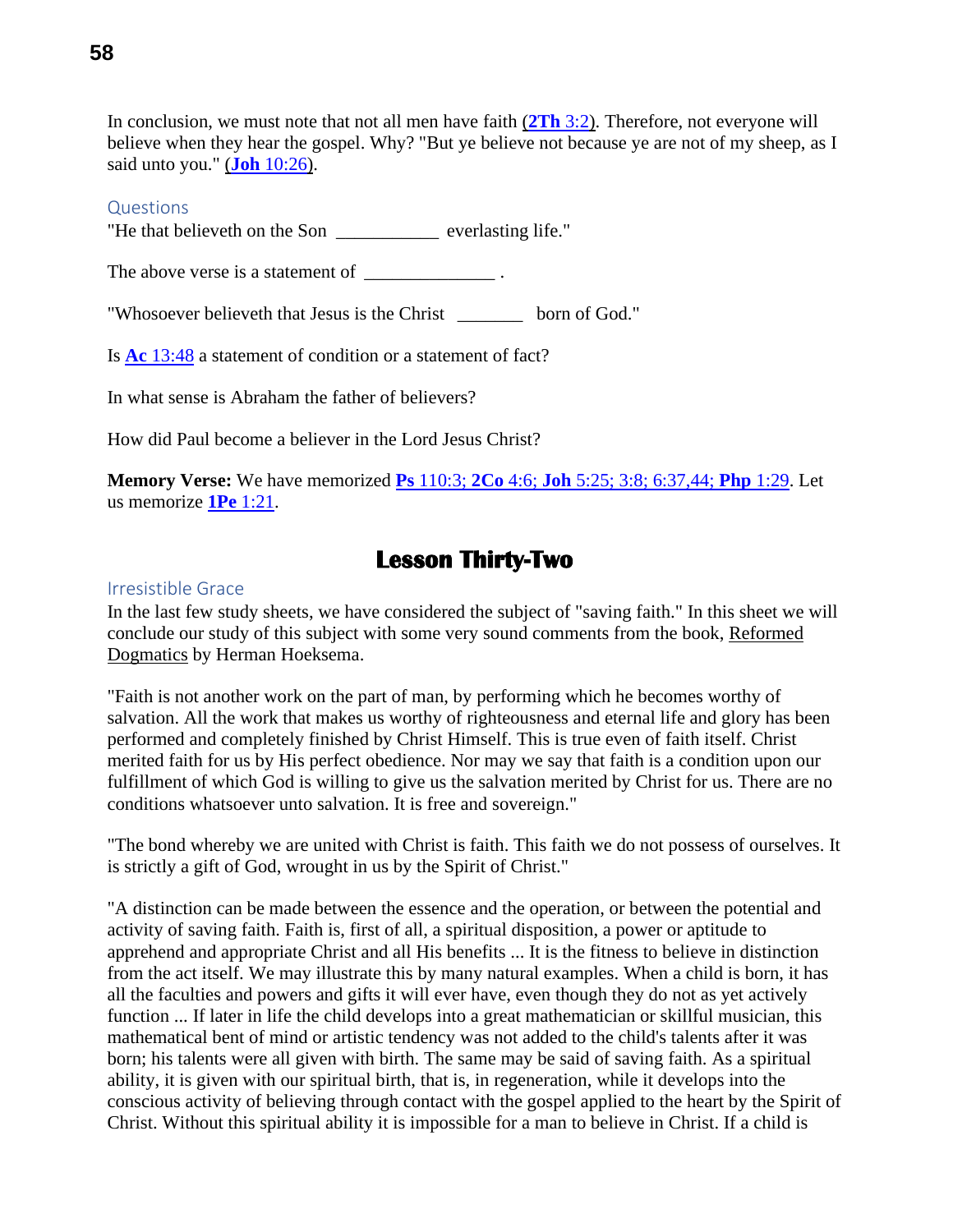In conclusion, we must note that not all men have faith (**2Th** 3:2). Therefore, not everyone will believe when they hear the gospel. Why? "But ye believe not because ye are not of my sheep, as I said unto you." (**Joh** 10:26).

### Questions

"He that believeth on the Son ___________ everlasting life."

The above verse is a statement of ______________ .

"Whosoever believeth that Jesus is the Christ _______ born of God."

Is **Ac** 13:48 a statement of condition or a statement of fact?

In what sense is Abraham the father of believers?

How did Paul become a believer in the Lord Jesus Christ?

**Memory Verse:** We have memorized **Ps** 110:3; **2Co** 4:6; **Joh** 5:25; 3:8; 6:37,44; **Php** 1:29. Let us memorize **1Pe** 1:21.

## Lesson Thirty-Two

### Irresistible Grace

In the last few study sheets, we have considered the subject of "saving faith." In this sheet we will conclude our study of this subject with some very sound comments from the book, Reformed Dogmatics by Herman Hoeksema.

"Faith is not another work on the part of man, by performing which he becomes worthy of salvation. All the work that makes us worthy of righteousness and eternal life and glory has been performed and completely finished by Christ Himself. This is true even of faith itself. Christ merited faith for us by His perfect obedience. Nor may we say that faith is a condition upon our fulfillment of which God is willing to give us the salvation merited by Christ for us. There are no conditions whatsoever unto salvation. It is free and sovereign."

"The bond whereby we are united with Christ is faith. This faith we do not possess of ourselves. It is strictly a gift of God, wrought in us by the Spirit of Christ."

"A distinction can be made between the essence and the operation, or between the potential and activity of saving faith. Faith is, first of all, a spiritual disposition, a power or aptitude to apprehend and appropriate Christ and all His benefits ... It is the fitness to believe in distinction from the act itself. We may illustrate this by many natural examples. When a child is born, it has all the faculties and powers and gifts it will ever have, even though they do not as yet actively function ... If later in life the child develops into a great mathematician or skillful musician, this mathematical bent of mind or artistic tendency was not added to the child's talents after it was born; his talents were all given with birth. The same may be said of saving faith. As a spiritual ability, it is given with our spiritual birth, that is, in regeneration, while it develops into the conscious activity of believing through contact with the gospel applied to the heart by the Spirit of Christ. Without this spiritual ability it is impossible for a man to believe in Christ. If a child is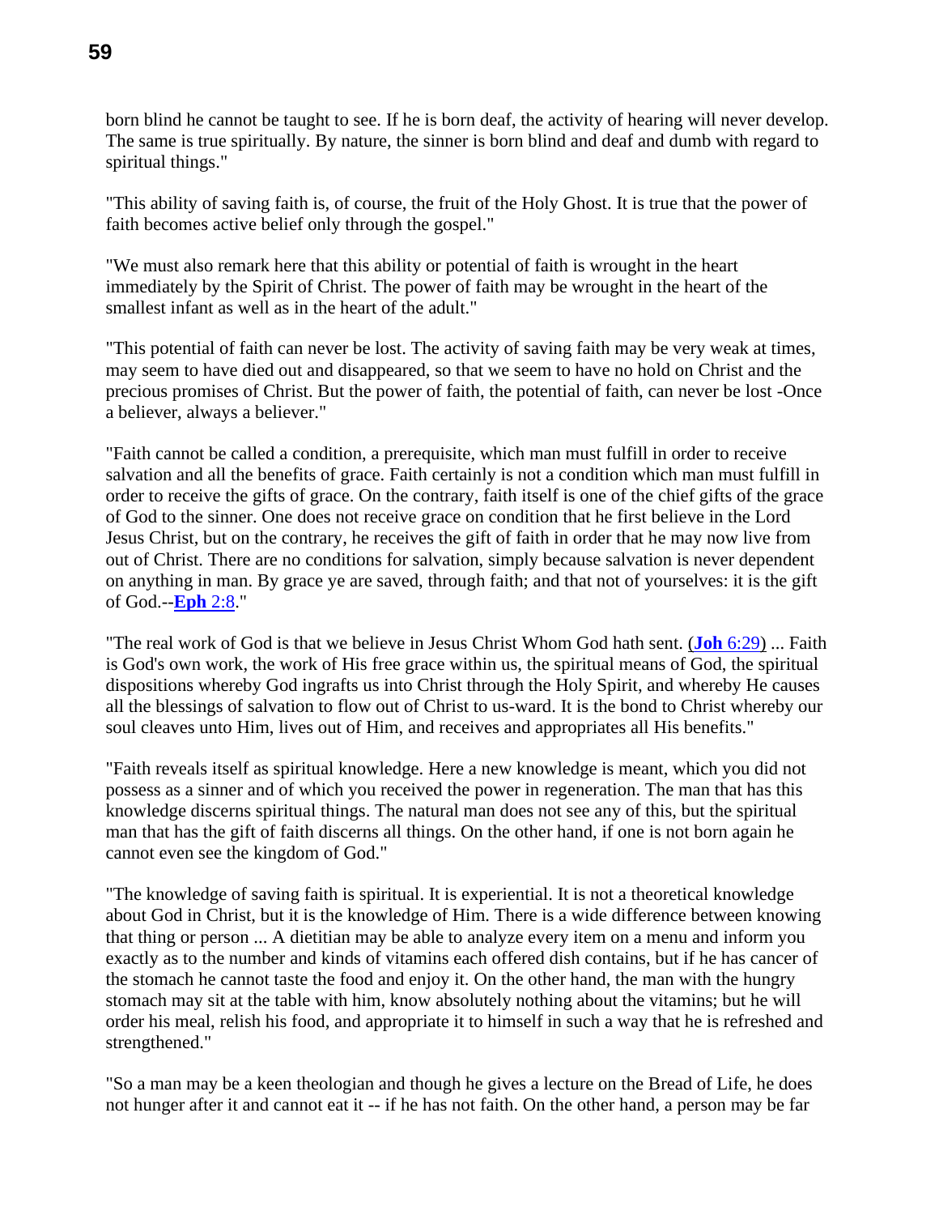born blind he cannot be taught to see. If he is born deaf, the activity of hearing will never develop. The same is true spiritually. By nature, the sinner is born blind and deaf and dumb with regard to spiritual things."

"This ability of saving faith is, of course, the fruit of the Holy Ghost. It is true that the power of faith becomes active belief only through the gospel."

"We must also remark here that this ability or potential of faith is wrought in the heart immediately by the Spirit of Christ. The power of faith may be wrought in the heart of the smallest infant as well as in the heart of the adult."

"This potential of faith can never be lost. The activity of saving faith may be very weak at times, may seem to have died out and disappeared, so that we seem to have no hold on Christ and the precious promises of Christ. But the power of faith, the potential of faith, can never be lost -Once a believer, always a believer."

"Faith cannot be called a condition, a prerequisite, which man must fulfill in order to receive salvation and all the benefits of grace. Faith certainly is not a condition which man must fulfill in order to receive the gifts of grace. On the contrary, faith itself is one of the chief gifts of the grace of God to the sinner. One does not receive grace on condition that he first believe in the Lord Jesus Christ, but on the contrary, he receives the gift of faith in order that he may now live from out of Christ. There are no conditions for salvation, simply because salvation is never dependent on anything in man. By grace ye are saved, through faith; and that not of yourselves: it is the gift of God.--**Eph** 2:8."

"The real work of God is that we believe in Jesus Christ Whom God hath sent. (**Joh** 6:29) ... Faith is God's own work, the work of His free grace within us, the spiritual means of God, the spiritual dispositions whereby God ingrafts us into Christ through the Holy Spirit, and whereby He causes all the blessings of salvation to flow out of Christ to us-ward. It is the bond to Christ whereby our soul cleaves unto Him, lives out of Him, and receives and appropriates all His benefits."

"Faith reveals itself as spiritual knowledge. Here a new knowledge is meant, which you did not possess as a sinner and of which you received the power in regeneration. The man that has this knowledge discerns spiritual things. The natural man does not see any of this, but the spiritual man that has the gift of faith discerns all things. On the other hand, if one is not born again he cannot even see the kingdom of God."

"The knowledge of saving faith is spiritual. It is experiential. It is not a theoretical knowledge about God in Christ, but it is the knowledge of Him. There is a wide difference between knowing that thing or person ... A dietitian may be able to analyze every item on a menu and inform you exactly as to the number and kinds of vitamins each offered dish contains, but if he has cancer of the stomach he cannot taste the food and enjoy it. On the other hand, the man with the hungry stomach may sit at the table with him, know absolutely nothing about the vitamins; but he will order his meal, relish his food, and appropriate it to himself in such a way that he is refreshed and strengthened."

"So a man may be a keen theologian and though he gives a lecture on the Bread of Life, he does not hunger after it and cannot eat it -- if he has not faith. On the other hand, a person may be far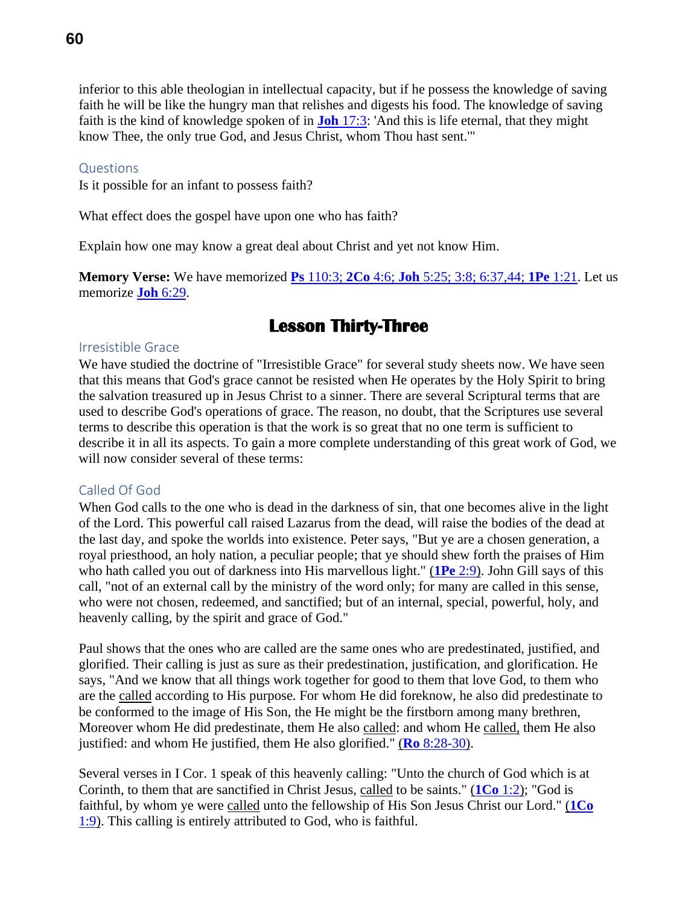inferior to this able theologian in intellectual capacity, but if he possess the knowledge of saving faith he will be like the hungry man that relishes and digests his food. The knowledge of saving faith is the kind of knowledge spoken of in **Joh** 17:3: 'And this is life eternal, that they might know Thee, the only true God, and Jesus Christ, whom Thou hast sent.'"

### Questions

Is it possible for an infant to possess faith?

What effect does the gospel have upon one who has faith?

Explain how one may know a great deal about Christ and yet not know Him.

**Memory Verse:** We have memorized **Ps** 110:3; **2Co** 4:6; **Joh** 5:25; 3:8; 6:37,44; **1Pe** 1:21. Let us memorize **Joh** 6:29.

# Lesson Thirty-Three

### Irresistible Grace

We have studied the doctrine of "Irresistible Grace" for several study sheets now. We have seen that this means that God's grace cannot be resisted when He operates by the Holy Spirit to bring the salvation treasured up in Jesus Christ to a sinner. There are several Scriptural terms that are used to describe God's operations of grace. The reason, no doubt, that the Scriptures use several terms to describe this operation is that the work is so great that no one term is sufficient to describe it in all its aspects. To gain a more complete understanding of this great work of God, we will now consider several of these terms:

### Called Of God

When God calls to the one who is dead in the darkness of sin, that one becomes alive in the light of the Lord. This powerful call raised Lazarus from the dead, will raise the bodies of the dead at the last day, and spoke the worlds into existence. Peter says, "But ye are a chosen generation, a royal priesthood, an holy nation, a peculiar people; that ye should shew forth the praises of Him who hath called you out of darkness into His marvellous light." (**1Pe** 2:9). John Gill says of this call, "not of an external call by the ministry of the word only; for many are called in this sense, who were not chosen, redeemed, and sanctified; but of an internal, special, powerful, holy, and heavenly calling, by the spirit and grace of God."

Paul shows that the ones who are called are the same ones who are predestinated, justified, and glorified. Their calling is just as sure as their predestination, justification, and glorification. He says, "And we know that all things work together for good to them that love God, to them who are the called according to His purpose. For whom He did foreknow, he also did predestinate to be conformed to the image of His Son, the He might be the firstborn among many brethren, Moreover whom He did predestinate, them He also called: and whom He called, them He also justified: and whom He justified, them He also glorified." (**Ro** 8:28-30).

Several verses in I Cor. 1 speak of this heavenly calling: "Unto the church of God which is at Corinth, to them that are sanctified in Christ Jesus, called to be saints." (**1Co** 1:2); "God is faithful, by whom ye were called unto the fellowship of His Son Jesus Christ our Lord." (**1Co** 1:9). This calling is entirely attributed to God, who is faithful.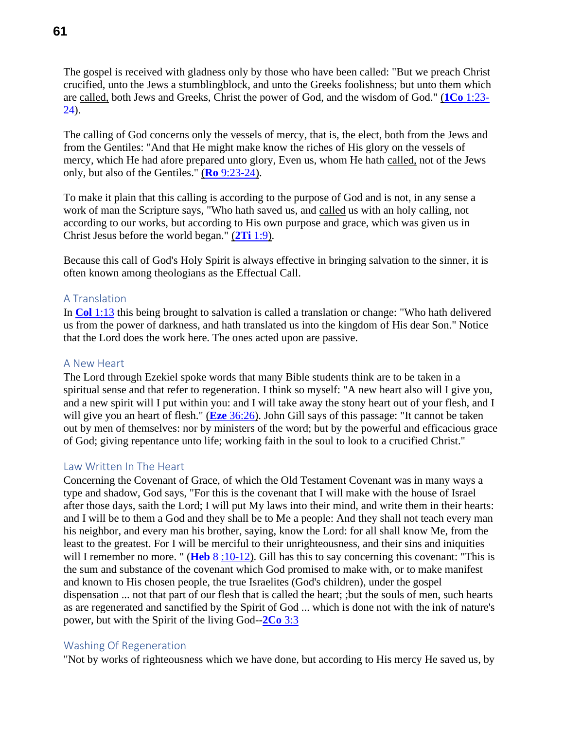The gospel is received with gladness only by those who have been called: "But we preach Christ crucified, unto the Jews a stumblingblock, and unto the Greeks foolishness; but unto them which are called, both Jews and Greeks, Christ the power of God, and the wisdom of God." (**1Co** 1:23-24).

The calling of God concerns only the vessels of mercy, that is, the elect, both from the Jews and from the Gentiles: "And that He might make know the riches of His glory on the vessels of mercy, which He had afore prepared unto glory, Even us, whom He hath called, not of the Jews only, but also of the Gentiles." (**Ro** 9:23-24).

To make it plain that this calling is according to the purpose of God and is not, in any sense a work of man the Scripture says, "Who hath saved us, and called us with an holy calling, not according to our works, but according to His own purpose and grace, which was given us in Christ Jesus before the world began." (**2Ti** 1:9).

Because this call of God's Holy Spirit is always effective in bringing salvation to the sinner, it is often known among theologians as the Effectual Call.

### A Translation

In **Col** 1:13 this being brought to salvation is called a translation or change: "Who hath delivered us from the power of darkness, and hath translated us into the kingdom of His dear Son." Notice that the Lord does the work here. The ones acted upon are passive.

### A New Heart

The Lord through Ezekiel spoke words that many Bible students think are to be taken in a spiritual sense and that refer to regeneration. I think so myself: "A new heart also will I give you, and a new spirit will I put within you: and I will take away the stony heart out of your flesh, and I will give you an heart of flesh." (**Eze** 36:26). John Gill says of this passage: "It cannot be taken out by men of themselves: nor by ministers of the word; but by the powerful and efficacious grace of God; giving repentance unto life; working faith in the soul to look to a crucified Christ."

### Law Written In The Heart

Concerning the Covenant of Grace, of which the Old Testament Covenant was in many ways a type and shadow, God says, "For this is the covenant that I will make with the house of Israel after those days, saith the Lord; I will put My laws into their mind, and write them in their hearts: and I will be to them a God and they shall be to Me a people: And they shall not teach every man his neighbor, and every man his brother, saying, know the Lord: for all shall know Me, from the least to the greatest. For I will be merciful to their unrighteousness, and their sins and iniquities will I remember no more. " (**Heb** 8 :10-12). Gill has this to say concerning this covenant: "This is the sum and substance of the covenant which God promised to make with, or to make manifest and known to His chosen people, the true Israelites (God's children), under the gospel dispensation ... not that part of our flesh that is called the heart; ;but the souls of men, such hearts as are regenerated and sanctified by the Spirit of God ... which is done not with the ink of nature's power, but with the Spirit of the living God--**2Co** 3:3

### Washing Of Regeneration

"Not by works of righteousness which we have done, but according to His mercy He saved us, by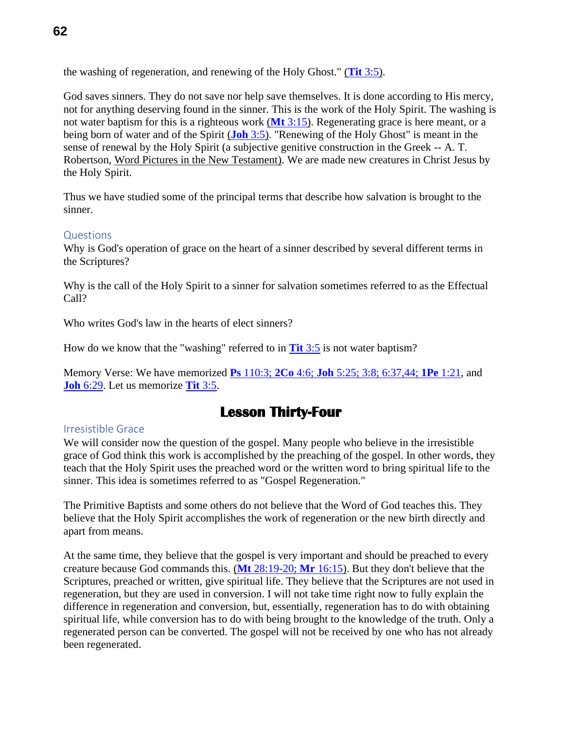the washing of regeneration, and renewing of the Holy Ghost." (**Tit** 3:5).

God saves sinners. They do not save nor help save themselves. It is done according to His mercy, not for anything deserving found in the sinner. This is the work of the Holy Spirit. The washing is not water baptism for this is a righteous work (**Mt** 3:15). Regenerating grace is here meant, or a being born of water and of the Spirit (**Joh** 3:5). "Renewing of the Holy Ghost" is meant in the sense of renewal by the Holy Spirit (a subjective genitive construction in the Greek -- A. T. Robertson, Word Pictures in the New Testament). We are made new creatures in Christ Jesus by the Holy Spirit.

Thus we have studied some of the principal terms that describe how salvation is brought to the sinner.

### Questions

Why is God's operation of grace on the heart of a sinner described by several different terms in the Scriptures?

Why is the call of the Holy Spirit to a sinner for salvation sometimes referred to as the Effectual Call?

Who writes God's law in the hearts of elect sinners?

How do we know that the "washing" referred to in **Tit** 3:5 is not water baptism?

Memory Verse: We have memorized **Ps** 110:3; **2Co** 4:6; **Joh** 5:25; 3:8; 6:37,44; **1Pe** 1:21, and **Joh** 6:29. Let us memorize **Tit** 3:5.

## Lesson Thirty-Four

### Irresistible Grace

We will consider now the question of the gospel. Many people who believe in the irresistible grace of God think this work is accomplished by the preaching of the gospel. In other words, they teach that the Holy Spirit uses the preached word or the written word to bring spiritual life to the sinner. This idea is sometimes referred to as "Gospel Regeneration."

The Primitive Baptists and some others do not believe that the Word of God teaches this. They believe that the Holy Spirit accomplishes the work of regeneration or the new birth directly and apart from means.

At the same time, they believe that the gospel is very important and should be preached to every creature because God commands this. (**Mt** 28:19-20; **Mr** 16:15). But they don't believe that the Scriptures, preached or written, give spiritual life. They believe that the Scriptures are not used in regeneration, but they are used in conversion. I will not take time right now to fully explain the difference in regeneration and conversion, but, essentially, regeneration has to do with obtaining spiritual life, while conversion has to do with being brought to the knowledge of the truth. Only a regenerated person can be converted. The gospel will not be received by one who has not already been regenerated.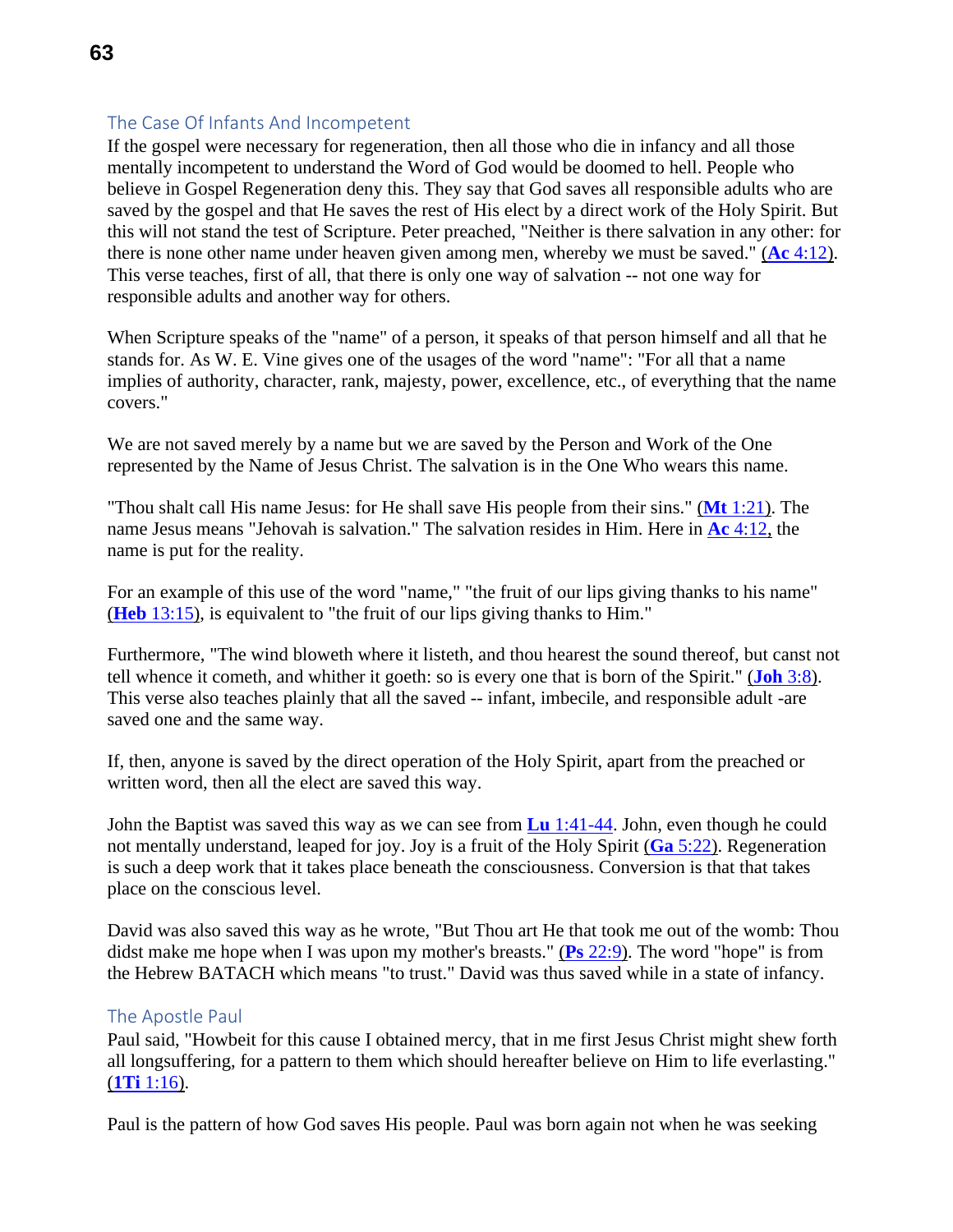## The Case Of Infants And Incompetent

If the gospel were necessary for regeneration, then all those who die in infancy and all those mentally incompetent to understand the Word of God would be doomed to hell. People who believe in Gospel Regeneration deny this. They say that God saves all responsible adults who are saved by the gospel and that He saves the rest of His elect by a direct work of the Holy Spirit. But this will not stand the test of Scripture. Peter preached, "Neither is there salvation in any other: for there is none other name under heaven given among men, whereby we must be saved." (**Ac** 4:12). This verse teaches, first of all, that there is only one way of salvation -- not one way for responsible adults and another way for others.

When Scripture speaks of the "name" of a person, it speaks of that person himself and all that he stands for. As W. E. Vine gives one of the usages of the word "name": "For all that a name implies of authority, character, rank, majesty, power, excellence, etc., of everything that the name covers."

We are not saved merely by a name but we are saved by the Person and Work of the One represented by the Name of Jesus Christ. The salvation is in the One Who wears this name.

"Thou shalt call His name Jesus: for He shall save His people from their sins." (**Mt** 1:21). The name Jesus means "Jehovah is salvation." The salvation resides in Him. Here in **Ac** 4:12, the name is put for the reality.

For an example of this use of the word "name," "the fruit of our lips giving thanks to his name" (**Heb** 13:15), is equivalent to "the fruit of our lips giving thanks to Him."

Furthermore, "The wind bloweth where it listeth, and thou hearest the sound thereof, but canst not tell whence it cometh, and whither it goeth: so is every one that is born of the Spirit." (**Joh** 3:8). This verse also teaches plainly that all the saved -- infant, imbecile, and responsible adult -are saved one and the same way.

If, then, anyone is saved by the direct operation of the Holy Spirit, apart from the preached or written word, then all the elect are saved this way.

John the Baptist was saved this way as we can see from **Lu** 1:41-44. John, even though he could not mentally understand, leaped for joy. Joy is a fruit of the Holy Spirit (**Ga** 5:22). Regeneration is such a deep work that it takes place beneath the consciousness. Conversion is that that takes place on the conscious level.

David was also saved this way as he wrote, "But Thou art He that took me out of the womb: Thou didst make me hope when I was upon my mother's breasts." (**Ps** 22:9). The word "hope" is from the Hebrew BATACH which means "to trust." David was thus saved while in a state of infancy.

## The Apostle Paul

Paul said, "Howbeit for this cause I obtained mercy, that in me first Jesus Christ might shew forth all longsuffering, for a pattern to them which should hereafter believe on Him to life everlasting." (**1Ti** 1:16).

Paul is the pattern of how God saves His people. Paul was born again not when he was seeking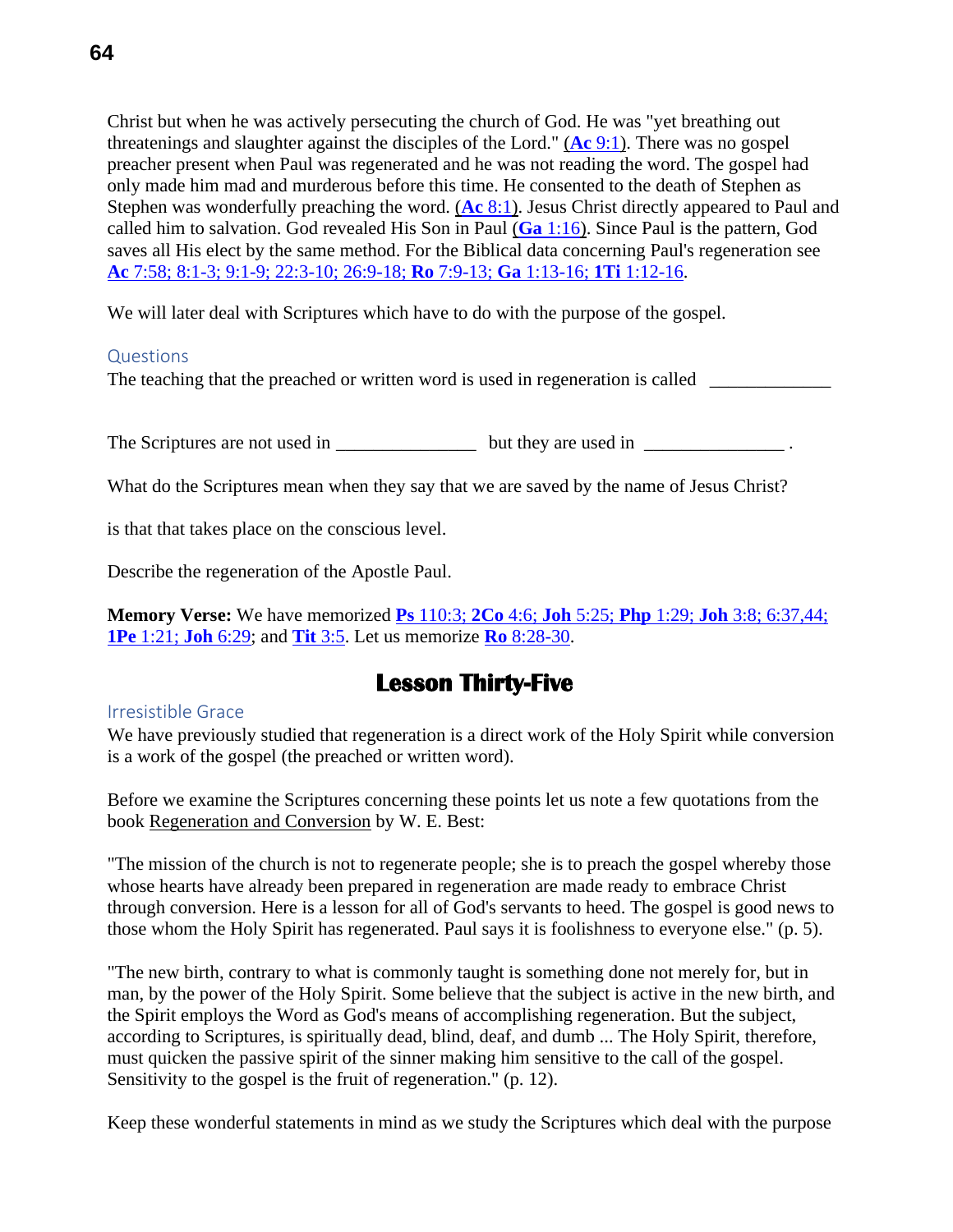Christ but when he was actively persecuting the church of God. He was "yet breathing out threatenings and slaughter against the disciples of the Lord." (**Ac** 9:1). There was no gospel preacher present when Paul was regenerated and he was not reading the word. The gospel had only made him mad and murderous before this time. He consented to the death of Stephen as Stephen was wonderfully preaching the word. (**Ac** 8:1). Jesus Christ directly appeared to Paul and called him to salvation. God revealed His Son in Paul (**Ga** 1:16). Since Paul is the pattern, God saves all His elect by the same method. For the Biblical data concerning Paul's regeneration see **Ac** 7:58; 8:1-3; 9:1-9; 22:3-10; 26:9-18; **Ro** 7:9-13; **Ga** 1:13-16; **1Ti** 1:12-16.

We will later deal with Scriptures which have to do with the purpose of the gospel.

### Questions

The teaching that the preached or written word is used in regeneration is called _____________

The Scriptures are not used in _______________ but they are used in _______________ .

What do the Scriptures mean when they say that we are saved by the name of Jesus Christ?

is that that takes place on the conscious level.

Describe the regeneration of the Apostle Paul.

**Memory Verse:** We have memorized **Ps** 110:3; **2Co** 4:6; **Joh** 5:25; **Php** 1:29; **Joh** 3:8; 6:37,44; **1Pe** 1:21; **Joh** 6:29; and **Tit** 3:5. Let us memorize **Ro** 8:28-30.

## Lesson Thirty-Five

### Irresistible Grace

We have previously studied that regeneration is a direct work of the Holy Spirit while conversion is a work of the gospel (the preached or written word).

Before we examine the Scriptures concerning these points let us note a few quotations from the book Regeneration and Conversion by W. E. Best:

"The mission of the church is not to regenerate people; she is to preach the gospel whereby those whose hearts have already been prepared in regeneration are made ready to embrace Christ through conversion. Here is a lesson for all of God's servants to heed. The gospel is good news to those whom the Holy Spirit has regenerated. Paul says it is foolishness to everyone else." (p. 5).

"The new birth, contrary to what is commonly taught is something done not merely for, but in man, by the power of the Holy Spirit. Some believe that the subject is active in the new birth, and the Spirit employs the Word as God's means of accomplishing regeneration. But the subject, according to Scriptures, is spiritually dead, blind, deaf, and dumb ... The Holy Spirit, therefore, must quicken the passive spirit of the sinner making him sensitive to the call of the gospel. Sensitivity to the gospel is the fruit of regeneration." (p. 12).

Keep these wonderful statements in mind as we study the Scriptures which deal with the purpose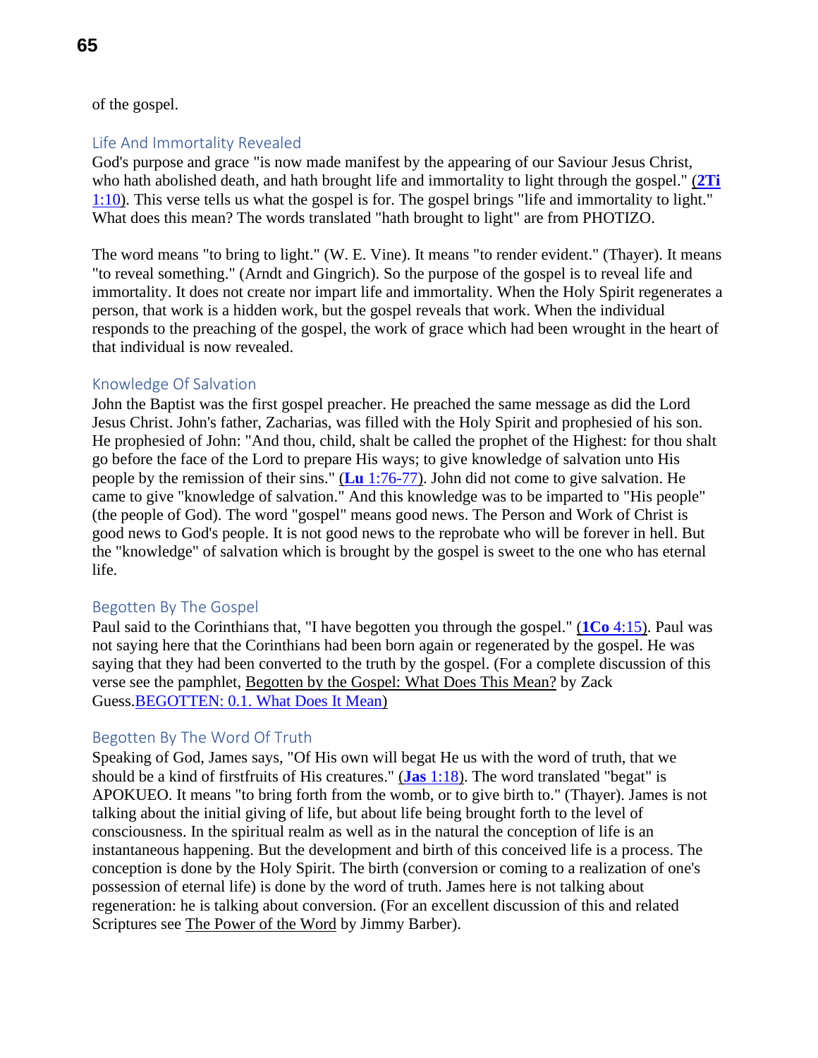of the gospel.

## Life And Immortality Revealed

God's purpose and grace "is now made manifest by the appearing of our Saviour Jesus Christ, who hath abolished death, and hath brought life and immortality to light through the gospel." (**2Ti** 1:10). This verse tells us what the gospel is for. The gospel brings "life and immortality to light." What does this mean? The words translated "hath brought to light" are from PHOTIZO.

The word means "to bring to light." (W. E. Vine). It means "to render evident." (Thayer). It means "to reveal something." (Arndt and Gingrich). So the purpose of the gospel is to reveal life and immortality. It does not create nor impart life and immortality. When the Holy Spirit regenerates a person, that work is a hidden work, but the gospel reveals that work. When the individual responds to the preaching of the gospel, the work of grace which had been wrought in the heart of that individual is now revealed.

## Knowledge Of Salvation

John the Baptist was the first gospel preacher. He preached the same message as did the Lord Jesus Christ. John's father, Zacharias, was filled with the Holy Spirit and prophesied of his son. He prophesied of John: "And thou, child, shalt be called the prophet of the Highest: for thou shalt go before the face of the Lord to prepare His ways; to give knowledge of salvation unto His people by the remission of their sins." (**Lu** 1:76-77). John did not come to give salvation. He came to give "knowledge of salvation." And this knowledge was to be imparted to "His people" (the people of God). The word "gospel" means good news. The Person and Work of Christ is good news to God's people. It is not good news to the reprobate who will be forever in hell. But the "knowledge" of salvation which is brought by the gospel is sweet to the one who has eternal life.

## Begotten By The Gospel

Paul said to the Corinthians that, "I have begotten you through the gospel." (**1Co** 4:15). Paul was not saying here that the Corinthians had been born again or regenerated by the gospel. He was saying that they had been converted to the truth by the gospel. (For a complete discussion of this verse see the pamphlet, Begotten by the Gospel: What Does This Mean? by Zack Guess.BEGOTTEN: 0.1. What Does It Mean)

## Begotten By The Word Of Truth

Speaking of God, James says, "Of His own will begat He us with the word of truth, that we should be a kind of firstfruits of His creatures." (**Jas** 1:18). The word translated "begat" is APOKUEO. It means "to bring forth from the womb, or to give birth to." (Thayer). James is not talking about the initial giving of life, but about life being brought forth to the level of consciousness. In the spiritual realm as well as in the natural the conception of life is an instantaneous happening. But the development and birth of this conceived life is a process. The conception is done by the Holy Spirit. The birth (conversion or coming to a realization of one's possession of eternal life) is done by the word of truth. James here is not talking about regeneration: he is talking about conversion. (For an excellent discussion of this and related Scriptures see The Power of the Word by Jimmy Barber).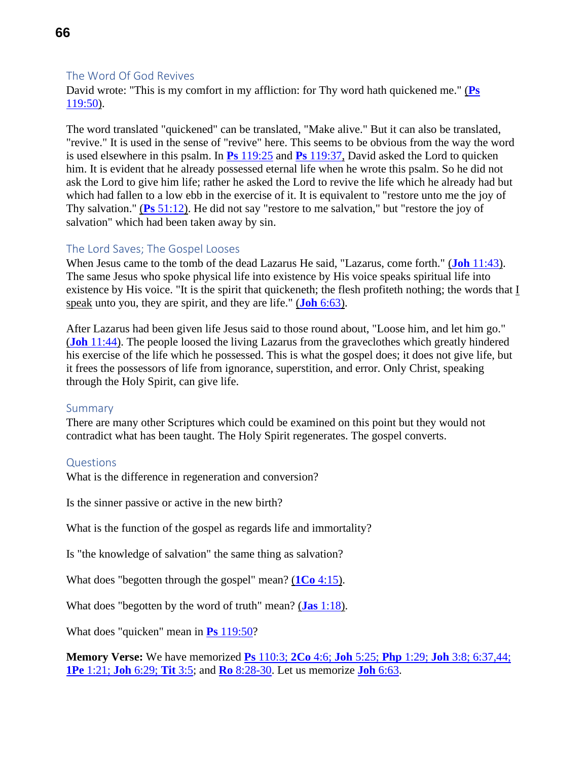## The Word Of God Revives

David wrote: "This is my comfort in my affliction: for Thy word hath quickened me." (**Ps** 119:50).

The word translated "quickened" can be translated, "Make alive." But it can also be translated, "revive." It is used in the sense of "revive" here. This seems to be obvious from the way the word is used elsewhere in this psalm. In **Ps** 119:25 and **Ps** 119:37, David asked the Lord to quicken him. It is evident that he already possessed eternal life when he wrote this psalm. So he did not ask the Lord to give him life; rather he asked the Lord to revive the life which he already had but which had fallen to a low ebb in the exercise of it. It is equivalent to "restore unto me the joy of Thy salvation." (**Ps** 51:12). He did not say "restore to me salvation," but "restore the joy of salvation" which had been taken away by sin.

## The Lord Saves; The Gospel Looses

When Jesus came to the tomb of the dead Lazarus He said, "Lazarus, come forth." (**Joh** 11:43). The same Jesus who spoke physical life into existence by His voice speaks spiritual life into existence by His voice. "It is the spirit that quickeneth; the flesh profiteth nothing; the words that I speak unto you, they are spirit, and they are life." (**Joh** 6:63).

After Lazarus had been given life Jesus said to those round about, "Loose him, and let him go." (**Joh** 11:44). The people loosed the living Lazarus from the graveclothes which greatly hindered his exercise of the life which he possessed. This is what the gospel does; it does not give life, but it frees the possessors of life from ignorance, superstition, and error. Only Christ, speaking through the Holy Spirit, can give life.

## Summary

There are many other Scriptures which could be examined on this point but they would not contradict what has been taught. The Holy Spirit regenerates. The gospel converts.

## Questions

What is the difference in regeneration and conversion?

Is the sinner passive or active in the new birth?

What is the function of the gospel as regards life and immortality?

Is "the knowledge of salvation" the same thing as salvation?

What does "begotten through the gospel" mean? (**1Co** 4:15).

What does "begotten by the word of truth" mean? (**Jas** 1:18).

What does "quicken" mean in **Ps** 119:50?

**Memory Verse:** We have memorized **Ps** 110:3; **2Co** 4:6; **Joh** 5:25; **Php** 1:29; **Joh** 3:8; 6:37,44; **1Pe** 1:21; **Joh** 6:29; **Tit** 3:5; and **Ro** 8:28-30. Let us memorize **Joh** 6:63.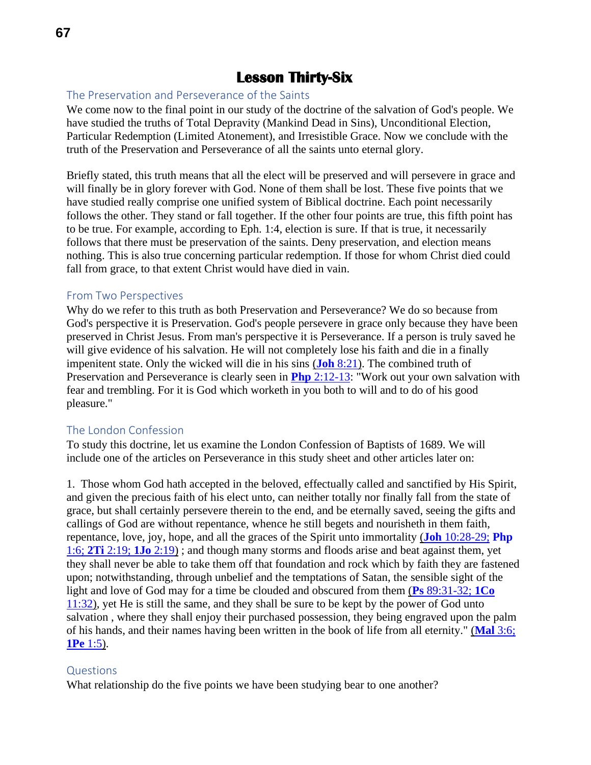# Lesson Thirty-Six

## The Preservation and Perseverance of the Saints

We come now to the final point in our study of the doctrine of the salvation of God's people. We have studied the truths of Total Depravity (Mankind Dead in Sins), Unconditional Election, Particular Redemption (Limited Atonement), and Irresistible Grace. Now we conclude with the truth of the Preservation and Perseverance of all the saints unto eternal glory.

Briefly stated, this truth means that all the elect will be preserved and will persevere in grace and will finally be in glory forever with God. None of them shall be lost. These five points that we have studied really comprise one unified system of Biblical doctrine. Each point necessarily follows the other. They stand or fall together. If the other four points are true, this fifth point has to be true. For example, according to Eph. 1:4, election is sure. If that is true, it necessarily follows that there must be preservation of the saints. Deny preservation, and election means nothing. This is also true concerning particular redemption. If those for whom Christ died could fall from grace, to that extent Christ would have died in vain.

## From Two Perspectives

Why do we refer to this truth as both Preservation and Perseverance? We do so because from God's perspective it is Preservation. God's people persevere in grace only because they have been preserved in Christ Jesus. From man's perspective it is Perseverance. If a person is truly saved he will give evidence of his salvation. He will not completely lose his faith and die in a finally impenitent state. Only the wicked will die in his sins (**Joh** 8:21). The combined truth of Preservation and Perseverance is clearly seen in **Php** 2:12-13: "Work out your own salvation with fear and trembling. For it is God which worketh in you both to will and to do of his good pleasure."

## The London Confession

To study this doctrine, let us examine the London Confession of Baptists of 1689. We will include one of the articles on Perseverance in this study sheet and other articles later on:

1. Those whom God hath accepted in the beloved, effectually called and sanctified by His Spirit, and given the precious faith of his elect unto, can neither totally nor finally fall from the state of grace, but shall certainly persevere therein to the end, and be eternally saved, seeing the gifts and callings of God are without repentance, whence he still begets and nourisheth in them faith, repentance, love, joy, hope, and all the graces of the Spirit unto immortality (**Joh** 10:28-29; **Php** 1:6; **2Ti** 2:19; **1Jo** 2:19) ; and though many storms and floods arise and beat against them, yet they shall never be able to take them off that foundation and rock which by faith they are fastened upon; notwithstanding, through unbelief and the temptations of Satan, the sensible sight of the light and love of God may for a time be clouded and obscured from them (**Ps** 89:31-32; **1Co** 11:32), yet He is still the same, and they shall be sure to be kept by the power of God unto salvation , where they shall enjoy their purchased possession, they being engraved upon the palm of his hands, and their names having been written in the book of life from all eternity." (**Mal** 3:6; **1Pe** 1:5).

## Questions

What relationship do the five points we have been studying bear to one another?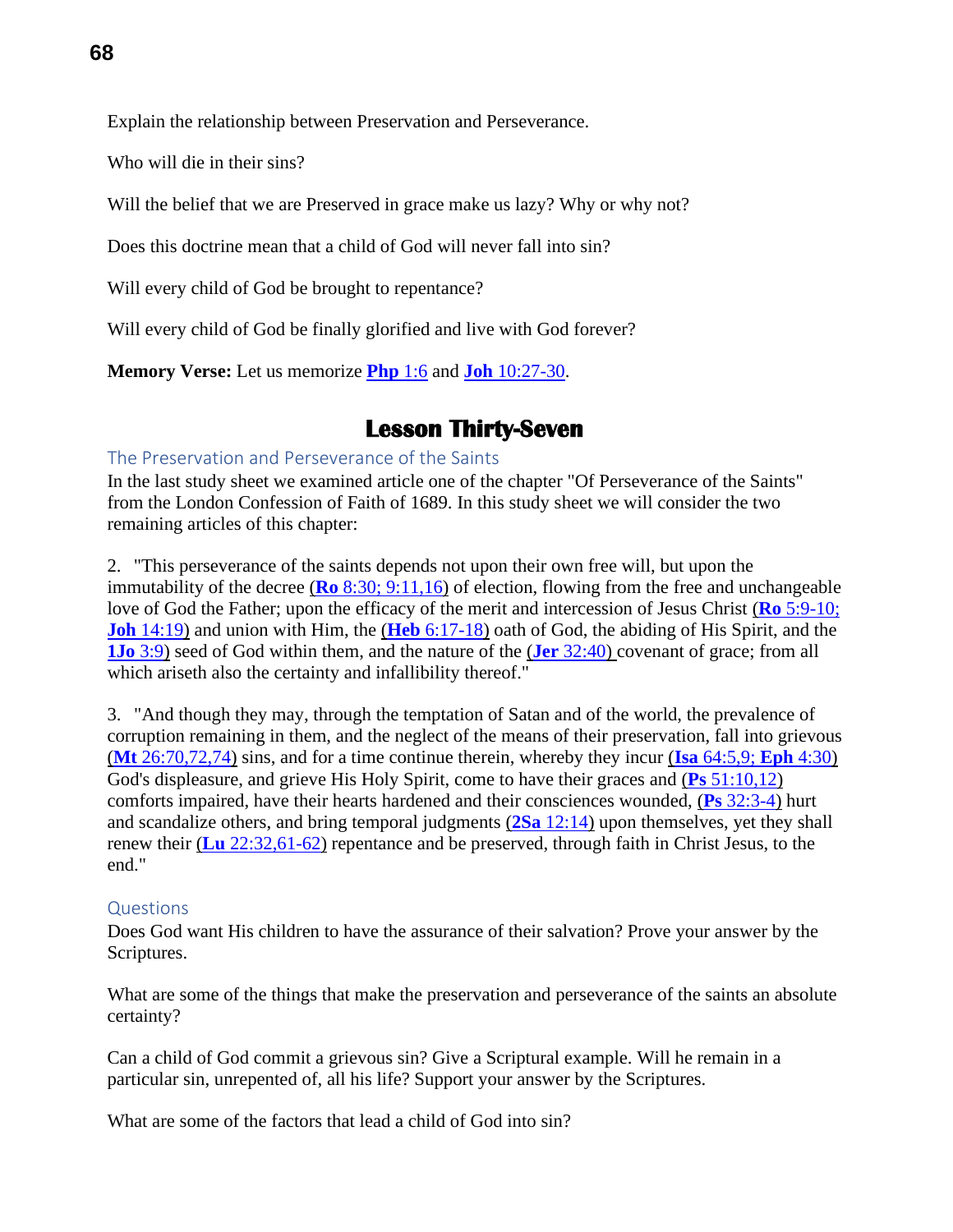Explain the relationship between Preservation and Perseverance.

Who will die in their sins?

Will the belief that we are Preserved in grace make us lazy? Why or why not?

Does this doctrine mean that a child of God will never fall into sin?

Will every child of God be brought to repentance?

Will every child of God be finally glorified and live with God forever?

**Memory Verse:** Let us memorize **Php** 1:6 and **Joh** 10:27-30.

## Lesson Thirty-Seven

### The Preservation and Perseverance of the Saints

In the last study sheet we examined article one of the chapter "Of Perseverance of the Saints" from the London Confession of Faith of 1689. In this study sheet we will consider the two remaining articles of this chapter:

2. "This perseverance of the saints depends not upon their own free will, but upon the immutability of the decree (**Ro** 8:30; 9:11,16) of election, flowing from the free and unchangeable love of God the Father; upon the efficacy of the merit and intercession of Jesus Christ (**Ro** 5:9-10; **Joh** 14:19) and union with Him, the (**Heb** 6:17-18) oath of God, the abiding of His Spirit, and the (**1Jo** 3:9) seed of God within them, and the nature of the (**Jer** 32:40) covenant of grace; from all which ariseth also the certainty and infallibility thereof."

3. "And though they may, through the temptation of Satan and of the world, the prevalence of corruption remaining in them, and the neglect of the means of their preservation, fall into grievous (**Mt** 26:70,72,74) sins, and for a time continue therein, whereby they incur (**Isa** 64:5,9; **Eph** 4:30) God's displeasure, and grieve His Holy Spirit, come to have their graces and (**Ps** 51:10,12) comforts impaired, have their hearts hardened and their consciences wounded, (**Ps** 32:3-4) hurt and scandalize others, and bring temporal judgments (**2Sa** 12:14) upon themselves, yet they shall renew their (**Lu** 22:32,61-62) repentance and be preserved, through faith in Christ Jesus, to the end."

### Questions

Does God want His children to have the assurance of their salvation? Prove your answer by the Scriptures.

What are some of the things that make the preservation and perseverance of the saints an absolute certainty?

Can a child of God commit a grievous sin? Give a Scriptural example. Will he remain in a particular sin, unrepented of, all his life? Support your answer by the Scriptures.

What are some of the factors that lead a child of God into sin?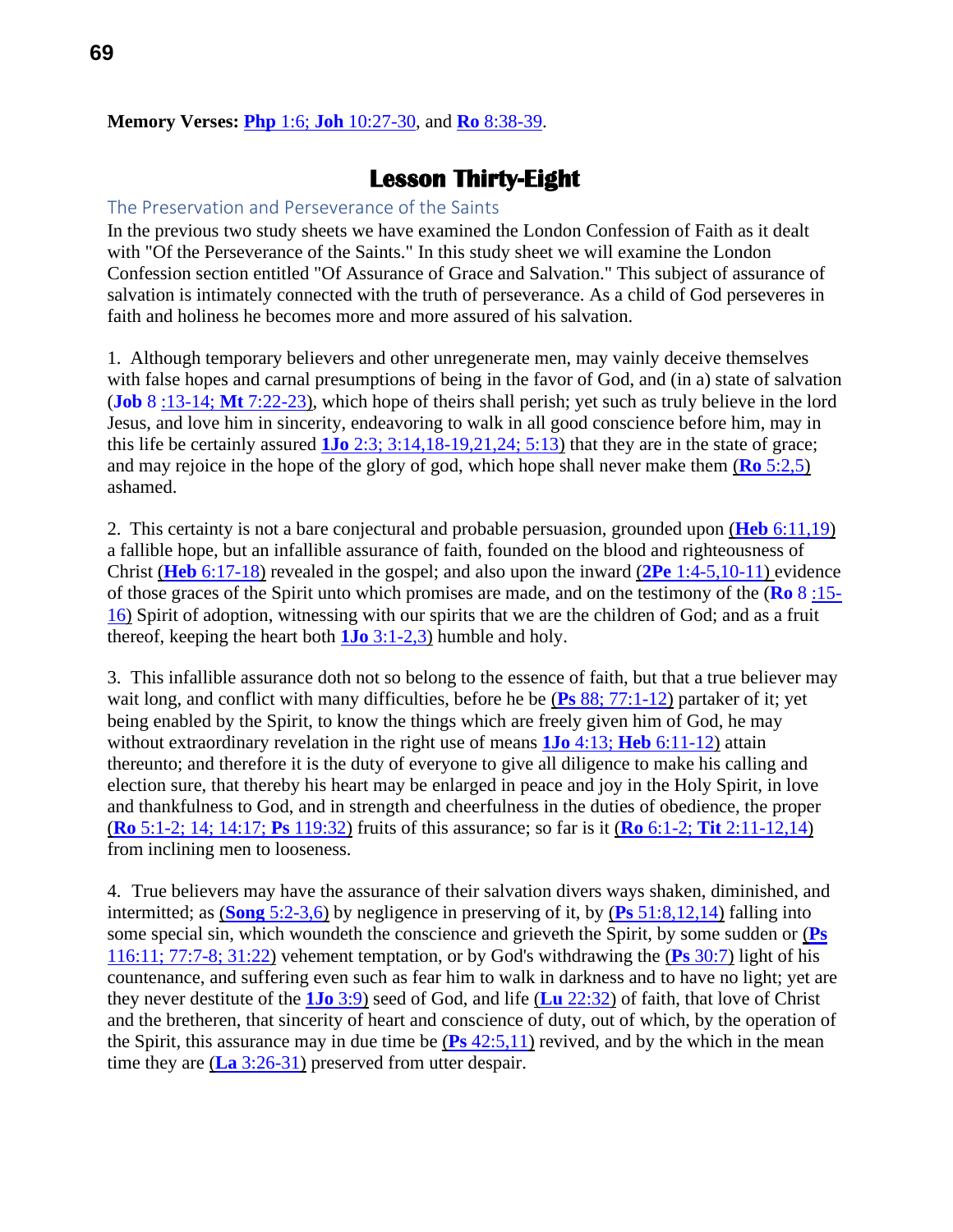**Memory Verses: Php 1:6; Joh 10:27-30, and Ro 8:38-39.**

# Lesson Thirty-Eight

## The Preservation and Perseverance of the Saints

In the previous two study sheets we have examined the London Confession of Faith as it dealt with "Of the Perseverance of the Saints." In this study sheet we will examine the London Confession section entitled "Of Assurance of Grace and Salvation." This subject of assurance of salvation is intimately connected with the truth of perseverance. As a child of God perseveres in faith and holiness he becomes more and more assured of his salvation.

1. Although temporary believers and other unregenerate men, may vainly deceive themselves with false hopes and carnal presumptions of being in the favor of God, and (in a) state of salvation (**Job** 8 :13-14; **Mt** 7:22-23), which hope of theirs shall perish; yet such as truly believe in the lord Jesus, and love him in sincerity, endeavoring to walk in all good conscience before him, may in this life be certainly assured **1Jo** 2:3; 3:14,18-19,21,24; 5:13) that they are in the state of grace; and may rejoice in the hope of the glory of god, which hope shall never make them (**Ro** 5:2,5) ashamed.

2. This certainty is not a bare conjectural and probable persuasion, grounded upon (**Heb** 6:11,19) a fallible hope, but an infallible assurance of faith, founded on the blood and righteousness of Christ (**Heb** 6:17-18) revealed in the gospel; and also upon the inward (**2Pe** 1:4-5,10-11) evidence of those graces of the Spirit unto which promises are made, and on the testimony of the (**Ro** 8 :15-16) Spirit of adoption, witnessing with our spirits that we are the children of God; and as a fruit thereof, keeping the heart both **1Jo** 3:1-2,3) humble and holy.

3. This infallible assurance doth not so belong to the essence of faith, but that a true believer may wait long, and conflict with many difficulties, before he be (**Ps** 88; 77:1-12) partaker of it; yet being enabled by the Spirit, to know the things which are freely given him of God, he may without extraordinary revelation in the right use of means **1Jo** 4:13; **Heb** 6:11-12) attain thereunto; and therefore it is the duty of everyone to give all diligence to make his calling and election sure, that thereby his heart may be enlarged in peace and joy in the Holy Spirit, in love and thankfulness to God, and in strength and cheerfulness in the duties of obedience, the proper (**Ro** 5:1-2; 14; 14:17; **Ps** 119:32) fruits of this assurance; so far is it (**Ro** 6:1-2; **Tit** 2:11-12,14) from inclining men to looseness.

4. True believers may have the assurance of their salvation divers ways shaken, diminished, and intermitted; as (**Song** 5:2-3,6) by negligence in preserving of it, by (**Ps** 51:8,12,14) falling into some special sin, which woundeth the conscience and grieveth the Spirit, by some sudden or (**Ps** 116:11; 77:7-8; 31:22) vehement temptation, or by God's withdrawing the (**Ps** 30:7) light of his countenance, and suffering even such as fear him to walk in darkness and to have no light; yet are they never destitute of the **1Jo** 3:9) seed of God, and life (**Lu** 22:32) of faith, that love of Christ and the bretheren, that sincerity of heart and conscience of duty, out of which, by the operation of the Spirit, this assurance may in due time be (**Ps** 42:5,11) revived, and by the which in the mean time they are (**La** 3:26-31) preserved from utter despair.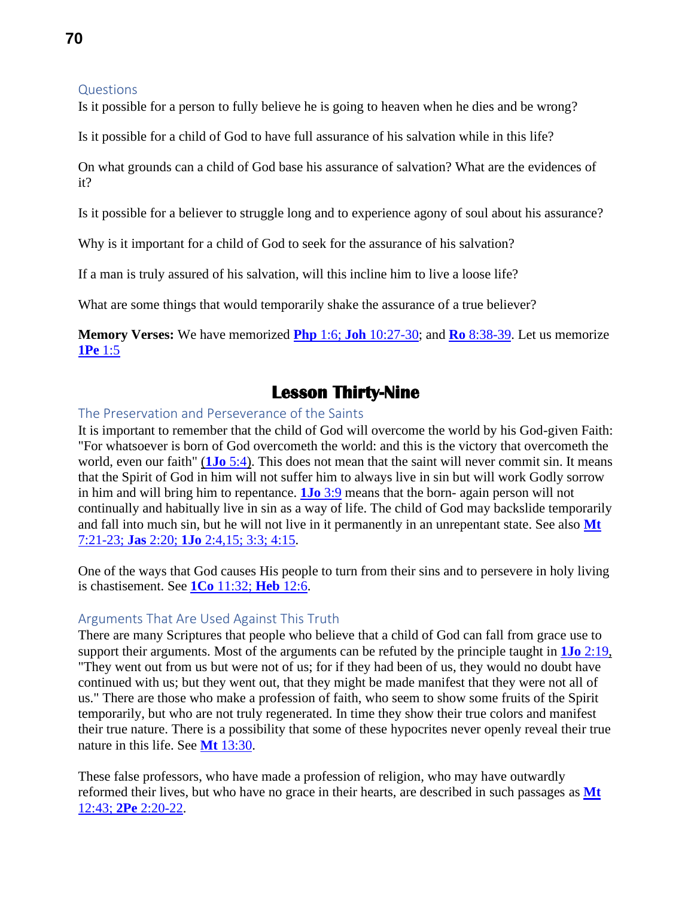### Questions

Is it possible for a person to fully believe he is going to heaven when he dies and be wrong?

Is it possible for a child of God to have full assurance of his salvation while in this life?

On what grounds can a child of God base his assurance of salvation? What are the evidences of it?

Is it possible for a believer to struggle long and to experience agony of soul about his assurance?

Why is it important for a child of God to seek for the assurance of his salvation?

If a man is truly assured of his salvation, will this incline him to live a loose life?

What are some things that would temporarily shake the assurance of a true believer?

**Memory Verses:** We have memorized **Php** 1:6; **Joh** 10:27-30; and **Ro** 8:38-39. Let us memorize **1Pe** 1:5

## Lesson Thirty-Nine

### The Preservation and Perseverance of the Saints

It is important to remember that the child of God will overcome the world by his God-given Faith: "For whatsoever is born of God overcometh the world: and this is the victory that overcometh the world, even our faith" (**1Jo** 5:4). This does not mean that the saint will never commit sin. It means that the Spirit of God in him will not suffer him to always live in sin but will work Godly sorrow in him and will bring him to repentance. **1Jo** 3:9 means that the born- again person will not continually and habitually live in sin as a way of life. The child of God may backslide temporarily and fall into much sin, but he will not live in it permanently in an unrepentant state. See also **Mt** 7:21-23; **Jas** 2:20; **1Jo** 2:4,15; 3:3; 4:15.

One of the ways that God causes His people to turn from their sins and to persevere in holy living is chastisement. See **1Co** 11:32; **Heb** 12:6.

### Arguments That Are Used Against This Truth

There are many Scriptures that people who believe that a child of God can fall from grace use to support their arguments. Most of the arguments can be refuted by the principle taught in **1Jo** 2:19, "They went out from us but were not of us; for if they had been of us, they would no doubt have continued with us; but they went out, that they might be made manifest that they were not all of us." There are those who make a profession of faith, who seem to show some fruits of the Spirit temporarily, but who are not truly regenerated. In time they show their true colors and manifest their true nature. There is a possibility that some of these hypocrites never openly reveal their true nature in this life. See **Mt** 13:30.

These false professors, who have made a profession of religion, who may have outwardly reformed their lives, but who have no grace in their hearts, are described in such passages as **Mt** 12:43; **2Pe** 2:20-22.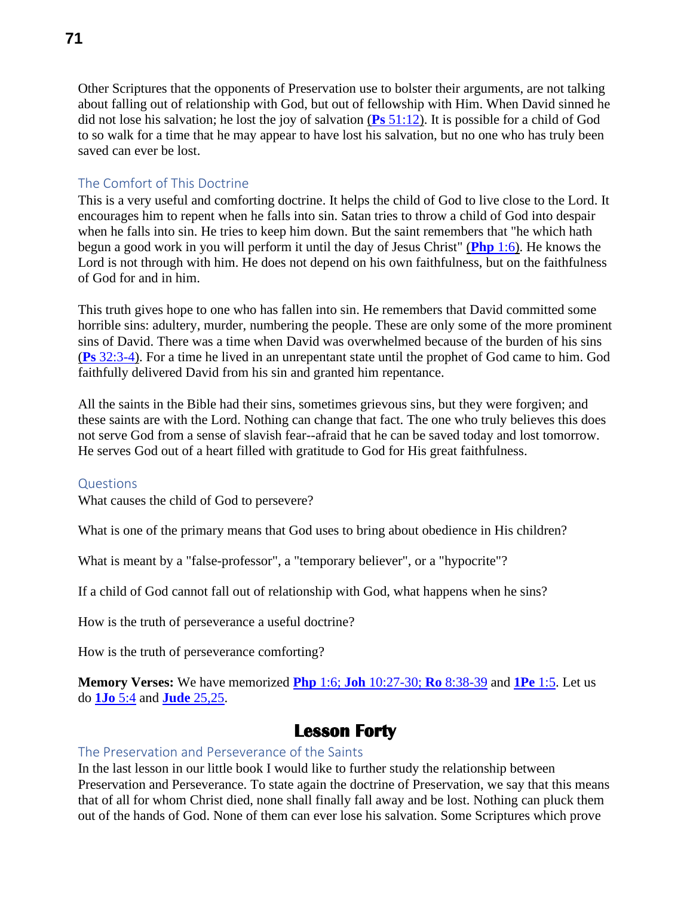Other Scriptures that the opponents of Preservation use to bolster their arguments, are not talking about falling out of relationship with God, but out of fellowship with Him. When David sinned he did not lose his salvation; he lost the joy of salvation (**Ps** 51:12). It is possible for a child of God to so walk for a time that he may appear to have lost his salvation, but no one who has truly been saved can ever be lost.

### The Comfort of This Doctrine

This is a very useful and comforting doctrine. It helps the child of God to live close to the Lord. It encourages him to repent when he falls into sin. Satan tries to throw a child of God into despair when he falls into sin. He tries to keep him down. But the saint remembers that "he which hath begun a good work in you will perform it until the day of Jesus Christ" (**Php** 1:6). He knows the Lord is not through with him. He does not depend on his own faithfulness, but on the faithfulness of God for and in him.

This truth gives hope to one who has fallen into sin. He remembers that David committed some horrible sins: adultery, murder, numbering the people. These are only some of the more prominent sins of David. There was a time when David was overwhelmed because of the burden of his sins (**Ps** 32:3-4). For a time he lived in an unrepentant state until the prophet of God came to him. God faithfully delivered David from his sin and granted him repentance.

All the saints in the Bible had their sins, sometimes grievous sins, but they were forgiven; and these saints are with the Lord. Nothing can change that fact. The one who truly believes this does not serve God from a sense of slavish fear--afraid that he can be saved today and lost tomorrow. He serves God out of a heart filled with gratitude to God for His great faithfulness.

### Questions

What causes the child of God to persevere?

What is one of the primary means that God uses to bring about obedience in His children?

What is meant by a "false-professor", a "temporary believer", or a "hypocrite"?

If a child of God cannot fall out of relationship with God, what happens when he sins?

How is the truth of perseverance a useful doctrine?

How is the truth of perseverance comforting?

**Memory Verses:** We have memorized **Php** 1:6; **Joh** 10:27-30; **Ro** 8:38-39 and **1Pe** 1:5. Let us do **1Jo** 5:4 and **Jude** 25,25.

## Lesson Forty

### The Preservation and Perseverance of the Saints

In the last lesson in our little book I would like to further study the relationship between Preservation and Perseverance. To state again the doctrine of Preservation, we say that this means that of all for whom Christ died, none shall finally fall away and be lost. Nothing can pluck them out of the hands of God. None of them can ever lose his salvation. Some Scriptures which prove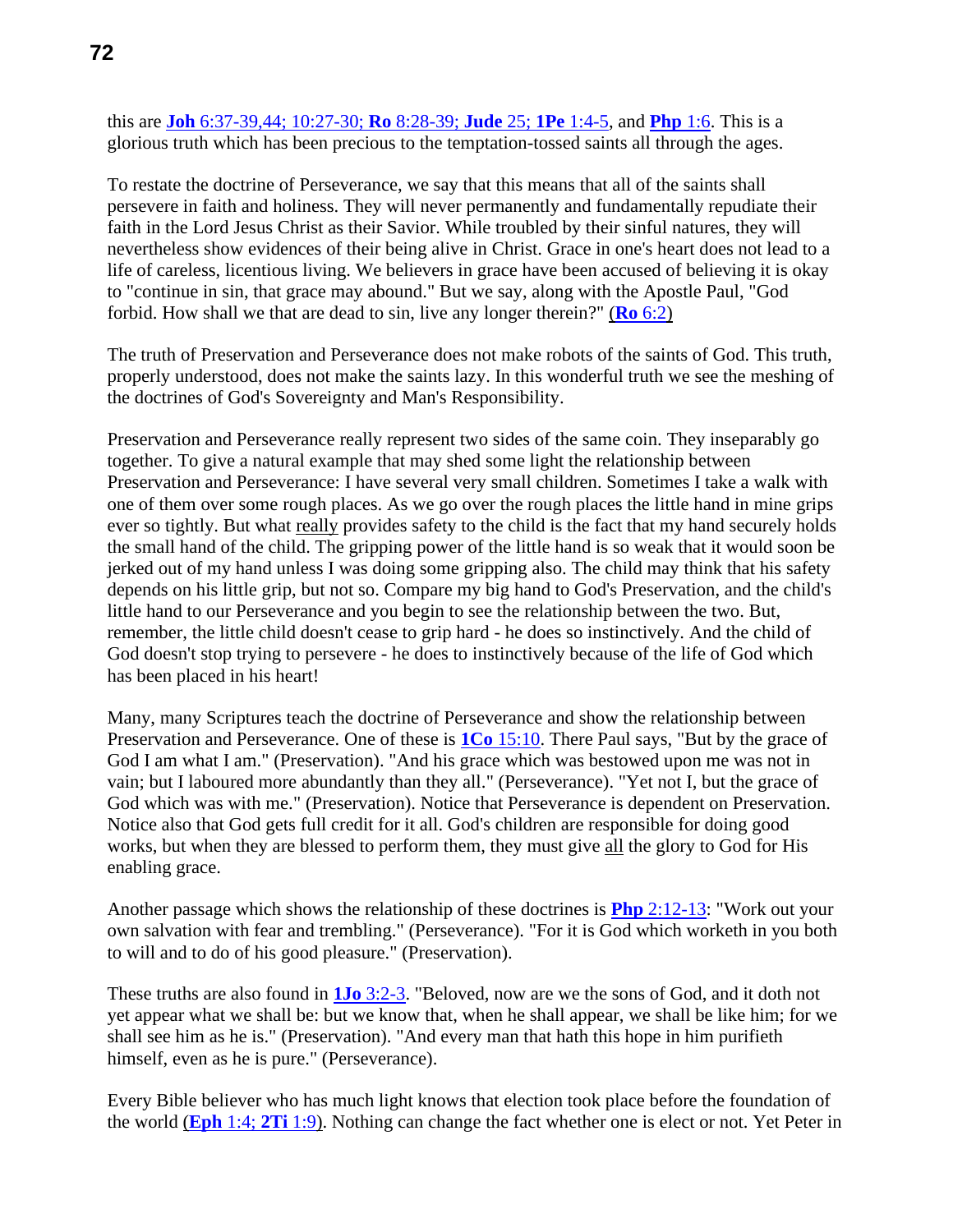this are **Joh** 6:37-39,44; 10:27-30; **Ro** 8:28-39; **Jude** 25; **1Pe** 1:4-5, and **Php** 1:6. This is a glorious truth which has been precious to the temptation-tossed saints all through the ages.

To restate the doctrine of Perseverance, we say that this means that all of the saints shall persevere in faith and holiness. They will never permanently and fundamentally repudiate their faith in the Lord Jesus Christ as their Savior. While troubled by their sinful natures, they will nevertheless show evidences of their being alive in Christ. Grace in one's heart does not lead to a life of careless, licentious living. We believers in grace have been accused of believing it is okay to "continue in sin, that grace may abound." But we say, along with the Apostle Paul, "God forbid. How shall we that are dead to sin, live any longer therein?" (**Ro** 6:2)

The truth of Preservation and Perseverance does not make robots of the saints of God. This truth, properly understood, does not make the saints lazy. In this wonderful truth we see the meshing of the doctrines of God's Sovereignty and Man's Responsibility.

Preservation and Perseverance really represent two sides of the same coin. They inseparably go together. To give a natural example that may shed some light the relationship between Preservation and Perseverance: I have several very small children. Sometimes I take a walk with one of them over some rough places. As we go over the rough places the little hand in mine grips ever so tightly. But what really provides safety to the child is the fact that my hand securely holds the small hand of the child. The gripping power of the little hand is so weak that it would soon be jerked out of my hand unless I was doing some gripping also. The child may think that his safety depends on his little grip, but not so. Compare my big hand to God's Preservation, and the child's little hand to our Perseverance and you begin to see the relationship between the two. But, remember, the little child doesn't cease to grip hard - he does so instinctively. And the child of God doesn't stop trying to persevere - he does to instinctively because of the life of God which has been placed in his heart!

Many, many Scriptures teach the doctrine of Perseverance and show the relationship between Preservation and Perseverance. One of these is **1Co** 15:10. There Paul says, "But by the grace of God I am what I am." (Preservation). "And his grace which was bestowed upon me was not in vain; but I laboured more abundantly than they all." (Perseverance). "Yet not I, but the grace of God which was with me." (Preservation). Notice that Perseverance is dependent on Preservation. Notice also that God gets full credit for it all. God's children are responsible for doing good works, but when they are blessed to perform them, they must give all the glory to God for His enabling grace.

Another passage which shows the relationship of these doctrines is **Php** 2:12-13: "Work out your own salvation with fear and trembling." (Perseverance). "For it is God which worketh in you both to will and to do of his good pleasure." (Preservation).

These truths are also found in **1Jo** 3:2-3. "Beloved, now are we the sons of God, and it doth not yet appear what we shall be: but we know that, when he shall appear, we shall be like him; for we shall see him as he is." (Preservation). "And every man that hath this hope in him purifieth himself, even as he is pure." (Perseverance).

Every Bible believer who has much light knows that election took place before the foundation of the world (**Eph** 1:4; **2Ti** 1:9). Nothing can change the fact whether one is elect or not. Yet Peter in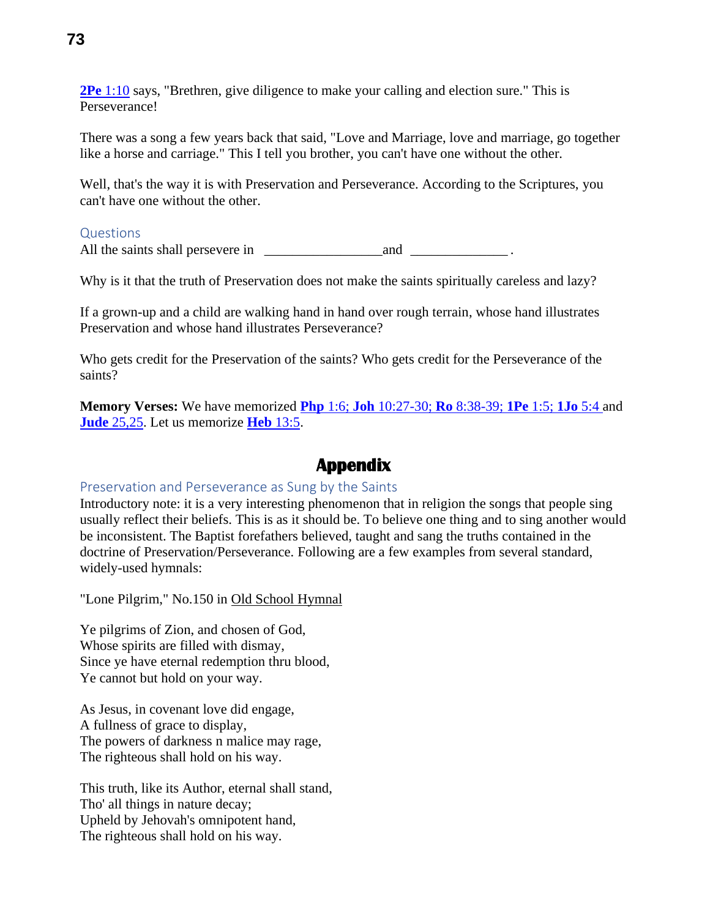**2Pe** 1:10 says, "Brethren, give diligence to make your calling and election sure." This is Perseverance!

There was a song a few years back that said, "Love and Marriage, love and marriage, go together like a horse and carriage." This I tell you brother, you can't have one without the other.

Well, that's the way it is with Preservation and Perseverance. According to the Scriptures, you can't have one without the other.

### Questions

All the saints shall persevere in ________________and _____________ .

Why is it that the truth of Preservation does not make the saints spiritually careless and lazy?

If a grown-up and a child are walking hand in hand over rough terrain, whose hand illustrates Preservation and whose hand illustrates Perseverance?

Who gets credit for the Preservation of the saints? Who gets credit for the Perseverance of the saints?

**Memory Verses:** We have memorized **Php** 1:6; **Joh** 10:27-30; **Ro** 8:38-39; **1Pe** 1:5; **1Jo** 5:4 and **Jude** 25,25. Let us memorize **Heb** 13:5.

# Appendix

### Preservation and Perseverance as Sung by the Saints

Introductory note: it is a very interesting phenomenon that in religion the songs that people sing usually reflect their beliefs. This is as it should be. To believe one thing and to sing another would be inconsistent. The Baptist forefathers believed, taught and sang the truths contained in the doctrine of Preservation/Perseverance. Following are a few examples from several standard, widely-used hymnals:

"Lone Pilgrim," No.150 in Old School Hymnal

Ye pilgrims of Zion, and chosen of God,
Whose spirits are filled with dismay,
Since ye have eternal redemption thru blood,
Ye cannot but hold on your way.

As Jesus, in covenant love did engage,
A fullness of grace to display,
The powers of darkness n malice may rage,
The righteous shall hold on his way.

This truth, like its Author, eternal shall stand,
Tho' all things in nature decay;
Upheld by Jehovah's omnipotent hand,
The righteous shall hold on his way.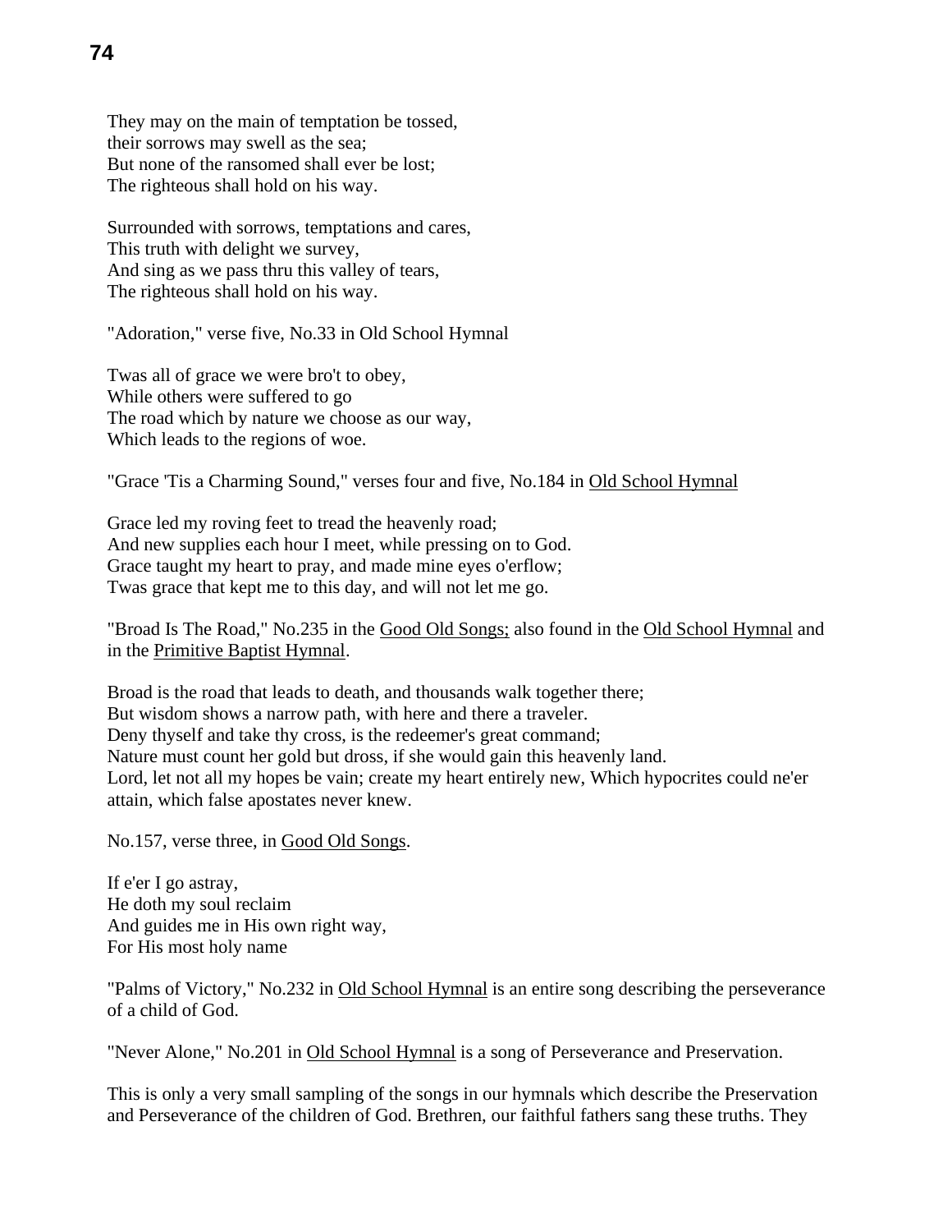They may on the main of temptation be tossed,
their sorrows may swell as the sea;
But none of the ransomed shall ever be lost;
The righteous shall hold on his way.

Surrounded with sorrows, temptations and cares,
This truth with delight we survey,
And sing as we pass thru this valley of tears,
The righteous shall hold on his way.

"Adoration," verse five, No.33 in Old School Hymnal

Twas all of grace we were bro't to obey,
While others were suffered to go
The road which by nature we choose as our way,
Which leads to the regions of woe.

"Grace 'Tis a Charming Sound," verses four and five, No.184 in Old School Hymnal

Grace led my roving feet to tread the heavenly road;
And new supplies each hour I meet, while pressing on to God.
Grace taught my heart to pray, and made mine eyes o'erflow;
Twas grace that kept me to this day, and will not let me go.

"Broad Is The Road," No.235 in the Good Old Songs; also found in the Old School Hymnal and in the Primitive Baptist Hymnal.

Broad is the road that leads to death, and thousands walk together there;
But wisdom shows a narrow path, with here and there a traveler.
Deny thyself and take thy cross, is the redeemer's great command;
Nature must count her gold but dross, if she would gain this heavenly land.
Lord, let not all my hopes be vain; create my heart entirely new, Which hypocrites could ne'er attain, which false apostates never knew.

No.157, verse three, in Good Old Songs.

If e'er I go astray,
He doth my soul reclaim
And guides me in His own right way,
For His most holy name

"Palms of Victory," No.232 in Old School Hymnal is an entire song describing the perseverance of a child of God.

"Never Alone," No.201 in Old School Hymnal is a song of Perseverance and Preservation.

This is only a very small sampling of the songs in our hymnals which describe the Preservation and Perseverance of the children of God. Brethren, our faithful fathers sang these truths. They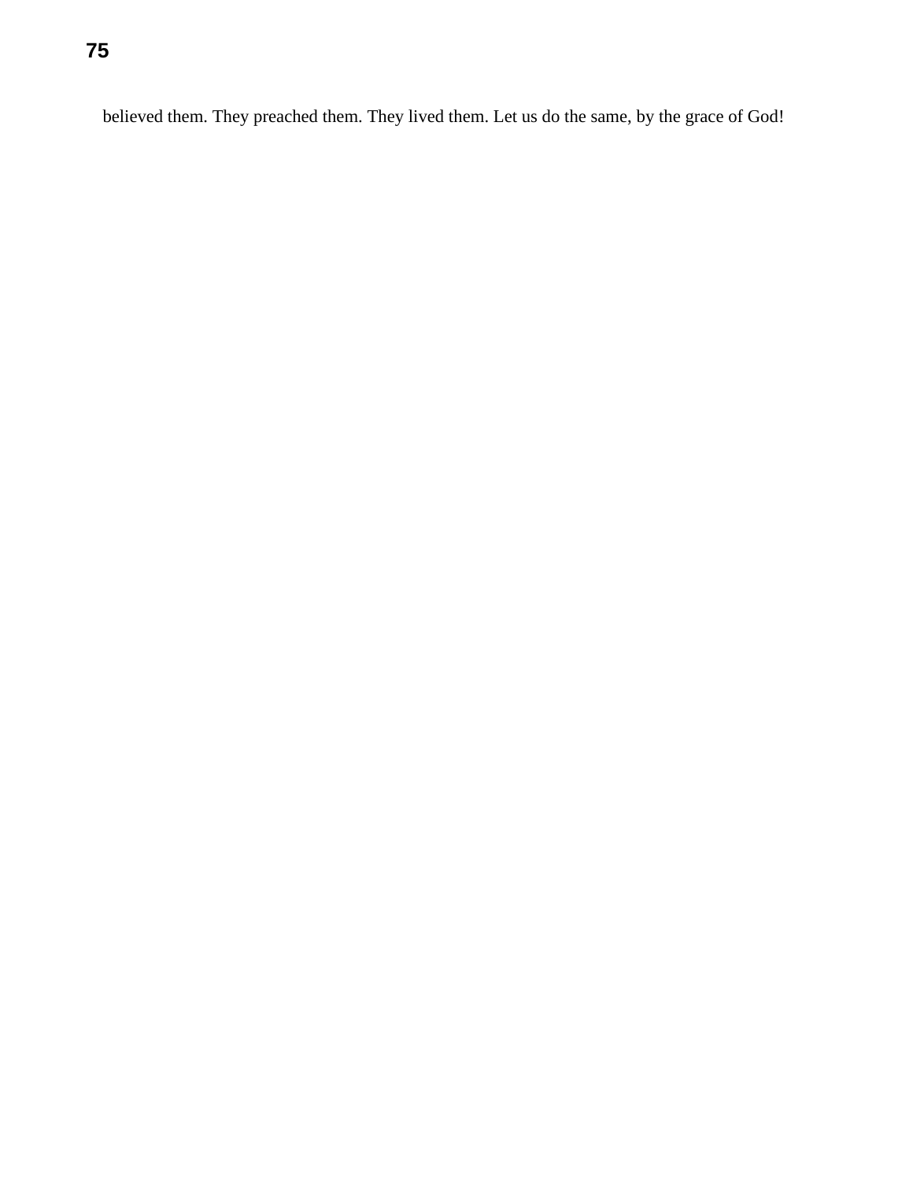believed them. They preached them. They lived them. Let us do the same, by the grace of God!